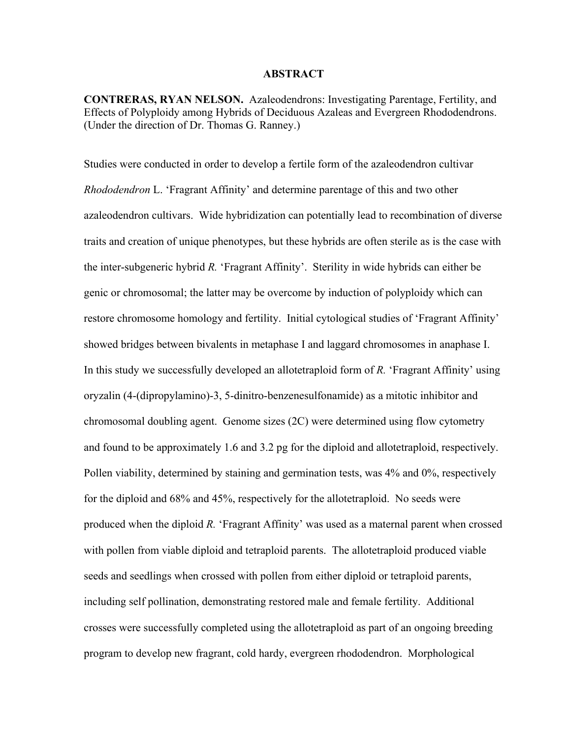# ABSTRACT

**CONTRERAS, RYAN NELSON.** Azaleodendrons: Investigating Parentage, Fertility, and Effects of Polyploidy among Hybrids of Deciduous Azaleas and Evergreen Rhododendrons. (Under the direction of Dr. Thomas G. Ranney.)

Studies were conducted in order to develop a fertile form of the azaleodendron cultivar *Rhododendron* L. 'Fragrant Affinity' and determine parentage of this and two other azaleodendron cultivars. Wide hybridization can potentially lead to recombination of diverse traits and creation of unique phenotypes, but these hybrids are often sterile as is the case with the inter-subgeneric hybrid *R.* 'Fragrant Affinity'. Sterility in wide hybrids can either be genic or chromosomal; the latter may be overcome by induction of polyploidy which can restore chromosome homology and fertility. Initial cytological studies of 'Fragrant Affinity' showed bridges between bivalents in metaphase I and laggard chromosomes in anaphase I. In this study we successfully developed an allotetraploid form of *R.* 'Fragrant Affinity' using oryzalin (4-(dipropylamino)-3, 5-dinitro-benzenesulfonamide) as a mitotic inhibitor and chromosomal doubling agent. Genome sizes (2C) were determined using flow cytometry and found to be approximately 1.6 and 3.2 pg for the diploid and allotetraploid, respectively. Pollen viability, determined by staining and germination tests, was 4% and 0%, respectively for the diploid and 68% and 45%, respectively for the allotetraploid. No seeds were produced when the diploid *R.* 'Fragrant Affinity' was used as a maternal parent when crossed with pollen from viable diploid and tetraploid parents. The allotetraploid produced viable seeds and seedlings when crossed with pollen from either diploid or tetraploid parents, including self pollination, demonstrating restored male and female fertility. Additional crosses were successfully completed using the allotetraploid as part of an ongoing breeding program to develop new fragrant, cold hardy, evergreen rhododendron. Morphological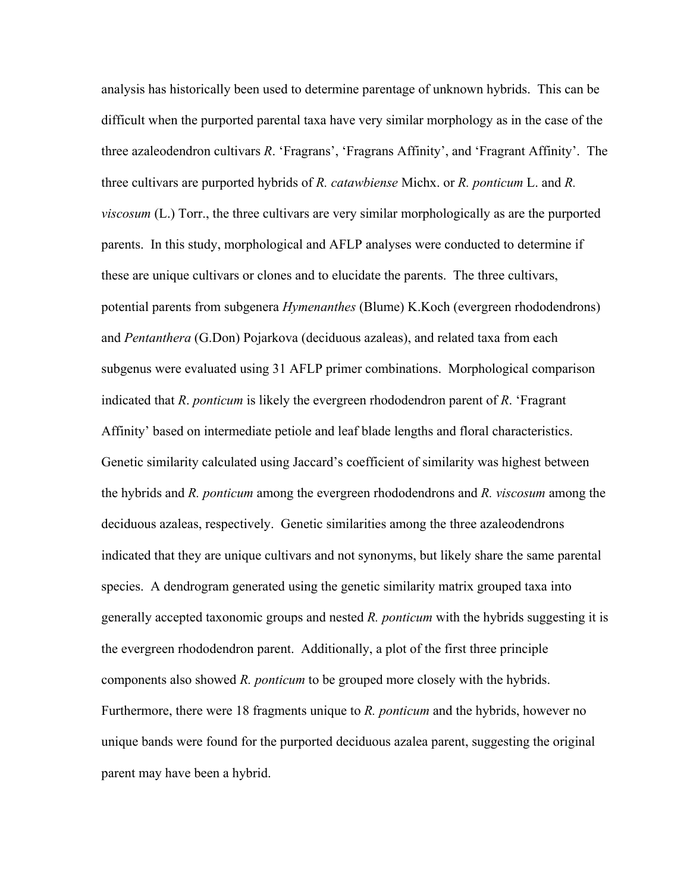analysis has historically been used to determine parentage of unknown hybrids. This can be difficult when the purported parental taxa have very similar morphology as in the case of the three azaleodendron cultivars *R*. 'Fragrans', 'Fragrans Affinity', and 'Fragrant Affinity'. The three cultivars are purported hybrids of *R. catawbiense* Michx. or *R. ponticum* L. and *R. viscosum* (L.) Torr., the three cultivars are very similar morphologically as are the purported parents. In this study, morphological and AFLP analyses were conducted to determine if these are unique cultivars or clones and to elucidate the parents. The three cultivars, potential parents from subgenera *Hymenanthes* (Blume) K.Koch (evergreen rhododendrons) and *Pentanthera* (G.Don) Pojarkova (deciduous azaleas), and related taxa from each subgenus were evaluated using 31 AFLP primer combinations. Morphological comparison indicated that *R*. *ponticum* is likely the evergreen rhododendron parent of *R*. 'Fragrant Affinity' based on intermediate petiole and leaf blade lengths and floral characteristics. Genetic similarity calculated using Jaccard's coefficient of similarity was highest between the hybrids and *R. ponticum* among the evergreen rhododendrons and *R. viscosum* among the deciduous azaleas, respectively. Genetic similarities among the three azaleodendrons indicated that they are unique cultivars and not synonyms, but likely share the same parental species. A dendrogram generated using the genetic similarity matrix grouped taxa into generally accepted taxonomic groups and nested *R. ponticum* with the hybrids suggesting it is the evergreen rhododendron parent. Additionally, a plot of the first three principle components also showed *R. ponticum* to be grouped more closely with the hybrids. Furthermore, there were 18 fragments unique to *R. ponticum* and the hybrids, however no unique bands were found for the purported deciduous azalea parent, suggesting the original parent may have been a hybrid.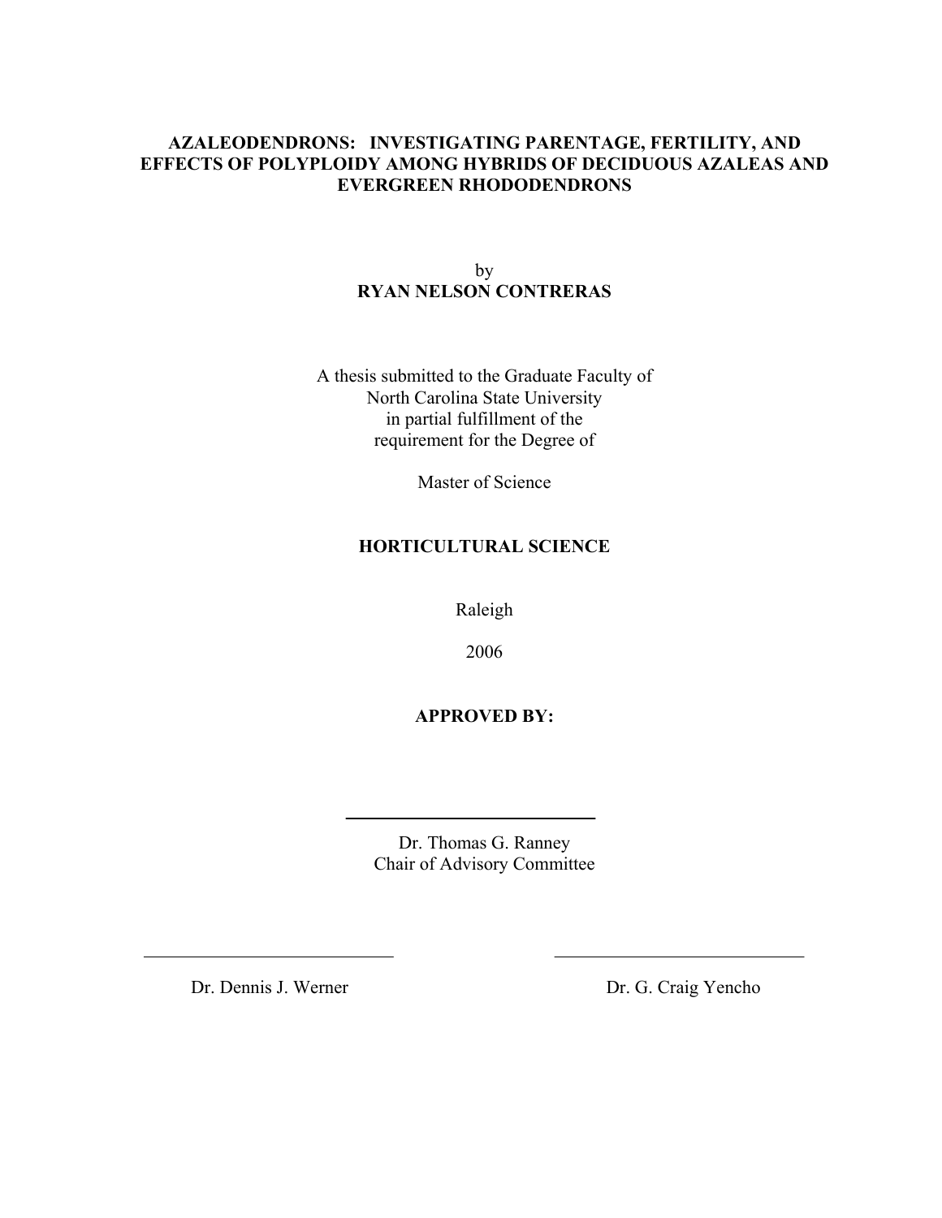# AZALEODENDRONS: INVESTIGATING PARENTAGE, FERTILITY, AND EFFECTS OF POLYPLOIDY AMONG HYBRIDS OF DECIDUOUS AZALEAS AND EVERGREEN RHODODENDRONS

by

**RYAN NELSON CONTRERAS**

A thesis submitted to the Graduate Faculty of
North Carolina State University
in partial fulfillment of the
requirement for the Degree of

Master of Science

**HORTICULTURAL SCIENCE**

Raleigh

2006

**APPROVED BY:**

Dr. Thomas G. Ranney
Chair of Advisory Committee

Dr. Dennis J. Werner

Dr. G. Craig Yencho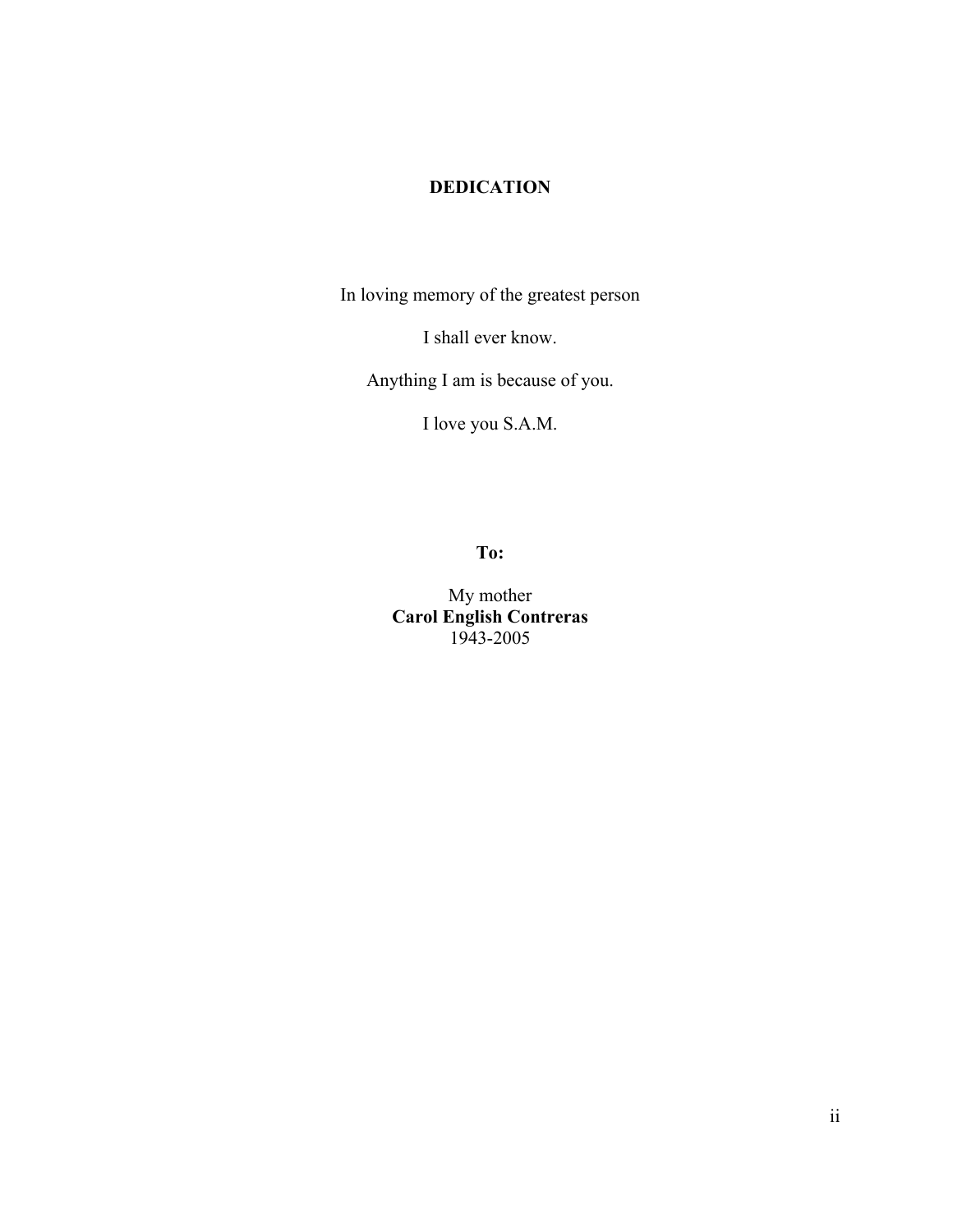# DEDICATION

In loving memory of the greatest person

I shall ever know.

Anything I am is because of you.

I love you S.A.M.

**To:**

My mother
**Carol English Contreras**
1943-2005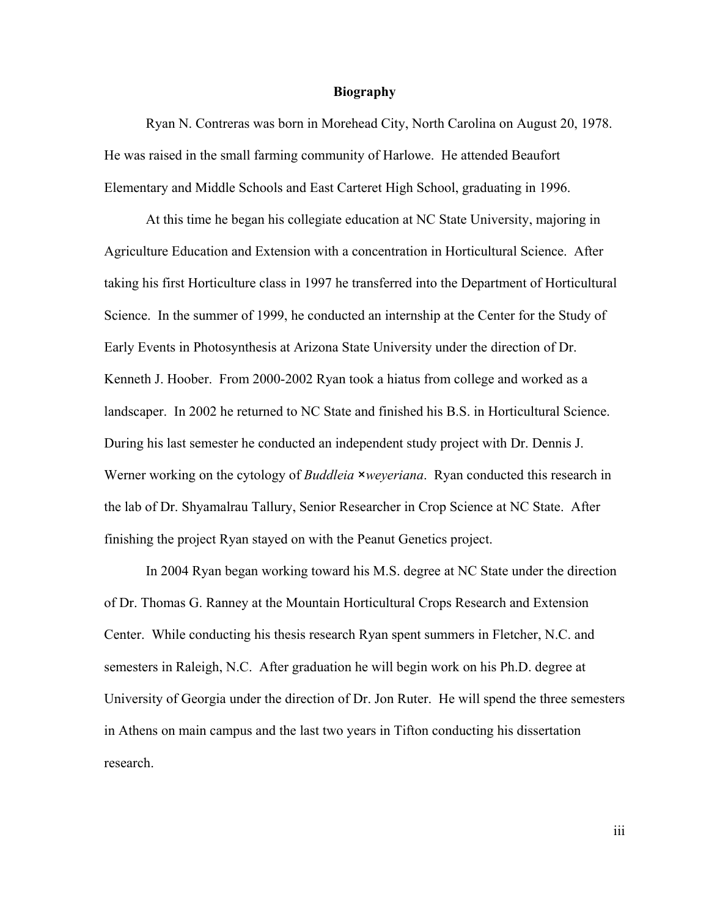# Biography

Ryan N. Contreras was born in Morehead City, North Carolina on August 20, 1978. He was raised in the small farming community of Harlowe. He attended Beaufort Elementary and Middle Schools and East Carteret High School, graduating in 1996.

At this time he began his collegiate education at NC State University, majoring in Agriculture Education and Extension with a concentration in Horticultural Science. After taking his first Horticulture class in 1997 he transferred into the Department of Horticultural Science. In the summer of 1999, he conducted an internship at the Center for the Study of Early Events in Photosynthesis at Arizona State University under the direction of Dr. Kenneth J. Hoober. From 2000-2002 Ryan took a hiatus from college and worked as a landscaper. In 2002 he returned to NC State and finished his B.S. in Horticultural Science. During his last semester he conducted an independent study project with Dr. Dennis J. Werner working on the cytology of *Buddleia ×weyeriana*. Ryan conducted this research in the lab of Dr. Shyamalrau Tallury, Senior Researcher in Crop Science at NC State. After finishing the project Ryan stayed on with the Peanut Genetics project.

In 2004 Ryan began working toward his M.S. degree at NC State under the direction of Dr. Thomas G. Ranney at the Mountain Horticultural Crops Research and Extension Center. While conducting his thesis research Ryan spent summers in Fletcher, N.C. and semesters in Raleigh, N.C. After graduation he will begin work on his Ph.D. degree at University of Georgia under the direction of Dr. Jon Ruter. He will spend the three semesters in Athens on main campus and the last two years in Tifton conducting his dissertation research.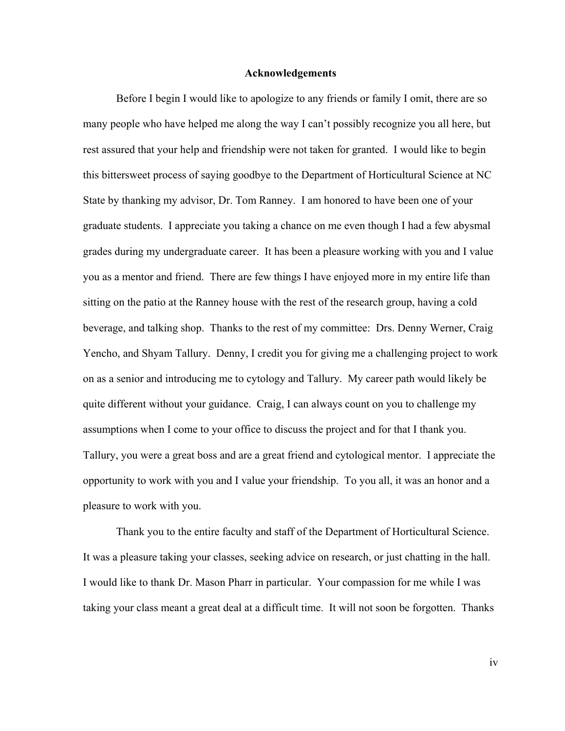## Acknowledgements

Before I begin I would like to apologize to any friends or family I omit, there are so many people who have helped me along the way I can't possibly recognize you all here, but rest assured that your help and friendship were not taken for granted. I would like to begin this bittersweet process of saying goodbye to the Department of Horticultural Science at NC State by thanking my advisor, Dr. Tom Ranney. I am honored to have been one of your graduate students. I appreciate you taking a chance on me even though I had a few abysmal grades during my undergraduate career. It has been a pleasure working with you and I value you as a mentor and friend. There are few things I have enjoyed more in my entire life than sitting on the patio at the Ranney house with the rest of the research group, having a cold beverage, and talking shop. Thanks to the rest of my committee: Drs. Denny Werner, Craig Yencho, and Shyam Tallury. Denny, I credit you for giving me a challenging project to work on as a senior and introducing me to cytology and Tallury. My career path would likely be quite different without your guidance. Craig, I can always count on you to challenge my assumptions when I come to your office to discuss the project and for that I thank you. Tallury, you were a great boss and are a great friend and cytological mentor. I appreciate the opportunity to work with you and I value your friendship. To you all, it was an honor and a pleasure to work with you.

Thank you to the entire faculty and staff of the Department of Horticultural Science. It was a pleasure taking your classes, seeking advice on research, or just chatting in the hall. I would like to thank Dr. Mason Pharr in particular. Your compassion for me while I was taking your class meant a great deal at a difficult time. It will not soon be forgotten. Thanks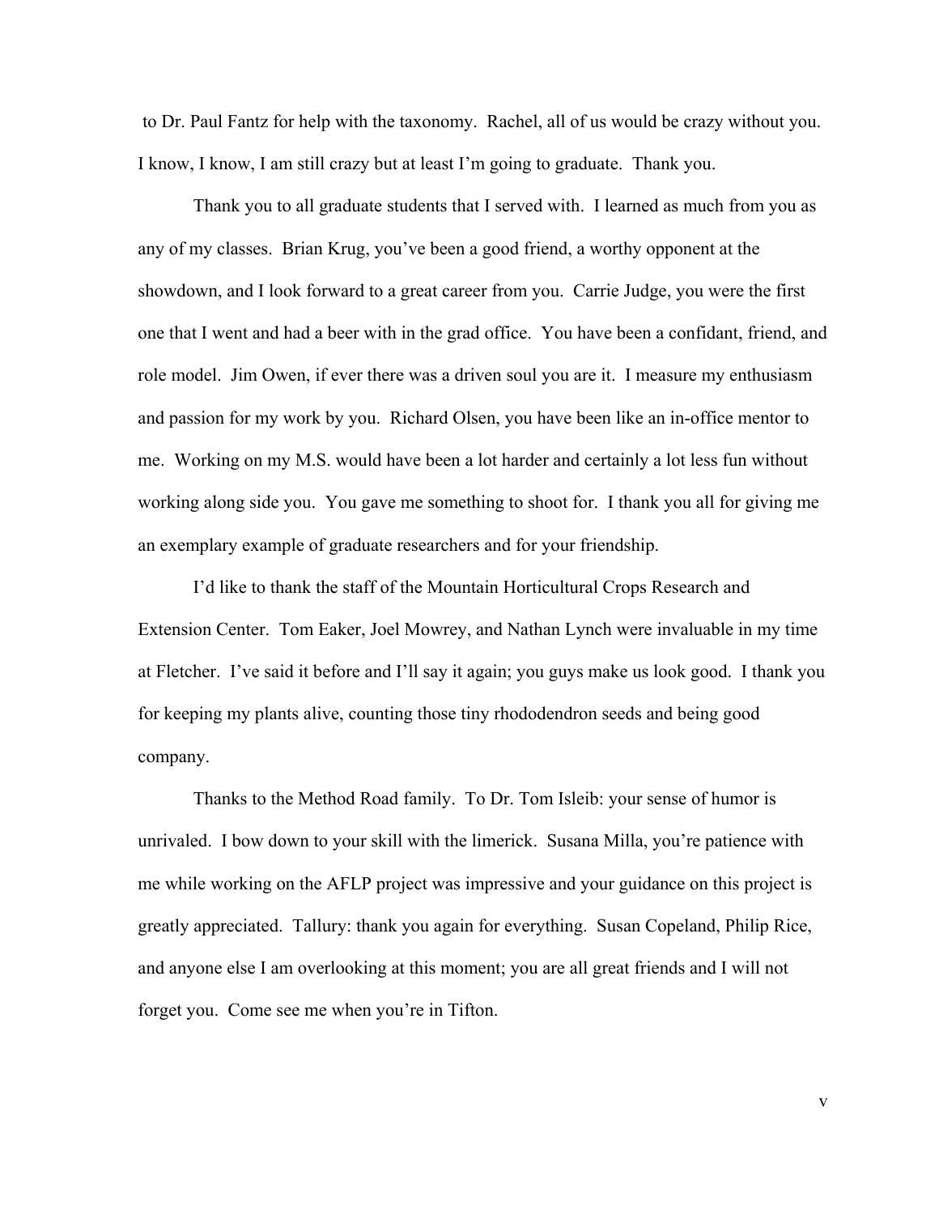to Dr. Paul Fantz for help with the taxonomy. Rachel, all of us would be crazy without you. I know, I know, I am still crazy but at least I'm going to graduate. Thank you.

Thank you to all graduate students that I served with. I learned as much from you as any of my classes. Brian Krug, you've been a good friend, a worthy opponent at the showdown, and I look forward to a great career from you. Carrie Judge, you were the first one that I went and had a beer with in the grad office. You have been a confidant, friend, and role model. Jim Owen, if ever there was a driven soul you are it. I measure my enthusiasm and passion for my work by you. Richard Olsen, you have been like an in-office mentor to me. Working on my M.S. would have been a lot harder and certainly a lot less fun without working along side you. You gave me something to shoot for. I thank you all for giving me an exemplary example of graduate researchers and for your friendship.

I'd like to thank the staff of the Mountain Horticultural Crops Research and Extension Center. Tom Eaker, Joel Mowrey, and Nathan Lynch were invaluable in my time at Fletcher. I've said it before and I'll say it again; you guys make us look good. I thank you for keeping my plants alive, counting those tiny rhododendron seeds and being good company.

Thanks to the Method Road family. To Dr. Tom Isleib: your sense of humor is unrivaled. I bow down to your skill with the limerick. Susana Milla, you're patience with me while working on the AFLP project was impressive and your guidance on this project is greatly appreciated. Tallury: thank you again for everything. Susan Copeland, Philip Rice, and anyone else I am overlooking at this moment; you are all great friends and I will not forget you. Come see me when you're in Tifton.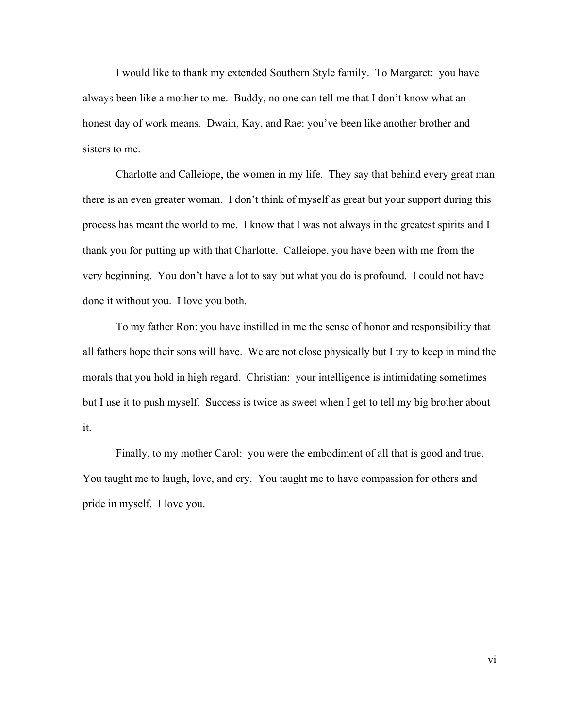I would like to thank my extended Southern Style family. To Margaret: you have always been like a mother to me. Buddy, no one can tell me that I don't know what an honest day of work means. Dwain, Kay, and Rae: you've been like another brother and sisters to me.

Charlotte and Calleiope, the women in my life. They say that behind every great man there is an even greater woman. I don't think of myself as great but your support during this process has meant the world to me. I know that I was not always in the greatest spirits and I thank you for putting up with that Charlotte. Calleiope, you have been with me from the very beginning. You don't have a lot to say but what you do is profound. I could not have done it without you. I love you both.

To my father Ron: you have instilled in me the sense of honor and responsibility that all fathers hope their sons will have. We are not close physically but I try to keep in mind the morals that you hold in high regard. Christian: your intelligence is intimidating sometimes but I use it to push myself. Success is twice as sweet when I get to tell my big brother about it.

Finally, to my mother Carol: you were the embodiment of all that is good and true. You taught me to laugh, love, and cry. You taught me to have compassion for others and pride in myself. I love you.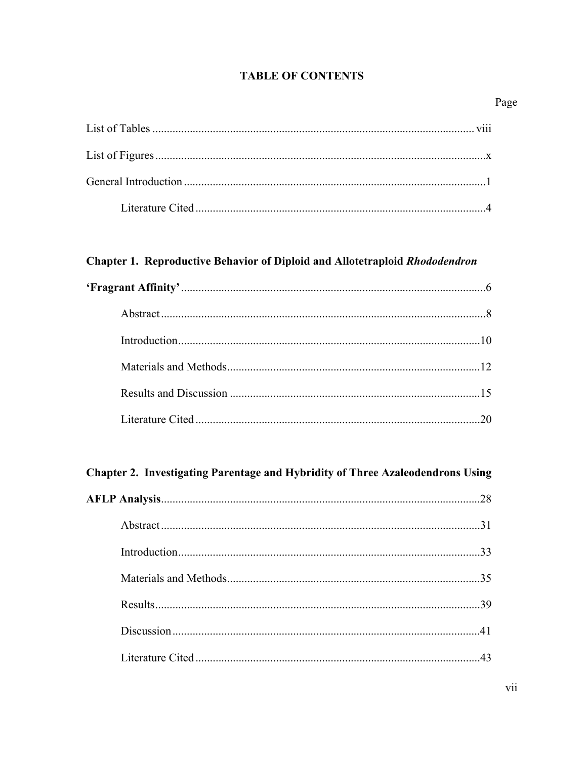# TABLE OF CONTENTS

Page

List of Tables ............................................................ viii

List of Figures ............................................................ x

General Introduction ............................................................ 1

    Literature Cited ............................................................ 4

**Chapter 1. Reproductive Behavior of Diploid and Allotetraploid *Rhododendron* 'Fragrant Affinity'** ............................................................ 6

    Abstract ............................................................ 8

    Introduction ............................................................ 10

    Materials and Methods ............................................................ 12

    Results and Discussion ............................................................ 15

    Literature Cited ............................................................ 20

**Chapter 2. Investigating Parentage and Hybridity of Three Azaleodendrons Using AFLP Analysis** ............................................................ 28

    Abstract ............................................................ 31

    Introduction ............................................................ 33

    Materials and Methods ............................................................ 35

    Results ............................................................ 39

    Discussion ............................................................ 41

    Literature Cited ............................................................ 43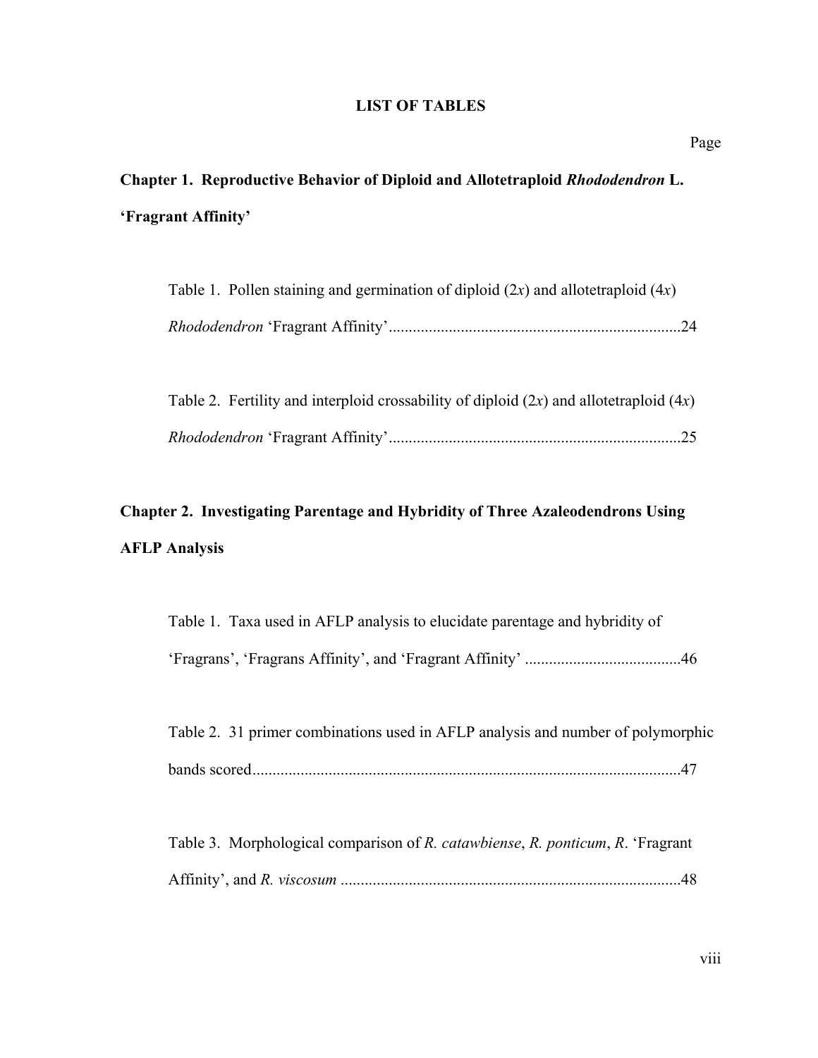# LIST OF TABLES

Page

**Chapter 1. Reproductive Behavior of Diploid and Allotetraploid *Rhododendron* L. 'Fragrant Affinity'**

Table 1. Pollen staining and germination of diploid (2*x*) and allotetraploid (4*x*) *Rhododendron* 'Fragrant Affinity'........................................................................24

Table 2. Fertility and interploid crossability of diploid (2*x*) and allotetraploid (4*x*) *Rhododendron* 'Fragrant Affinity'........................................................................25

**Chapter 2. Investigating Parentage and Hybridity of Three Azaleodendrons Using AFLP Analysis**

Table 1. Taxa used in AFLP analysis to elucidate parentage and hybridity of 'Fragrans', 'Fragrans Affinity', and 'Fragrant Affinity' ......................................46

Table 2. 31 primer combinations used in AFLP analysis and number of polymorphic bands scored..........................................................................................................47

Table 3. Morphological comparison of *R. catawbiense*, *R. ponticum*, *R*. 'Fragrant Affinity', and *R. viscosum* ....................................................................................48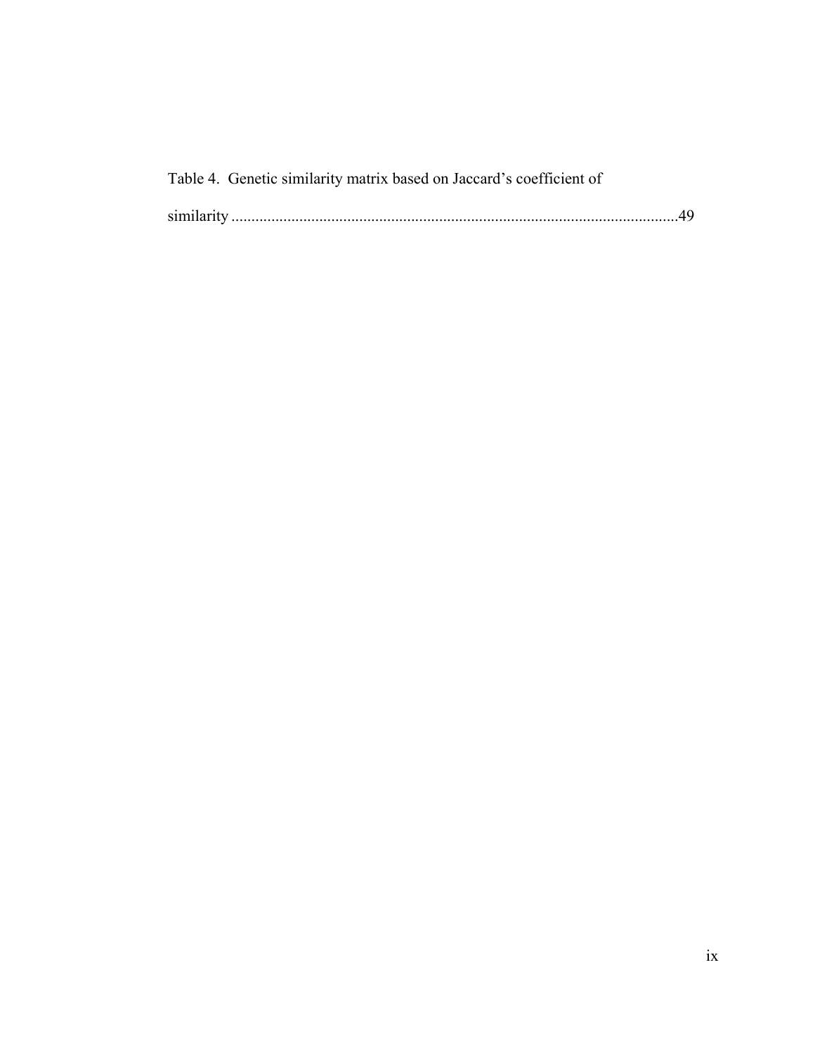Table 4. Genetic similarity matrix based on Jaccard's coefficient of similarity ...............................................................................................................49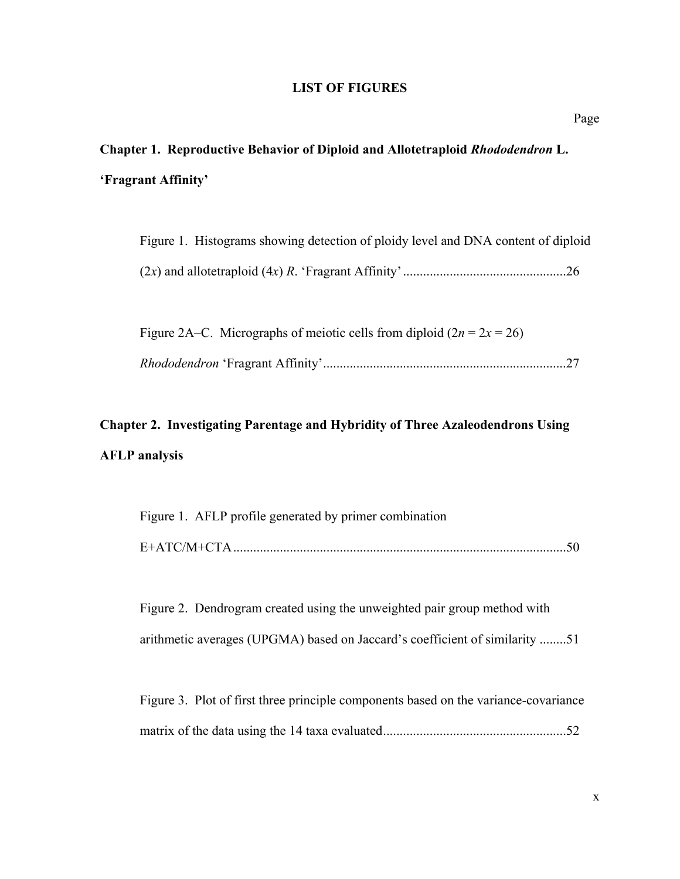# LIST OF FIGURES

Page

**Chapter 1. Reproductive Behavior of Diploid and Allotetraploid *Rhododendron* L. 'Fragrant Affinity'**

Figure 1. Histograms showing detection of ploidy level and DNA content of diploid ($2x$) and allotetraploid ($4x$) *R*. 'Fragrant Affinity' ................................................26

Figure 2A–C. Micrographs of meiotic cells from diploid ($2n = 2x = 26$) *Rhododendron* 'Fragrant Affinity' ........................................................................27

**Chapter 2. Investigating Parentage and Hybridity of Three Azaleodendrons Using AFLP analysis**

Figure 1. AFLP profile generated by primer combination E+ATC/M+CTA....................................................................................................50

Figure 2. Dendrogram created using the unweighted pair group method with arithmetic averages (UPGMA) based on Jaccard's coefficient of similarity ........51

Figure 3. Plot of first three principle components based on the variance-covariance matrix of the data using the 14 taxa evaluated......................................................52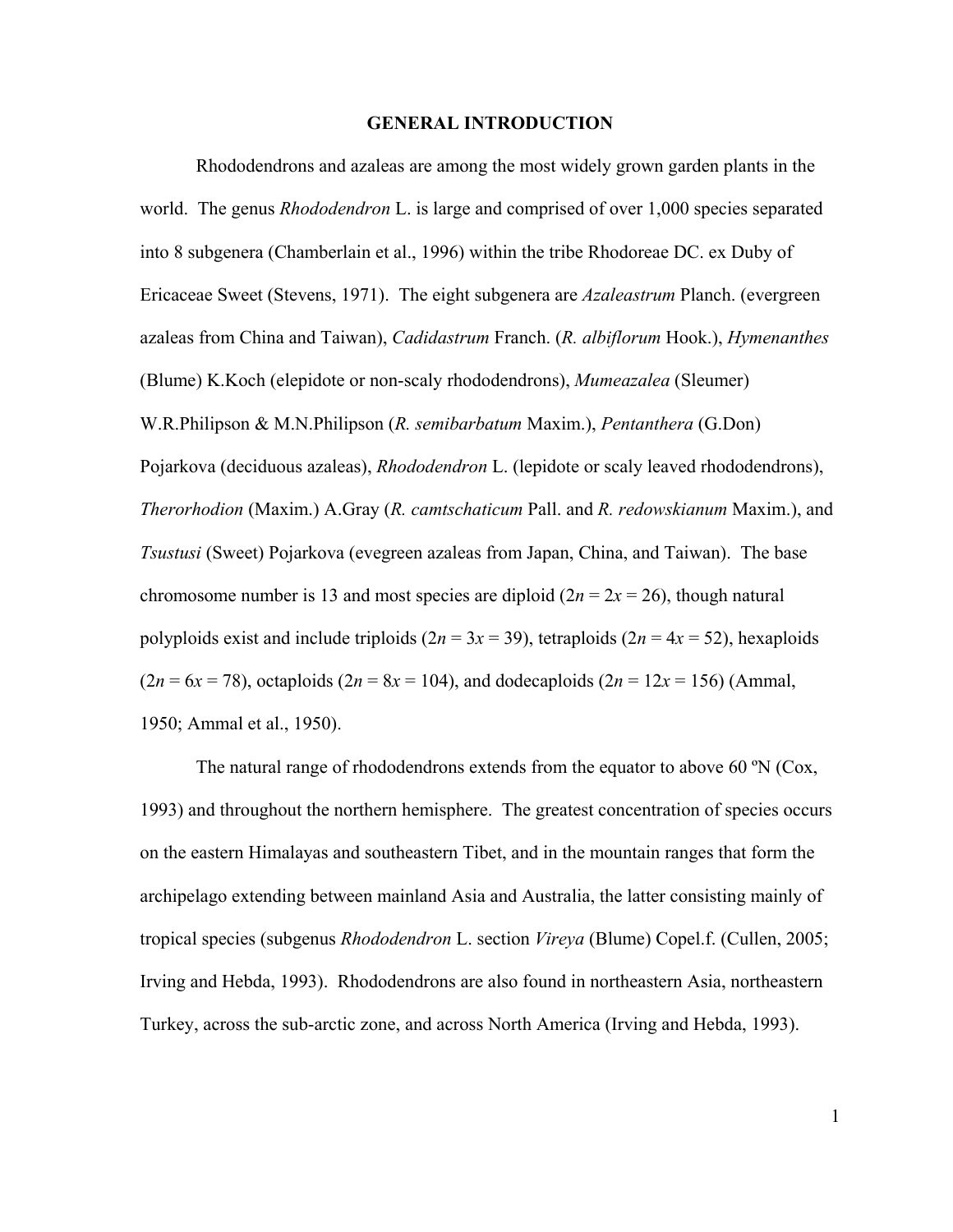# GENERAL INTRODUCTION

Rhododendrons and azaleas are among the most widely grown garden plants in the world. The genus *Rhododendron* L. is large and comprised of over 1,000 species separated into 8 subgenera (Chamberlain et al., 1996) within the tribe Rhodoreae DC. ex Duby of Ericaceae Sweet (Stevens, 1971). The eight subgenera are *Azaleastrum* Planch. (evergreen azaleas from China and Taiwan), *Cadidastrum* Franch. (*R. albiflorum* Hook.), *Hymenanthes* (Blume) K.Koch (elepidote or non-scaly rhododendrons), *Mumeazalea* (Sleumer) W.R.Philipson & M.N.Philipson (*R. semibarbatum* Maxim.), *Pentanthera* (G.Don) Pojarkova (deciduous azaleas), *Rhododendron* L. (lepidote or scaly leaved rhododendrons), *Therorhodion* (Maxim.) A.Gray (*R. camtschaticum* Pall. and *R. redowskianum* Maxim.), and *Tsustusi* (Sweet) Pojarkova (evegreen azaleas from Japan, China, and Taiwan). The base chromosome number is 13 and most species are diploid ($2n = 2x = 26$), though natural polyploids exist and include triploids ($2n = 3x = 39$), tetraploids ($2n = 4x = 52$), hexaploids ($2n = 6x = 78$), octaploids ($2n = 8x = 104$), and dodecaploids ($2n = 12x = 156$) (Ammal, 1950; Ammal et al., 1950).

The natural range of rhododendrons extends from the equator to above 60 ºN (Cox, 1993) and throughout the northern hemisphere. The greatest concentration of species occurs on the eastern Himalayas and southeastern Tibet, and in the mountain ranges that form the archipelago extending between mainland Asia and Australia, the latter consisting mainly of tropical species (subgenus *Rhododendron* L. section *Vireya* (Blume) Copel.f. (Cullen, 2005; Irving and Hebda, 1993). Rhododendrons are also found in northeastern Asia, northeastern Turkey, across the sub-arctic zone, and across North America (Irving and Hebda, 1993).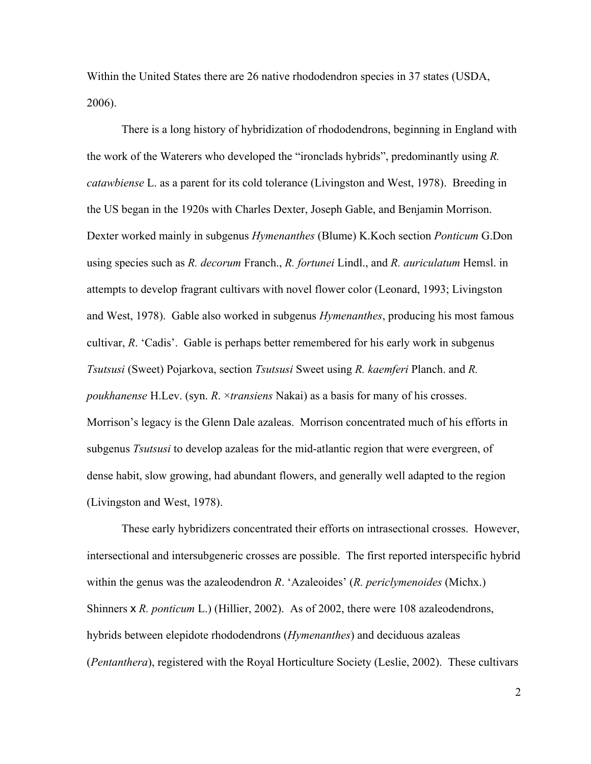Within the United States there are 26 native rhododendron species in 37 states (USDA, 2006).

There is a long history of hybridization of rhododendrons, beginning in England with the work of the Waterers who developed the "ironclads hybrids", predominantly using *R. catawbiense* L. as a parent for its cold tolerance (Livingston and West, 1978). Breeding in the US began in the 1920s with Charles Dexter, Joseph Gable, and Benjamin Morrison. Dexter worked mainly in subgenus *Hymenanthes* (Blume) K.Koch section *Ponticum* G.Don using species such as *R. decorum* Franch., *R. fortunei* Lindl., and *R. auriculatum* Hemsl. in attempts to develop fragrant cultivars with novel flower color (Leonard, 1993; Livingston and West, 1978). Gable also worked in subgenus *Hymenanthes*, producing his most famous cultivar, *R*. 'Cadis'. Gable is perhaps better remembered for his early work in subgenus *Tsutsusi* (Sweet) Pojarkova, section *Tsutsusi* Sweet using *R. kaemferi* Planch. and *R. poukhanense* H.Lev. (syn. *R*. ×*transiens* Nakai) as a basis for many of his crosses. Morrison's legacy is the Glenn Dale azaleas. Morrison concentrated much of his efforts in subgenus *Tsutsusi* to develop azaleas for the mid-atlantic region that were evergreen, of dense habit, slow growing, had abundant flowers, and generally well adapted to the region (Livingston and West, 1978).

These early hybridizers concentrated their efforts on intrasectional crosses. However, intersectional and intersubgeneric crosses are possible. The first reported interspecific hybrid within the genus was the azaleodendron *R*. 'Azaleoides' (*R. periclymenoides* (Michx.) Shinners x *R. ponticum* L.) (Hillier, 2002). As of 2002, there were 108 azaleodendrons, hybrids between elepidote rhododendrons (*Hymenanthes*) and deciduous azaleas (*Pentanthera*), registered with the Royal Horticulture Society (Leslie, 2002). These cultivars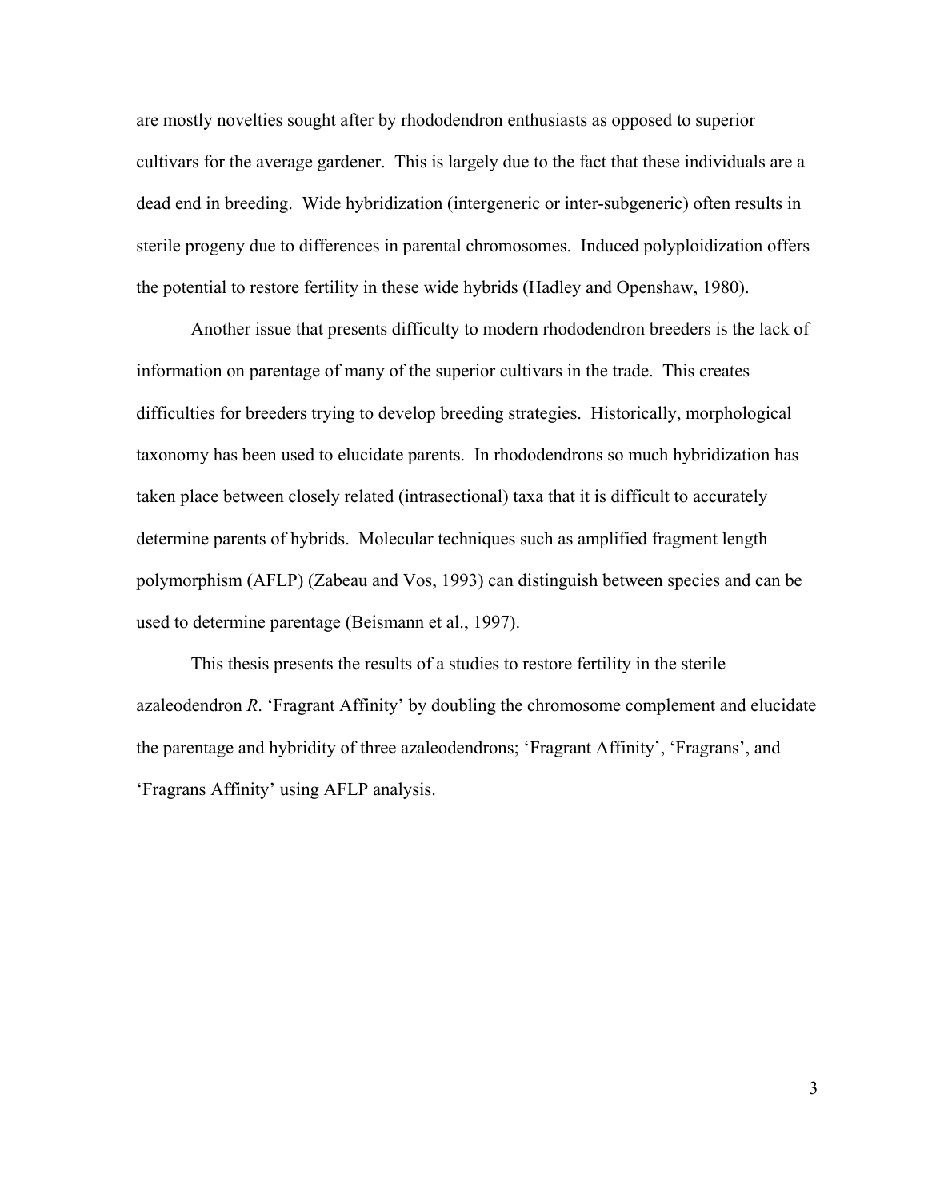are mostly novelties sought after by rhododendron enthusiasts as opposed to superior cultivars for the average gardener. This is largely due to the fact that these individuals are a dead end in breeding. Wide hybridization (intergeneric or inter-subgeneric) often results in sterile progeny due to differences in parental chromosomes. Induced polyploidization offers the potential to restore fertility in these wide hybrids (Hadley and Openshaw, 1980).

Another issue that presents difficulty to modern rhododendron breeders is the lack of information on parentage of many of the superior cultivars in the trade. This creates difficulties for breeders trying to develop breeding strategies. Historically, morphological taxonomy has been used to elucidate parents. In rhododendrons so much hybridization has taken place between closely related (intrasectional) taxa that it is difficult to accurately determine parents of hybrids. Molecular techniques such as amplified fragment length polymorphism (AFLP) (Zabeau and Vos, 1993) can distinguish between species and can be used to determine parentage (Beismann et al., 1997).

This thesis presents the results of a studies to restore fertility in the sterile azaleodendron *R*. 'Fragrant Affinity' by doubling the chromosome complement and elucidate the parentage and hybridity of three azaleodendrons; 'Fragrant Affinity', 'Fragrans', and 'Fragrans Affinity' using AFLP analysis.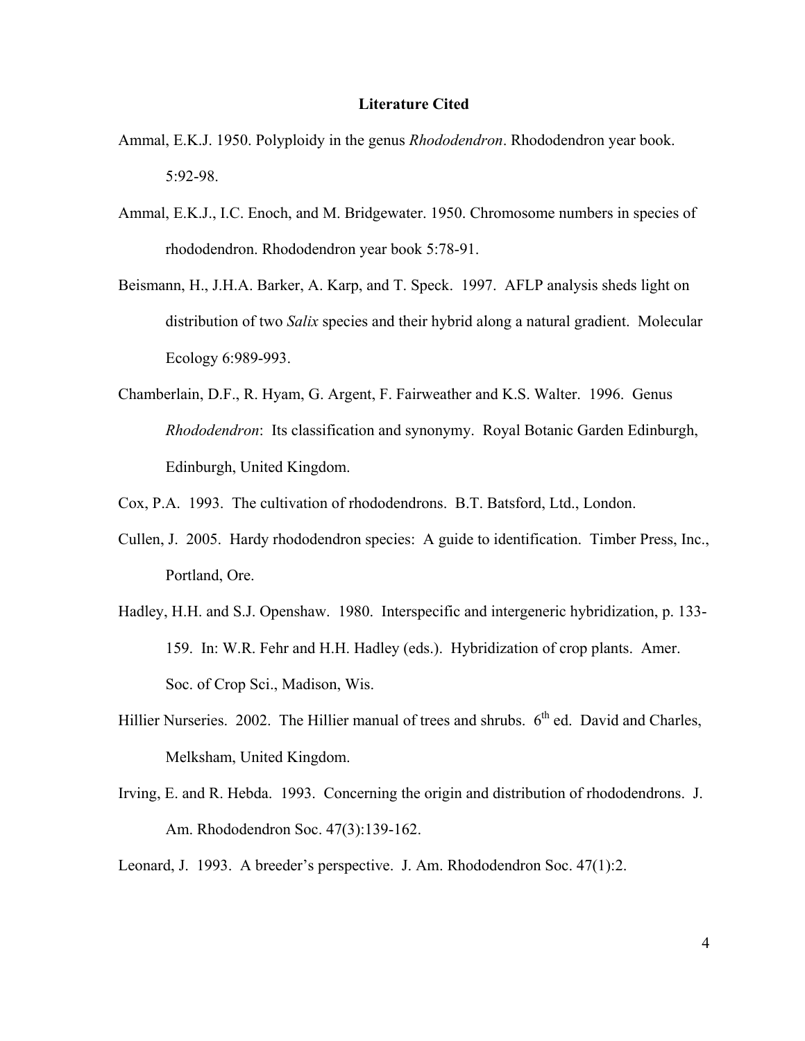# Literature Cited

Ammal, E.K.J. 1950. Polyploidy in the genus *Rhododendron*. Rhododendron year book. 5:92-98.

Ammal, E.K.J., I.C. Enoch, and M. Bridgewater. 1950. Chromosome numbers in species of rhododendron. Rhododendron year book 5:78-91.

Beismann, H., J.H.A. Barker, A. Karp, and T. Speck. 1997. AFLP analysis sheds light on distribution of two *Salix* species and their hybrid along a natural gradient. Molecular Ecology 6:989-993.

Chamberlain, D.F., R. Hyam, G. Argent, F. Fairweather and K.S. Walter. 1996. Genus *Rhododendron*: Its classification and synonymy. Royal Botanic Garden Edinburgh, Edinburgh, United Kingdom.

Cox, P.A. 1993. The cultivation of rhododendrons. B.T. Batsford, Ltd., London.

Cullen, J. 2005. Hardy rhododendron species: A guide to identification. Timber Press, Inc., Portland, Ore.

Hadley, H.H. and S.J. Openshaw. 1980. Interspecific and intergeneric hybridization, p. 133-159. In: W.R. Fehr and H.H. Hadley (eds.). Hybridization of crop plants. Amer. Soc. of Crop Sci., Madison, Wis.

Hillier Nurseries. 2002. The Hillier manual of trees and shrubs. 6th ed. David and Charles, Melksham, United Kingdom.

Irving, E. and R. Hebda. 1993. Concerning the origin and distribution of rhododendrons. J. Am. Rhododendron Soc. 47(3):139-162.

Leonard, J. 1993. A breeder's perspective. J. Am. Rhododendron Soc. 47(1):2.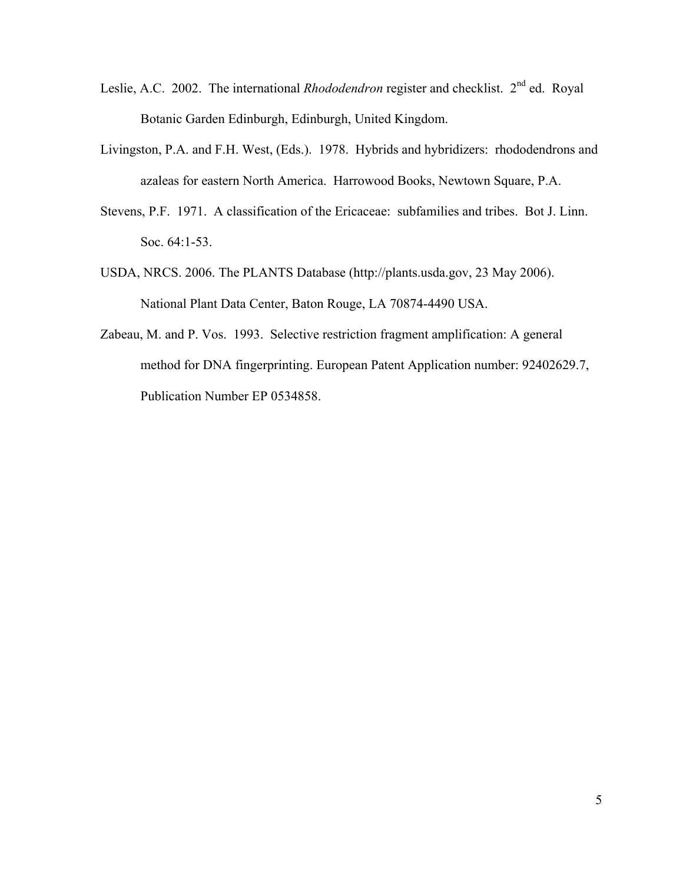Leslie, A.C. 2002. The international *Rhododendron* register and checklist. 2nd ed. Royal Botanic Garden Edinburgh, Edinburgh, United Kingdom.

Livingston, P.A. and F.H. West, (Eds.). 1978. Hybrids and hybridizers: rhododendrons and azaleas for eastern North America. Harrowood Books, Newtown Square, P.A.

Stevens, P.F. 1971. A classification of the Ericaceae: subfamilies and tribes. Bot J. Linn. Soc. 64:1-53.

USDA, NRCS. 2006. The PLANTS Database (http://plants.usda.gov, 23 May 2006). National Plant Data Center, Baton Rouge, LA 70874-4490 USA.

Zabeau, M. and P. Vos. 1993. Selective restriction fragment amplification: A general method for DNA fingerprinting. European Patent Application number: 92402629.7, Publication Number EP 0534858.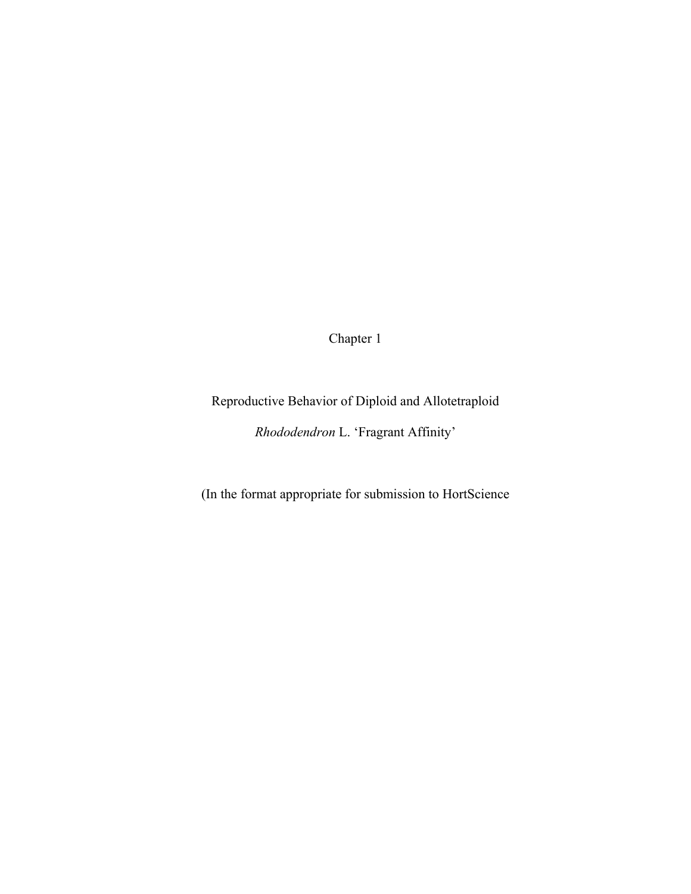# Chapter 1

## Reproductive Behavior of Diploid and Allotetraploid *Rhododendron* L. 'Fragrant Affinity'

(In the format appropriate for submission to HortScience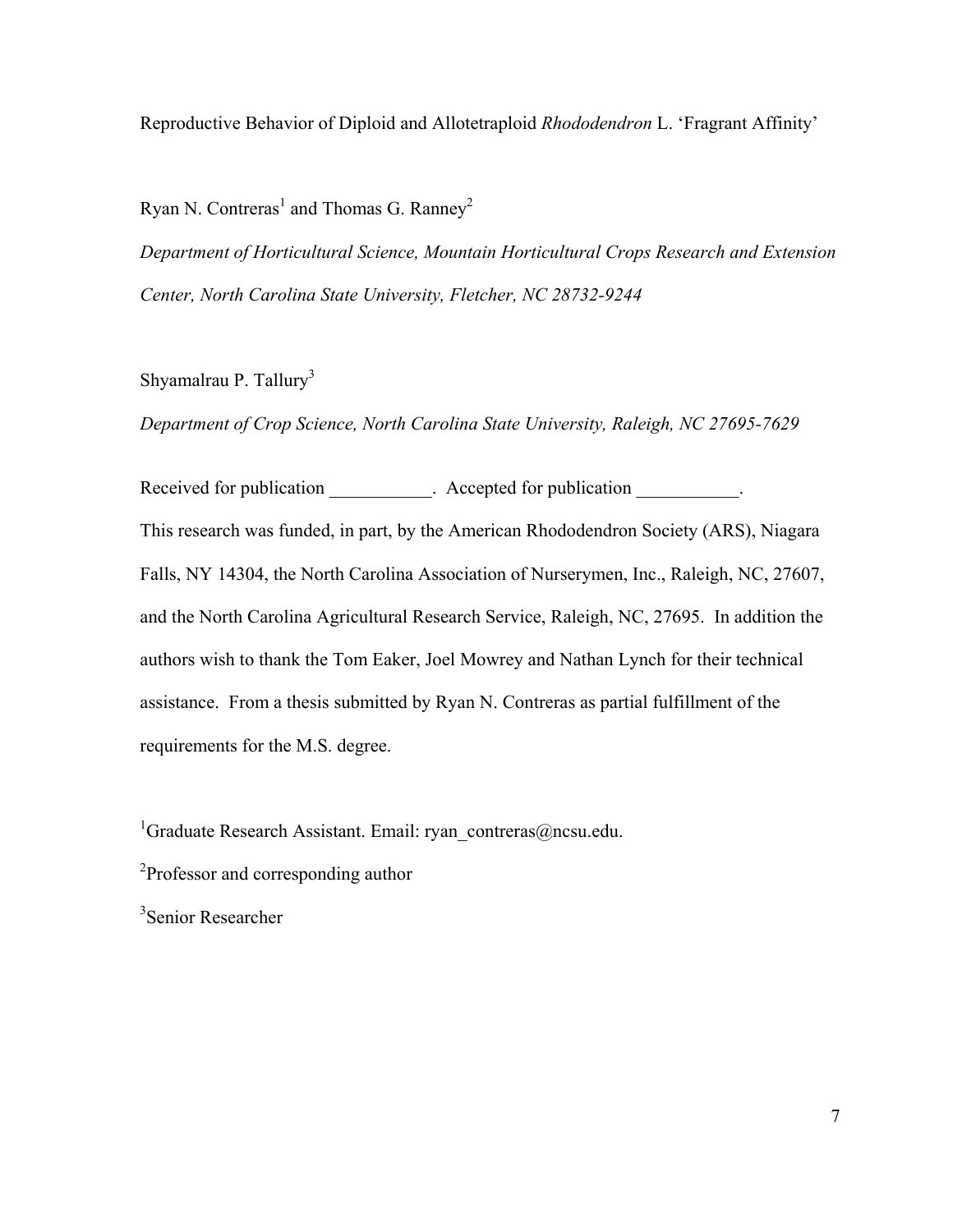Reproductive Behavior of Diploid and Allotetraploid *Rhododendron* L. 'Fragrant Affinity'

Ryan N. Contreras[1] and Thomas G. Ranney[2]

*Department of Horticultural Science, Mountain Horticultural Crops Research and Extension Center, North Carolina State University, Fletcher, NC 28732-9244*

Shyamalrau P. Tallury[3]

*Department of Crop Science, North Carolina State University, Raleigh, NC 27695-7629*

Received for publication ___________. Accepted for publication ___________.

This research was funded, in part, by the American Rhododendron Society (ARS), Niagara Falls, NY 14304, the North Carolina Association of Nurserymen, Inc., Raleigh, NC, 27607, and the North Carolina Agricultural Research Service, Raleigh, NC, 27695. In addition the authors wish to thank the Tom Eaker, Joel Mowrey and Nathan Lynch for their technical assistance. From a thesis submitted by Ryan N. Contreras as partial fulfillment of the requirements for the M.S. degree.

[1]Graduate Research Assistant. Email: ryan_contreras@ncsu.edu.

[2]Professor and corresponding author

[3]Senior Researcher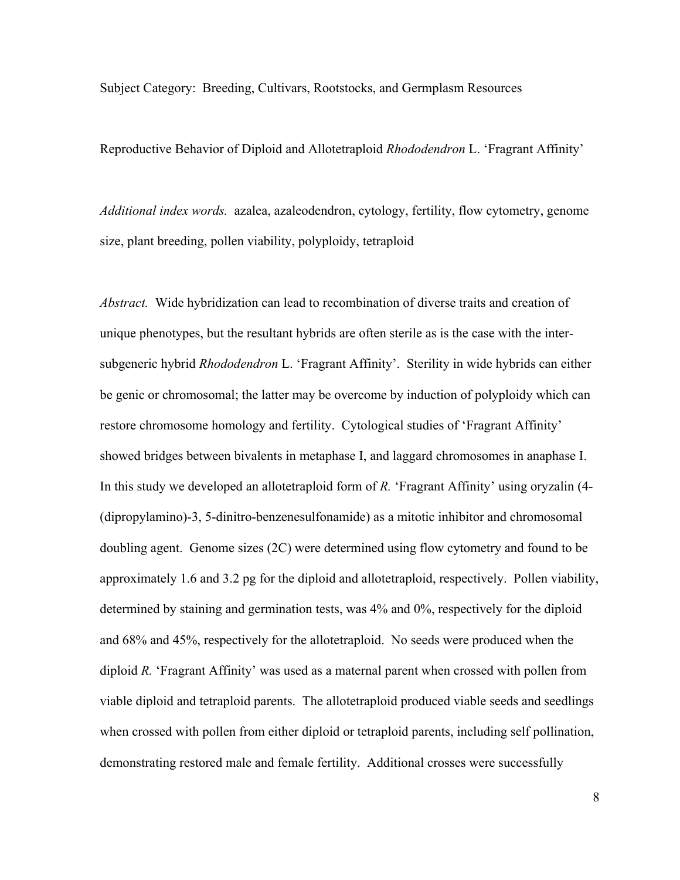Subject Category: Breeding, Cultivars, Rootstocks, and Germplasm Resources

Reproductive Behavior of Diploid and Allotetraploid *Rhododendron* L. 'Fragrant Affinity'

*Additional index words.* azalea, azaleodendron, cytology, fertility, flow cytometry, genome size, plant breeding, pollen viability, polyploidy, tetraploid

*Abstract.* Wide hybridization can lead to recombination of diverse traits and creation of unique phenotypes, but the resultant hybrids are often sterile as is the case with the inter-subgeneric hybrid *Rhododendron* L. 'Fragrant Affinity'. Sterility in wide hybrids can either be genic or chromosomal; the latter may be overcome by induction of polyploidy which can restore chromosome homology and fertility. Cytological studies of 'Fragrant Affinity' showed bridges between bivalents in metaphase I, and laggard chromosomes in anaphase I. In this study we developed an allotetraploid form of *R.* 'Fragrant Affinity' using oryzalin (4-(dipropylamino)-3, 5-dinitro-benzenesulfonamide) as a mitotic inhibitor and chromosomal doubling agent. Genome sizes (2C) were determined using flow cytometry and found to be approximately 1.6 and 3.2 pg for the diploid and allotetraploid, respectively. Pollen viability, determined by staining and germination tests, was 4% and 0%, respectively for the diploid and 68% and 45%, respectively for the allotetraploid. No seeds were produced when the diploid *R.* 'Fragrant Affinity' was used as a maternal parent when crossed with pollen from viable diploid and tetraploid parents. The allotetraploid produced viable seeds and seedlings when crossed with pollen from either diploid or tetraploid parents, including self pollination, demonstrating restored male and female fertility. Additional crosses were successfully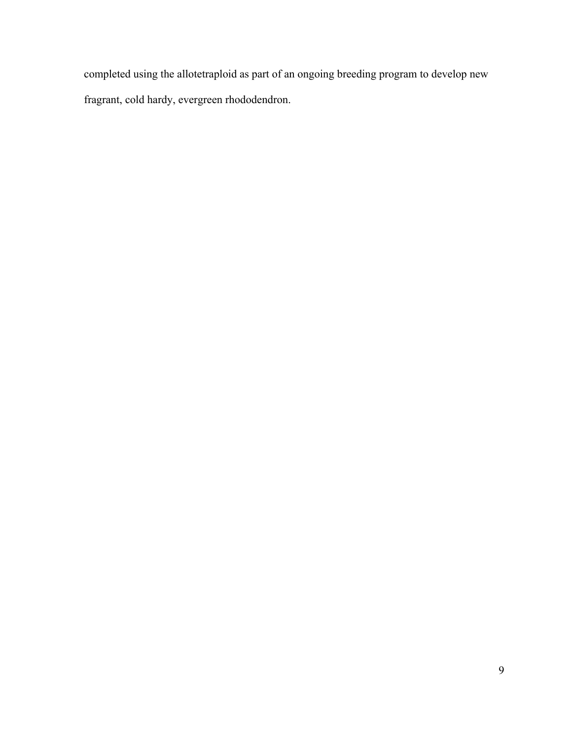completed using the allotetraploid as part of an ongoing breeding program to develop new fragrant, cold hardy, evergreen rhododendron.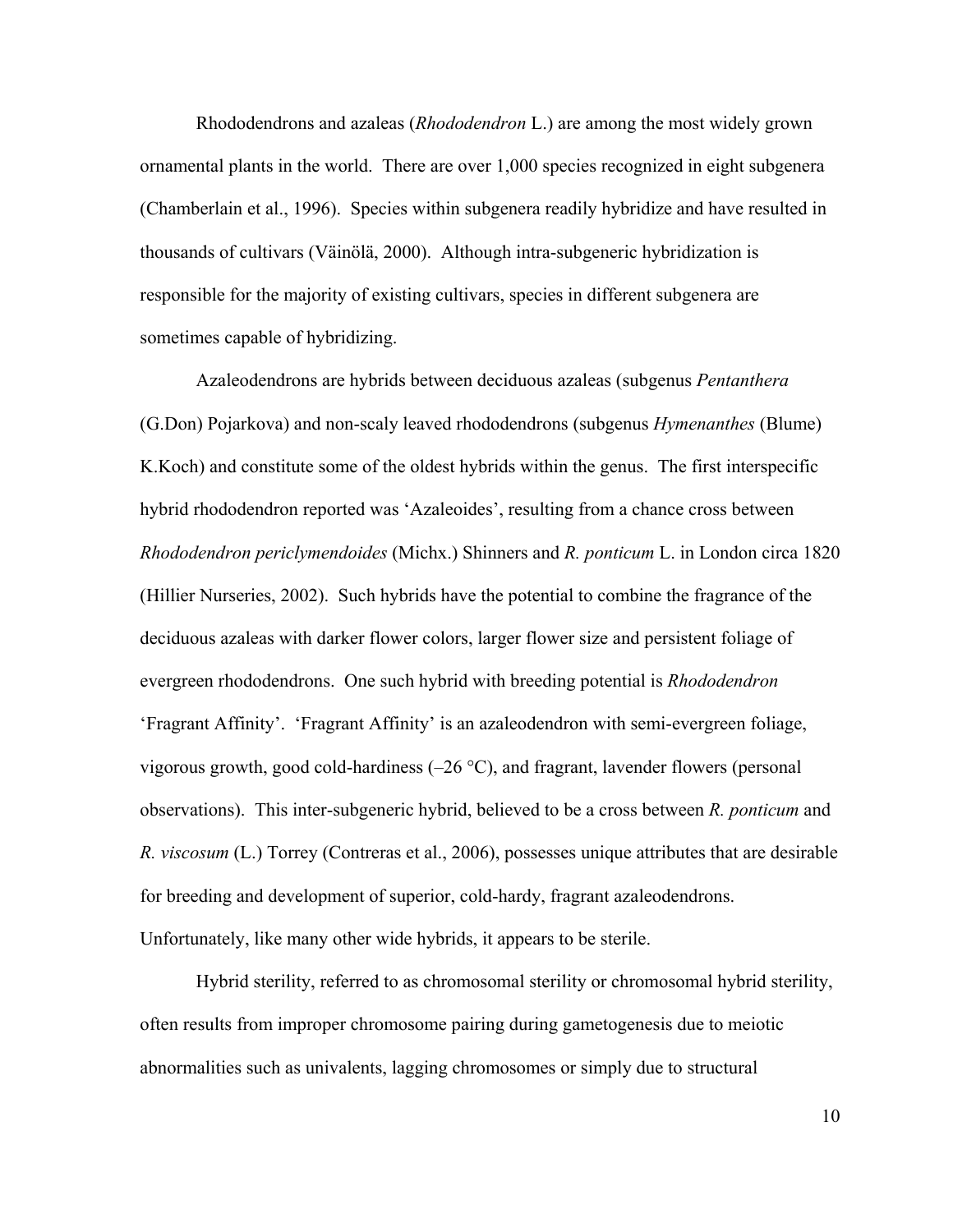Rhododendrons and azaleas (*Rhododendron* L.) are among the most widely grown ornamental plants in the world. There are over 1,000 species recognized in eight subgenera (Chamberlain et al., 1996). Species within subgenera readily hybridize and have resulted in thousands of cultivars (Väinölä, 2000). Although intra-subgeneric hybridization is responsible for the majority of existing cultivars, species in different subgenera are sometimes capable of hybridizing.

Azaleodendrons are hybrids between deciduous azaleas (subgenus *Pentanthera* (G.Don) Pojarkova) and non-scaly leaved rhododendrons (subgenus *Hymenanthes* (Blume) K.Koch) and constitute some of the oldest hybrids within the genus. The first interspecific hybrid rhododendron reported was 'Azaleoides', resulting from a chance cross between *Rhododendron periclymendoides* (Michx.) Shinners and *R. ponticum* L. in London circa 1820 (Hillier Nurseries, 2002). Such hybrids have the potential to combine the fragrance of the deciduous azaleas with darker flower colors, larger flower size and persistent foliage of evergreen rhododendrons. One such hybrid with breeding potential is *Rhododendron* 'Fragrant Affinity'. 'Fragrant Affinity' is an azaleodendron with semi-evergreen foliage, vigorous growth, good cold-hardiness (–26 °C), and fragrant, lavender flowers (personal observations). This inter-subgeneric hybrid, believed to be a cross between *R. ponticum* and *R. viscosum* (L.) Torrey (Contreras et al., 2006), possesses unique attributes that are desirable for breeding and development of superior, cold-hardy, fragrant azaleodendrons. Unfortunately, like many other wide hybrids, it appears to be sterile.

Hybrid sterility, referred to as chromosomal sterility or chromosomal hybrid sterility, often results from improper chromosome pairing during gametogenesis due to meiotic abnormalities such as univalents, lagging chromosomes or simply due to structural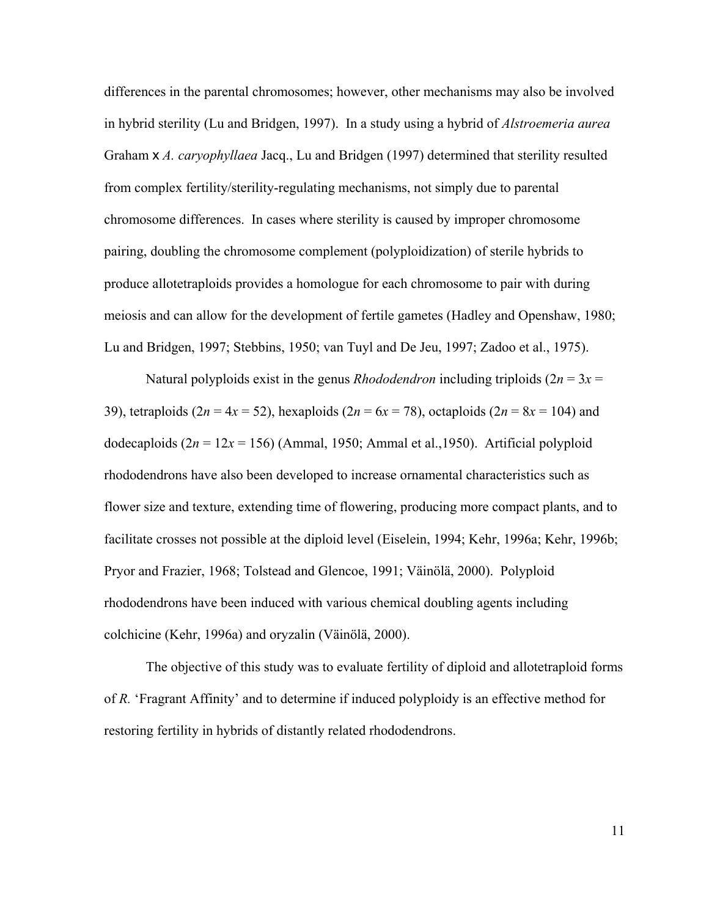differences in the parental chromosomes; however, other mechanisms may also be involved in hybrid sterility (Lu and Bridgen, 1997). In a study using a hybrid of *Alstroemeria aurea* Graham x *A. caryophyllaea* Jacq., Lu and Bridgen (1997) determined that sterility resulted from complex fertility/sterility-regulating mechanisms, not simply due to parental chromosome differences. In cases where sterility is caused by improper chromosome pairing, doubling the chromosome complement (polyploidization) of sterile hybrids to produce allotetraploids provides a homologue for each chromosome to pair with during meiosis and can allow for the development of fertile gametes (Hadley and Openshaw, 1980; Lu and Bridgen, 1997; Stebbins, 1950; van Tuyl and De Jeu, 1997; Zadoo et al., 1975).

Natural polyploids exist in the genus *Rhododendron* including triploids ($2n = 3x = 39$), tetraploids ($2n = 4x = 52$), hexaploids ($2n = 6x = 78$), octaploids ($2n = 8x = 104$) and dodecaploids ($2n = 12x = 156$) (Ammal, 1950; Ammal et al.,1950). Artificial polyploid rhododendrons have also been developed to increase ornamental characteristics such as flower size and texture, extending time of flowering, producing more compact plants, and to facilitate crosses not possible at the diploid level (Eiselein, 1994; Kehr, 1996a; Kehr, 1996b; Pryor and Frazier, 1968; Tolstead and Glencoe, 1991; Väinölä, 2000). Polyploid rhododendrons have been induced with various chemical doubling agents including colchicine (Kehr, 1996a) and oryzalin (Väinölä, 2000).

The objective of this study was to evaluate fertility of diploid and allotetraploid forms of *R.* 'Fragrant Affinity' and to determine if induced polyploidy is an effective method for restoring fertility in hybrids of distantly related rhododendrons.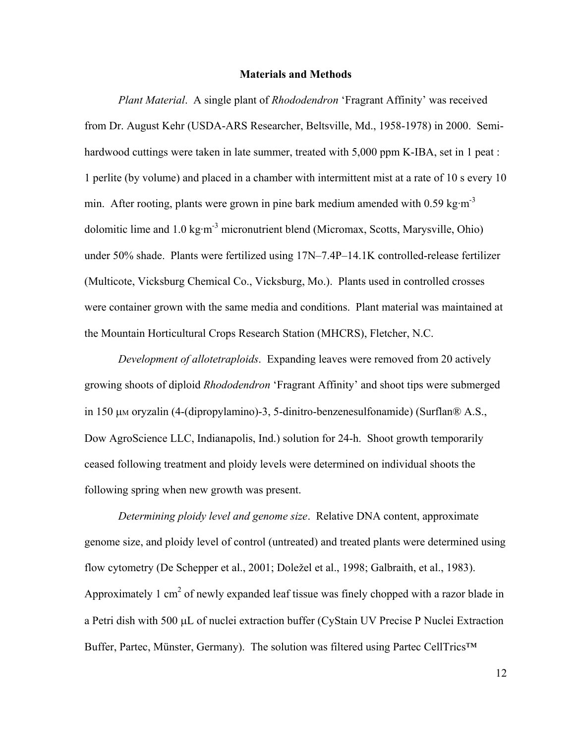## Materials and Methods

*Plant Material*. A single plant of *Rhododendron* 'Fragrant Affinity' was received from Dr. August Kehr (USDA-ARS Researcher, Beltsville, Md., 1958-1978) in 2000. Semi-hardwood cuttings were taken in late summer, treated with 5,000 ppm K-IBA, set in 1 peat : 1 perlite (by volume) and placed in a chamber with intermittent mist at a rate of 10 s every 10 min. After rooting, plants were grown in pine bark medium amended with 0.59 $kg \cdot m^{-3}$ dolomitic lime and 1.0 $kg \cdot m^{-3}$ micronutrient blend (Micromax, Scotts, Marysville, Ohio) under 50% shade. Plants were fertilized using 17N–7.4P–14.1K controlled-release fertilizer (Multicote, Vicksburg Chemical Co., Vicksburg, Mo.). Plants used in controlled crosses were container grown with the same media and conditions. Plant material was maintained at the Mountain Horticultural Crops Research Station (MHCRS), Fletcher, N.C.

*Development of allotetraploids*. Expanding leaves were removed from 20 actively growing shoots of diploid *Rhododendron* 'Fragrant Affinity' and shoot tips were submerged in 150 $\mu$M oryzalin (4-(dipropylamino)-3, 5-dinitro-benzenesulfonamide) (Surflan® A.S., Dow AgroScience LLC, Indianapolis, Ind.) solution for 24-h. Shoot growth temporarily ceased following treatment and ploidy levels were determined on individual shoots the following spring when new growth was present.

*Determining ploidy level and genome size*. Relative DNA content, approximate genome size, and ploidy level of control (untreated) and treated plants were determined using flow cytometry (De Schepper et al., 2001; Doležel et al., 1998; Galbraith, et al., 1983). Approximately 1 $cm^2$ of newly expanded leaf tissue was finely chopped with a razor blade in a Petri dish with 500 $\mu$L of nuclei extraction buffer (CyStain UV Precise P Nuclei Extraction Buffer, Partec, Münster, Germany). The solution was filtered using Partec CellTrics™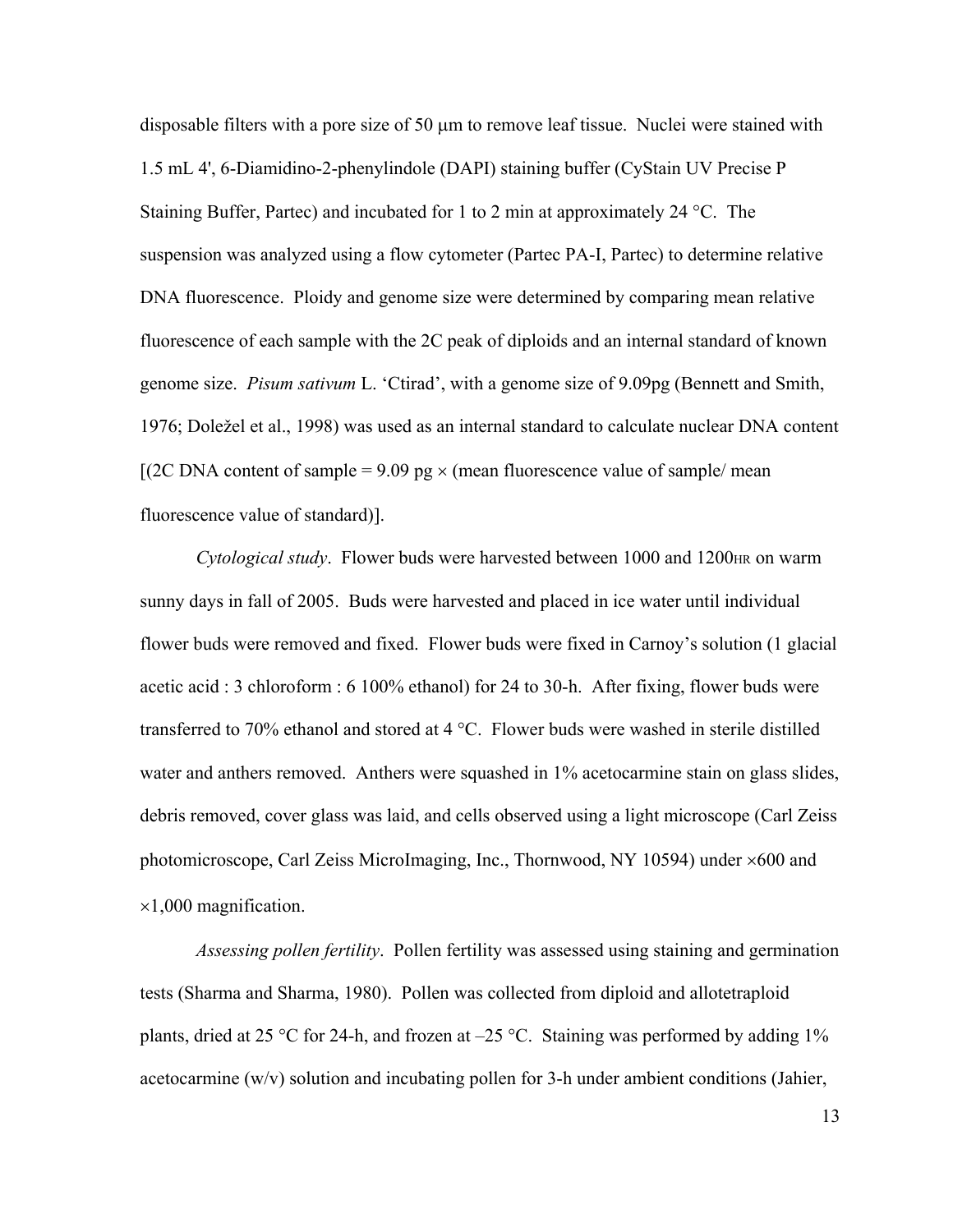disposable filters with a pore size of 50 μm to remove leaf tissue. Nuclei were stained with 1.5 mL 4', 6-Diamidino-2-phenylindole (DAPI) staining buffer (CyStain UV Precise P Staining Buffer, Partec) and incubated for 1 to 2 min at approximately 24 °C. The suspension was analyzed using a flow cytometer (Partec PA-I, Partec) to determine relative DNA fluorescence. Ploidy and genome size were determined by comparing mean relative fluorescence of each sample with the 2C peak of diploids and an internal standard of known genome size. *Pisum sativum* L. 'Ctirad', with a genome size of 9.09pg (Bennett and Smith, 1976; Doležel et al., 1998) was used as an internal standard to calculate nuclear DNA content [(2C DNA content of sample = 9.09 pg × (mean fluorescence value of sample/ mean fluorescence value of standard)].

*Cytological study*. Flower buds were harvested between 1000 and 1200HR on warm sunny days in fall of 2005. Buds were harvested and placed in ice water until individual flower buds were removed and fixed. Flower buds were fixed in Carnoy's solution (1 glacial acetic acid : 3 chloroform : 6 100% ethanol) for 24 to 30-h. After fixing, flower buds were transferred to 70% ethanol and stored at 4 °C. Flower buds were washed in sterile distilled water and anthers removed. Anthers were squashed in 1% acetocarmine stain on glass slides, debris removed, cover glass was laid, and cells observed using a light microscope (Carl Zeiss photomicroscope, Carl Zeiss MicroImaging, Inc., Thornwood, NY 10594) under ×600 and ×1,000 magnification.

*Assessing pollen fertility*. Pollen fertility was assessed using staining and germination tests (Sharma and Sharma, 1980). Pollen was collected from diploid and allotetraploid plants, dried at 25 °C for 24-h, and frozen at –25 °C. Staining was performed by adding 1% acetocarmine (w/v) solution and incubating pollen for 3-h under ambient conditions (Jahier,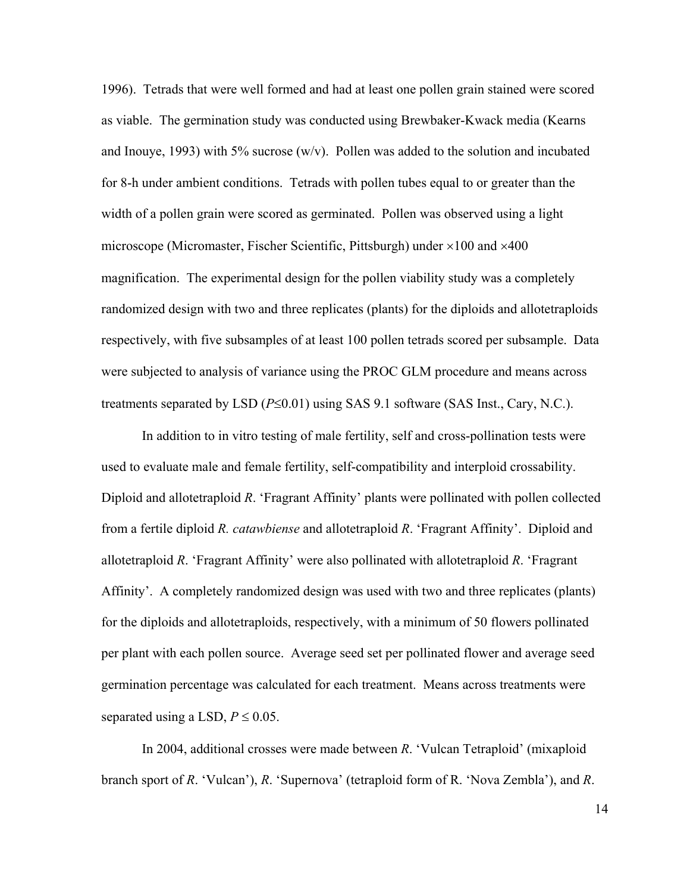1996). Tetrads that were well formed and had at least one pollen grain stained were scored as viable. The germination study was conducted using Brewbaker-Kwack media (Kearns and Inouye, 1993) with 5% sucrose (w/v). Pollen was added to the solution and incubated for 8-h under ambient conditions. Tetrads with pollen tubes equal to or greater than the width of a pollen grain were scored as germinated. Pollen was observed using a light microscope (Micromaster, Fischer Scientific, Pittsburgh) under ×100 and ×400 magnification. The experimental design for the pollen viability study was a completely randomized design with two and three replicates (plants) for the diploids and allotetraploids respectively, with five subsamples of at least 100 pollen tetrads scored per subsample. Data were subjected to analysis of variance using the PROC GLM procedure and means across treatments separated by LSD ($P \leq 0.01$) using SAS 9.1 software (SAS Inst., Cary, N.C.).

In addition to in vitro testing of male fertility, self and cross-pollination tests were used to evaluate male and female fertility, self-compatibility and interploid crossability. Diploid and allotetraploid *R*. 'Fragrant Affinity' plants were pollinated with pollen collected from a fertile diploid *R. catawbiense* and allotetraploid *R*. 'Fragrant Affinity'. Diploid and allotetraploid *R*. 'Fragrant Affinity' were also pollinated with allotetraploid *R*. 'Fragrant Affinity'. A completely randomized design was used with two and three replicates (plants) for the diploids and allotetraploids, respectively, with a minimum of 50 flowers pollinated per plant with each pollen source. Average seed set per pollinated flower and average seed germination percentage was calculated for each treatment. Means across treatments were separated using a LSD, $P \leq 0.05$.

In 2004, additional crosses were made between *R*. 'Vulcan Tetraploid' (mixaploid branch sport of *R*. 'Vulcan'), *R*. 'Supernova' (tetraploid form of R. 'Nova Zembla'), and *R*.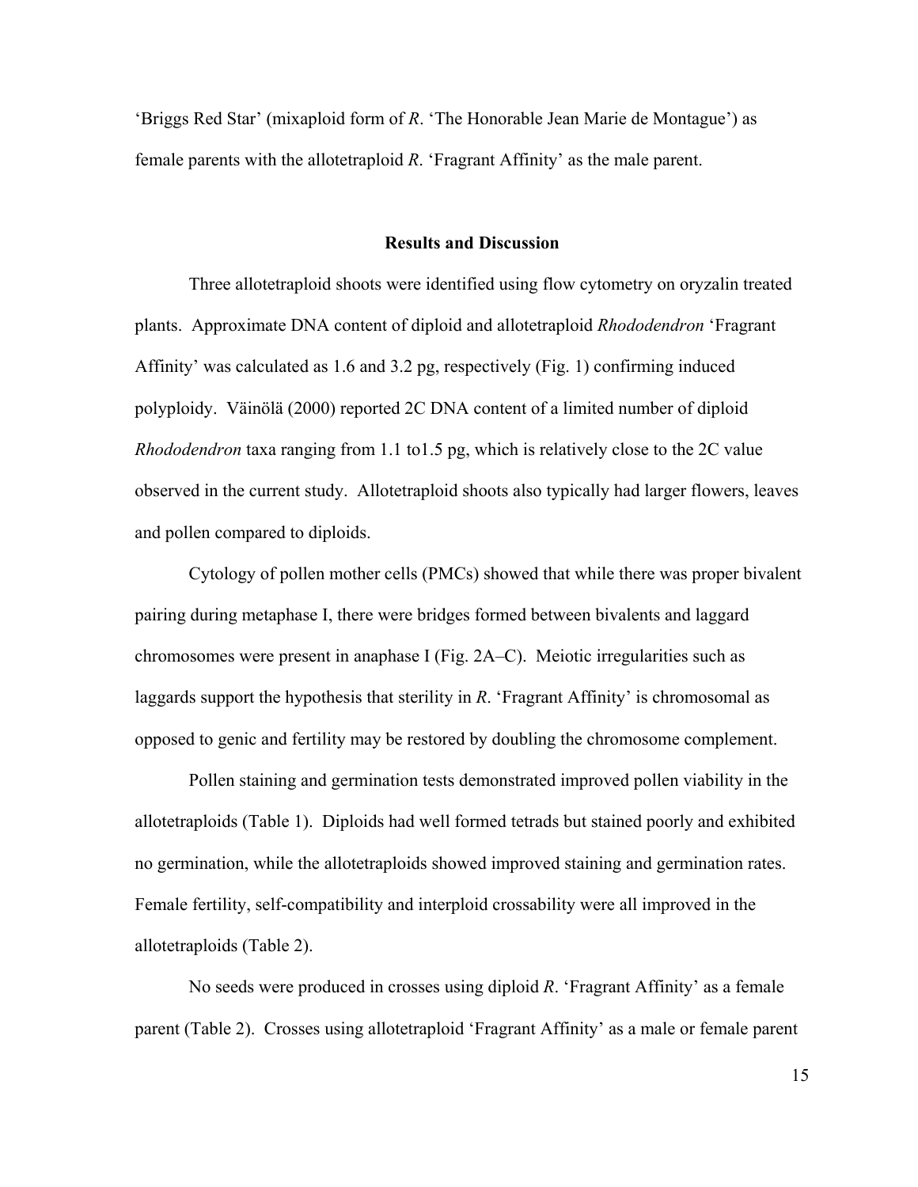'Briggs Red Star' (mixaploid form of *R*. 'The Honorable Jean Marie de Montague') as female parents with the allotetraploid *R*. 'Fragrant Affinity' as the male parent.

## Results and Discussion

Three allotetraploid shoots were identified using flow cytometry on oryzalin treated plants. Approximate DNA content of diploid and allotetraploid *Rhododendron* 'Fragrant Affinity' was calculated as 1.6 and 3.2 pg, respectively (Fig. 1) confirming induced polyploidy. Väinölä (2000) reported 2C DNA content of a limited number of diploid *Rhododendron* taxa ranging from 1.1 to1.5 pg, which is relatively close to the 2C value observed in the current study. Allotetraploid shoots also typically had larger flowers, leaves and pollen compared to diploids.

Cytology of pollen mother cells (PMCs) showed that while there was proper bivalent pairing during metaphase I, there were bridges formed between bivalents and laggard chromosomes were present in anaphase I (Fig. 2A–C). Meiotic irregularities such as laggards support the hypothesis that sterility in *R*. 'Fragrant Affinity' is chromosomal as opposed to genic and fertility may be restored by doubling the chromosome complement.

Pollen staining and germination tests demonstrated improved pollen viability in the allotetraploids (Table 1). Diploids had well formed tetrads but stained poorly and exhibited no germination, while the allotetraploids showed improved staining and germination rates. Female fertility, self-compatibility and interploid crossability were all improved in the allotetraploids (Table 2).

No seeds were produced in crosses using diploid *R*. 'Fragrant Affinity' as a female parent (Table 2). Crosses using allotetraploid 'Fragrant Affinity' as a male or female parent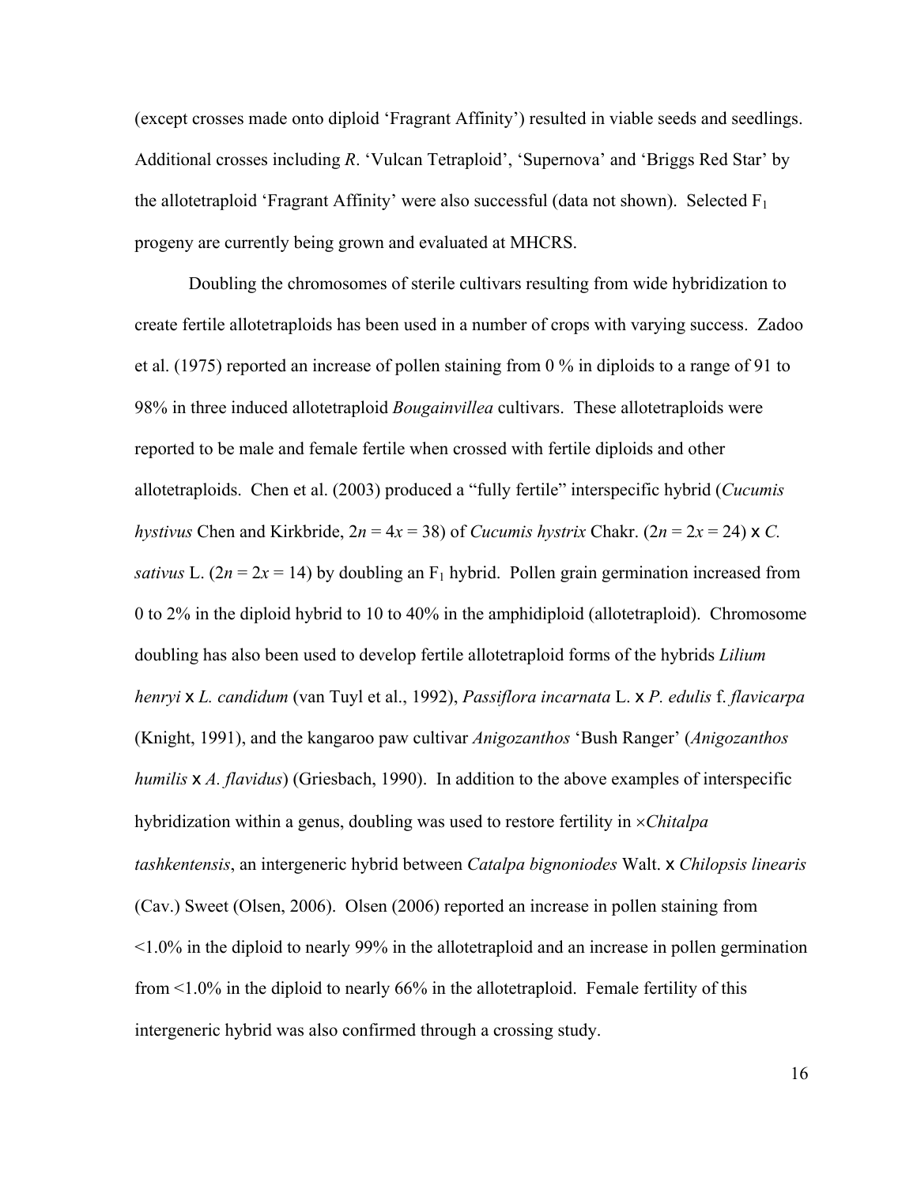(except crosses made onto diploid 'Fragrant Affinity') resulted in viable seeds and seedlings. Additional crosses including *R*. 'Vulcan Tetraploid', 'Supernova' and 'Briggs Red Star' by the allotetraploid 'Fragrant Affinity' were also successful (data not shown). Selected $F_1$ progeny are currently being grown and evaluated at MHCRS.

Doubling the chromosomes of sterile cultivars resulting from wide hybridization to create fertile allotetraploids has been used in a number of crops with varying success. Zadoo et al. (1975) reported an increase of pollen staining from 0 % in diploids to a range of 91 to 98% in three induced allotetraploid *Bougainvillea* cultivars. These allotetraploids were reported to be male and female fertile when crossed with fertile diploids and other allotetraploids. Chen et al. (2003) produced a "fully fertile" interspecific hybrid (*Cucumis hystivus* Chen and Kirkbride, $2n = 4x = 38$) of *Cucumis hystrix* Chakr. ($2n = 2x = 24$) x *C. sativus* L. ($2n = 2x = 14$) by doubling an $F_1$ hybrid. Pollen grain germination increased from 0 to 2% in the diploid hybrid to 10 to 40% in the amphidiploid (allotetraploid). Chromosome doubling has also been used to develop fertile allotetraploid forms of the hybrids *Lilium henryi* x *L. candidum* (van Tuyl et al., 1992), *Passiflora incarnata* L. x *P. edulis* f. *flavicarpa* (Knight, 1991), and the kangaroo paw cultivar *Anigozanthos* 'Bush Ranger' (*Anigozanthos humilis* x *A. flavidus*) (Griesbach, 1990). In addition to the above examples of interspecific hybridization within a genus, doubling was used to restore fertility in ×*Chitalpa tashkentensis*, an intergeneric hybrid between *Catalpa bignoniodes* Walt. x *Chilopsis linearis* (Cav.) Sweet (Olsen, 2006). Olsen (2006) reported an increase in pollen staining from <1.0% in the diploid to nearly 99% in the allotetraploid and an increase in pollen germination from <1.0% in the diploid to nearly 66% in the allotetraploid. Female fertility of this intergeneric hybrid was also confirmed through a crossing study.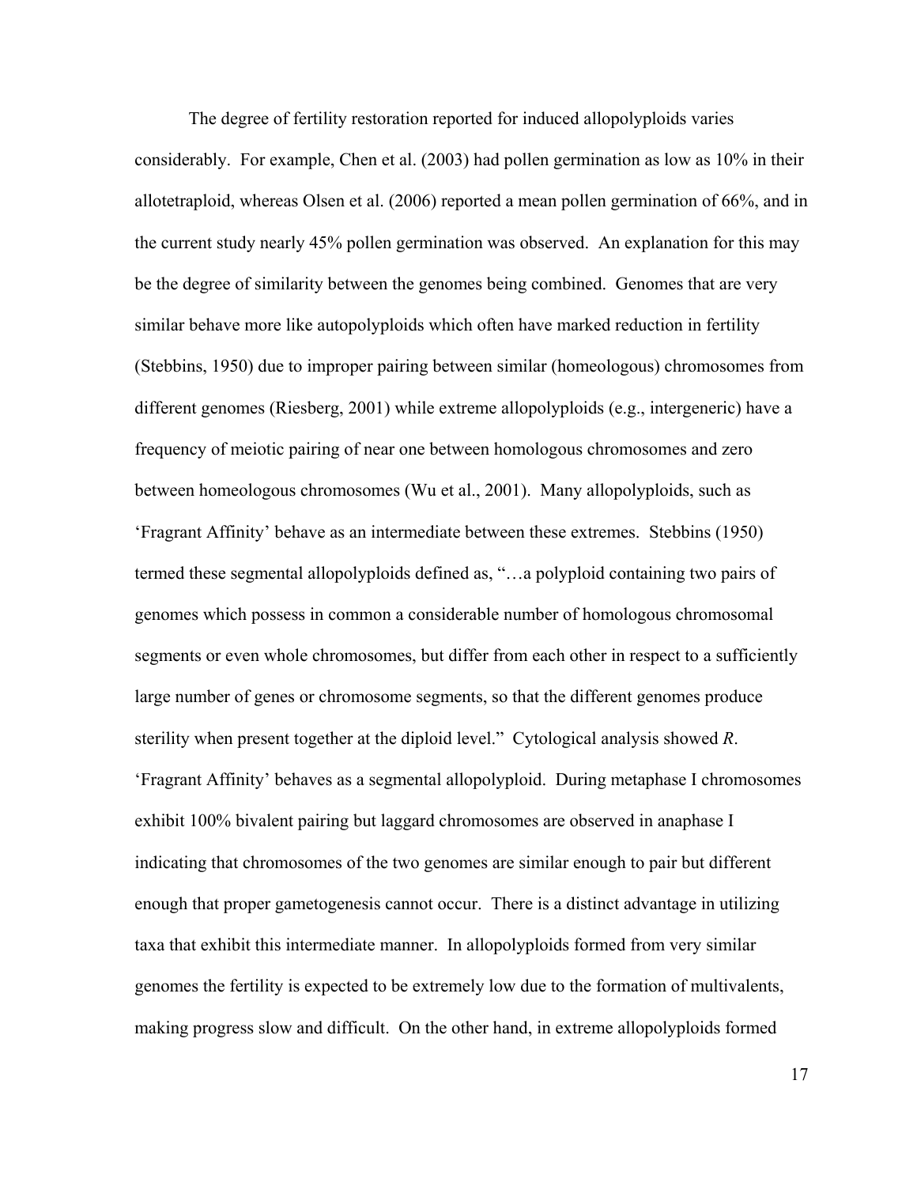The degree of fertility restoration reported for induced allopolyploids varies considerably. For example, Chen et al. (2003) had pollen germination as low as 10% in their allotetraploid, whereas Olsen et al. (2006) reported a mean pollen germination of 66%, and in the current study nearly 45% pollen germination was observed. An explanation for this may be the degree of similarity between the genomes being combined. Genomes that are very similar behave more like autopolyploids which often have marked reduction in fertility (Stebbins, 1950) due to improper pairing between similar (homeologous) chromosomes from different genomes (Riesberg, 2001) while extreme allopolyploids (e.g., intergeneric) have a frequency of meiotic pairing of near one between homologous chromosomes and zero between homeologous chromosomes (Wu et al., 2001). Many allopolyploids, such as 'Fragrant Affinity' behave as an intermediate between these extremes. Stebbins (1950) termed these segmental allopolyploids defined as, "…a polyploid containing two pairs of genomes which possess in common a considerable number of homologous chromosomal segments or even whole chromosomes, but differ from each other in respect to a sufficiently large number of genes or chromosome segments, so that the different genomes produce sterility when present together at the diploid level." Cytological analysis showed *R*. 'Fragrant Affinity' behaves as a segmental allopolyploid. During metaphase I chromosomes exhibit 100% bivalent pairing but laggard chromosomes are observed in anaphase I indicating that chromosomes of the two genomes are similar enough to pair but different enough that proper gametogenesis cannot occur. There is a distinct advantage in utilizing taxa that exhibit this intermediate manner. In allopolyploids formed from very similar genomes the fertility is expected to be extremely low due to the formation of multivalents, making progress slow and difficult. On the other hand, in extreme allopolyploids formed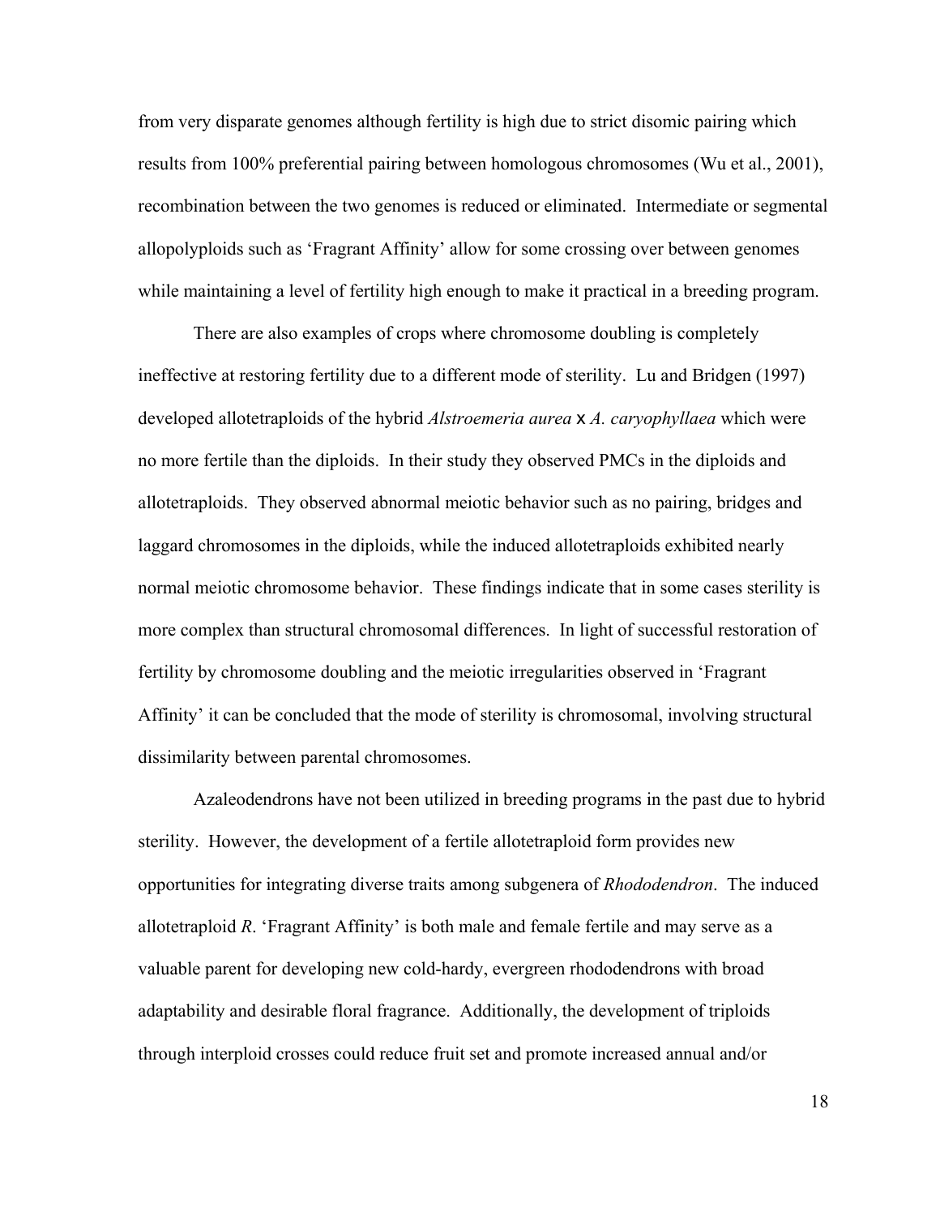from very disparate genomes although fertility is high due to strict disomic pairing which results from 100% preferential pairing between homologous chromosomes (Wu et al., 2001), recombination between the two genomes is reduced or eliminated. Intermediate or segmental allopolyploids such as 'Fragrant Affinity' allow for some crossing over between genomes while maintaining a level of fertility high enough to make it practical in a breeding program.

There are also examples of crops where chromosome doubling is completely ineffective at restoring fertility due to a different mode of sterility. Lu and Bridgen (1997) developed allotetraploids of the hybrid *Alstroemeria aurea* x *A. caryophyllaea* which were no more fertile than the diploids. In their study they observed PMCs in the diploids and allotetraploids. They observed abnormal meiotic behavior such as no pairing, bridges and laggard chromosomes in the diploids, while the induced allotetraploids exhibited nearly normal meiotic chromosome behavior. These findings indicate that in some cases sterility is more complex than structural chromosomal differences. In light of successful restoration of fertility by chromosome doubling and the meiotic irregularities observed in 'Fragrant Affinity' it can be concluded that the mode of sterility is chromosomal, involving structural dissimilarity between parental chromosomes.

Azaleodendrons have not been utilized in breeding programs in the past due to hybrid sterility. However, the development of a fertile allotetraploid form provides new opportunities for integrating diverse traits among subgenera of *Rhododendron*. The induced allotetraploid *R*. 'Fragrant Affinity' is both male and female fertile and may serve as a valuable parent for developing new cold-hardy, evergreen rhododendrons with broad adaptability and desirable floral fragrance. Additionally, the development of triploids through interploid crosses could reduce fruit set and promote increased annual and/or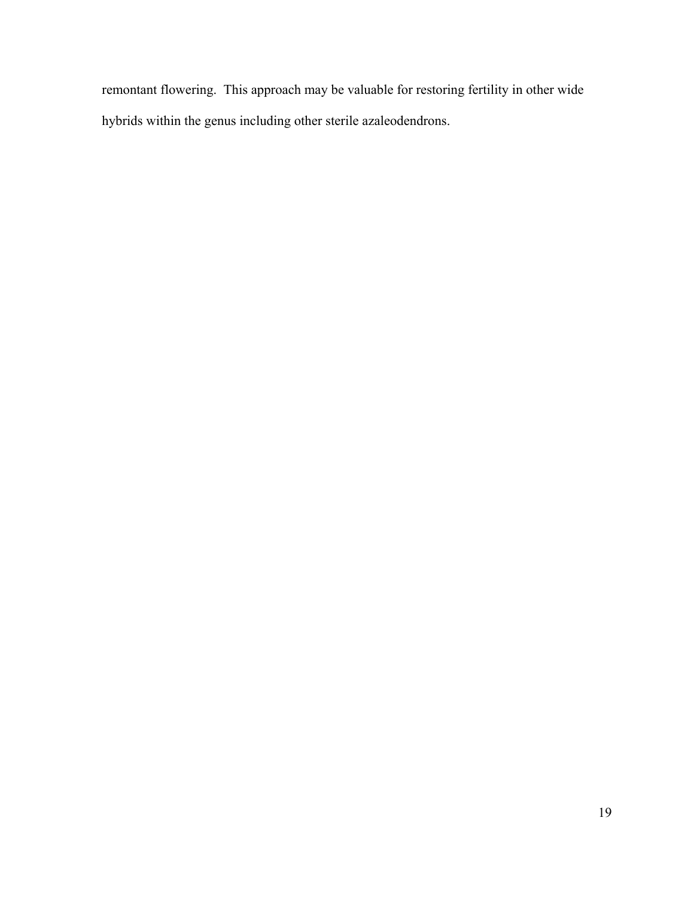remontant flowering. This approach may be valuable for restoring fertility in other wide hybrids within the genus including other sterile azaleodendrons.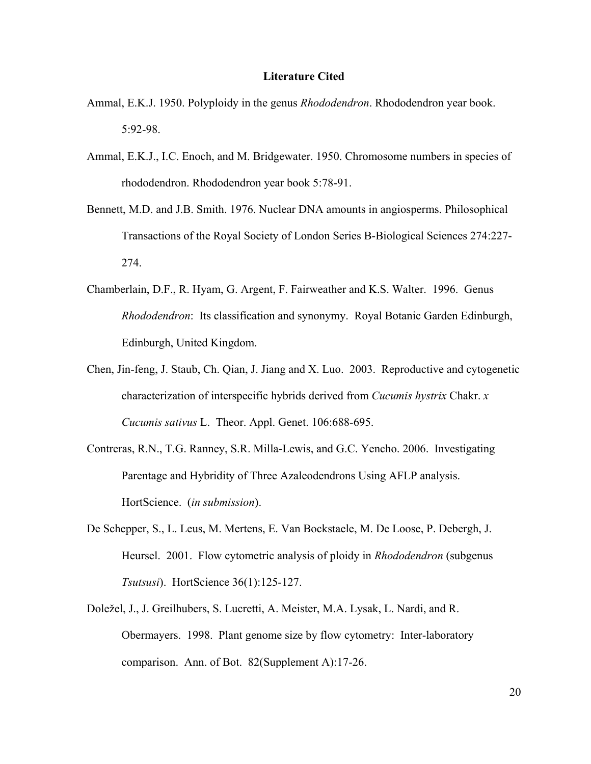## Literature Cited

Ammal, E.K.J. 1950. Polyploidy in the genus *Rhododendron*. Rhododendron year book. 5:92-98.

Ammal, E.K.J., I.C. Enoch, and M. Bridgewater. 1950. Chromosome numbers in species of rhododendron. Rhododendron year book 5:78-91.

Bennett, M.D. and J.B. Smith. 1976. Nuclear DNA amounts in angiosperms. Philosophical Transactions of the Royal Society of London Series B-Biological Sciences 274:227-274.

Chamberlain, D.F., R. Hyam, G. Argent, F. Fairweather and K.S. Walter. 1996. Genus *Rhododendron*: Its classification and synonymy. Royal Botanic Garden Edinburgh, Edinburgh, United Kingdom.

Chen, Jin-feng, J. Staub, Ch. Qian, J. Jiang and X. Luo. 2003. Reproductive and cytogenetic characterization of interspecific hybrids derived from *Cucumis hystrix* Chakr. *x Cucumis sativus* L. Theor. Appl. Genet. 106:688-695.

Contreras, R.N., T.G. Ranney, S.R. Milla-Lewis, and G.C. Yencho. 2006. Investigating Parentage and Hybridity of Three Azaleodendrons Using AFLP analysis. HortScience. (*in submission*).

De Schepper, S., L. Leus, M. Mertens, E. Van Bockstaele, M. De Loose, P. Debergh, J. Heursel. 2001. Flow cytometric analysis of ploidy in *Rhododendron* (subgenus *Tsutsusi*). HortScience 36(1):125-127.

Doležel, J., J. Greilhubers, S. Lucretti, A. Meister, M.A. Lysak, L. Nardi, and R. Obermayers. 1998. Plant genome size by flow cytometry: Inter-laboratory comparison. Ann. of Bot. 82(Supplement A):17-26.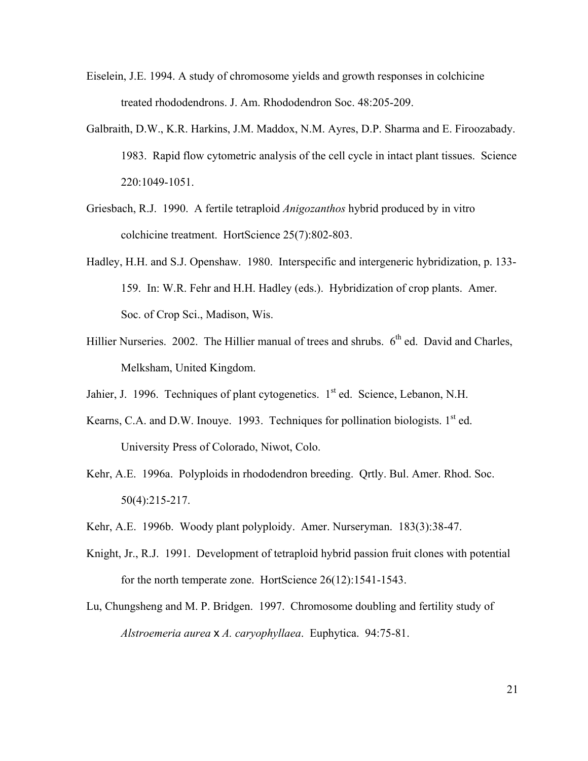Eiselein, J.E. 1994. A study of chromosome yields and growth responses in colchicine treated rhododendrons. J. Am. Rhododendron Soc. 48:205-209.

Galbraith, D.W., K.R. Harkins, J.M. Maddox, N.M. Ayres, D.P. Sharma and E. Firoozabady. 1983. Rapid flow cytometric analysis of the cell cycle in intact plant tissues. Science 220:1049-1051.

Griesbach, R.J. 1990. A fertile tetraploid *Anigozanthos* hybrid produced by in vitro colchicine treatment. HortScience 25(7):802-803.

Hadley, H.H. and S.J. Openshaw. 1980. Interspecific and intergeneric hybridization, p. 133-159. In: W.R. Fehr and H.H. Hadley (eds.). Hybridization of crop plants. Amer. Soc. of Crop Sci., Madison, Wis.

Hillier Nurseries. 2002. The Hillier manual of trees and shrubs. 6th ed. David and Charles, Melksham, United Kingdom.

Jahier, J. 1996. Techniques of plant cytogenetics. 1st ed. Science, Lebanon, N.H.

Kearns, C.A. and D.W. Inouye. 1993. Techniques for pollination biologists. 1st ed. University Press of Colorado, Niwot, Colo.

Kehr, A.E. 1996a. Polyploids in rhododendron breeding. Qrtly. Bul. Amer. Rhod. Soc. 50(4):215-217.

Kehr, A.E. 1996b. Woody plant polyploidy. Amer. Nurseryman. 183(3):38-47.

Knight, Jr., R.J. 1991. Development of tetraploid hybrid passion fruit clones with potential for the north temperate zone. HortScience 26(12):1541-1543.

Lu, Chungsheng and M. P. Bridgen. 1997. Chromosome doubling and fertility study of *Alstroemeria aurea* x *A. caryophyllaea*. Euphytica. 94:75-81.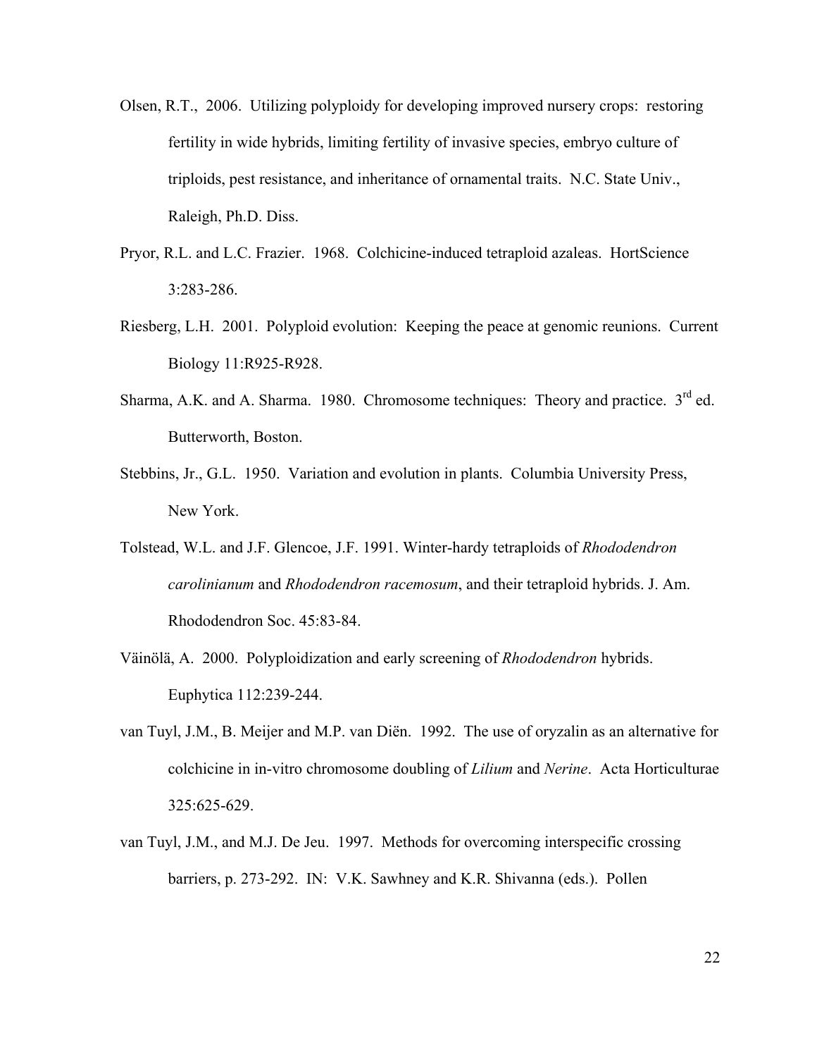Olsen, R.T., 2006. Utilizing polyploidy for developing improved nursery crops: restoring fertility in wide hybrids, limiting fertility of invasive species, embryo culture of triploids, pest resistance, and inheritance of ornamental traits. N.C. State Univ., Raleigh, Ph.D. Diss.

Pryor, R.L. and L.C. Frazier. 1968. Colchicine-induced tetraploid azaleas. HortScience 3:283-286.

Riesberg, L.H. 2001. Polyploid evolution: Keeping the peace at genomic reunions. Current Biology 11:R925-R928.

Sharma, A.K. and A. Sharma. 1980. Chromosome techniques: Theory and practice. 3rd ed. Butterworth, Boston.

Stebbins, Jr., G.L. 1950. Variation and evolution in plants. Columbia University Press, New York.

Tolstead, W.L. and J.F. Glencoe, J.F. 1991. Winter-hardy tetraploids of *Rhododendron carolinianum* and *Rhododendron racemosum*, and their tetraploid hybrids. J. Am. Rhododendron Soc. 45:83-84.

Väinölä, A. 2000. Polyploidization and early screening of *Rhododendron* hybrids. Euphytica 112:239-244.

van Tuyl, J.M., B. Meijer and M.P. van Diën. 1992. The use of oryzalin as an alternative for colchicine in in-vitro chromosome doubling of *Lilium* and *Nerine*. Acta Horticulturae 325:625-629.

van Tuyl, J.M., and M.J. De Jeu. 1997. Methods for overcoming interspecific crossing barriers, p. 273-292. IN: V.K. Sawhney and K.R. Shivanna (eds.). Pollen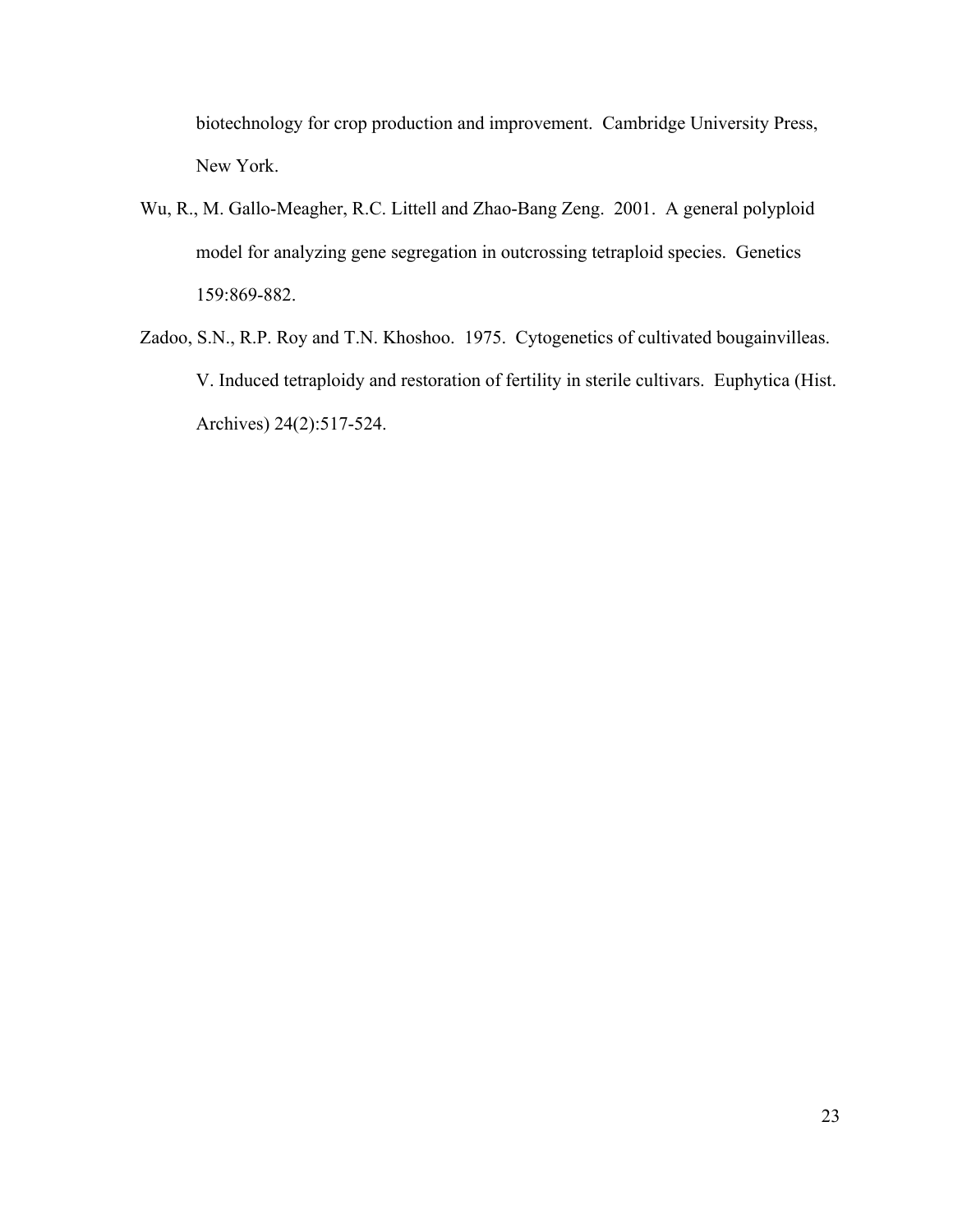biotechnology for crop production and improvement. Cambridge University Press, New York.

Wu, R., M. Gallo-Meagher, R.C. Littell and Zhao-Bang Zeng. 2001. A general polyploid model for analyzing gene segregation in outcrossing tetraploid species. Genetics 159:869-882.

Zadoo, S.N., R.P. Roy and T.N. Khoshoo. 1975. Cytogenetics of cultivated bougainvilleas. V. Induced tetraploidy and restoration of fertility in sterile cultivars. Euphytica (Hist. Archives) 24(2):517-524.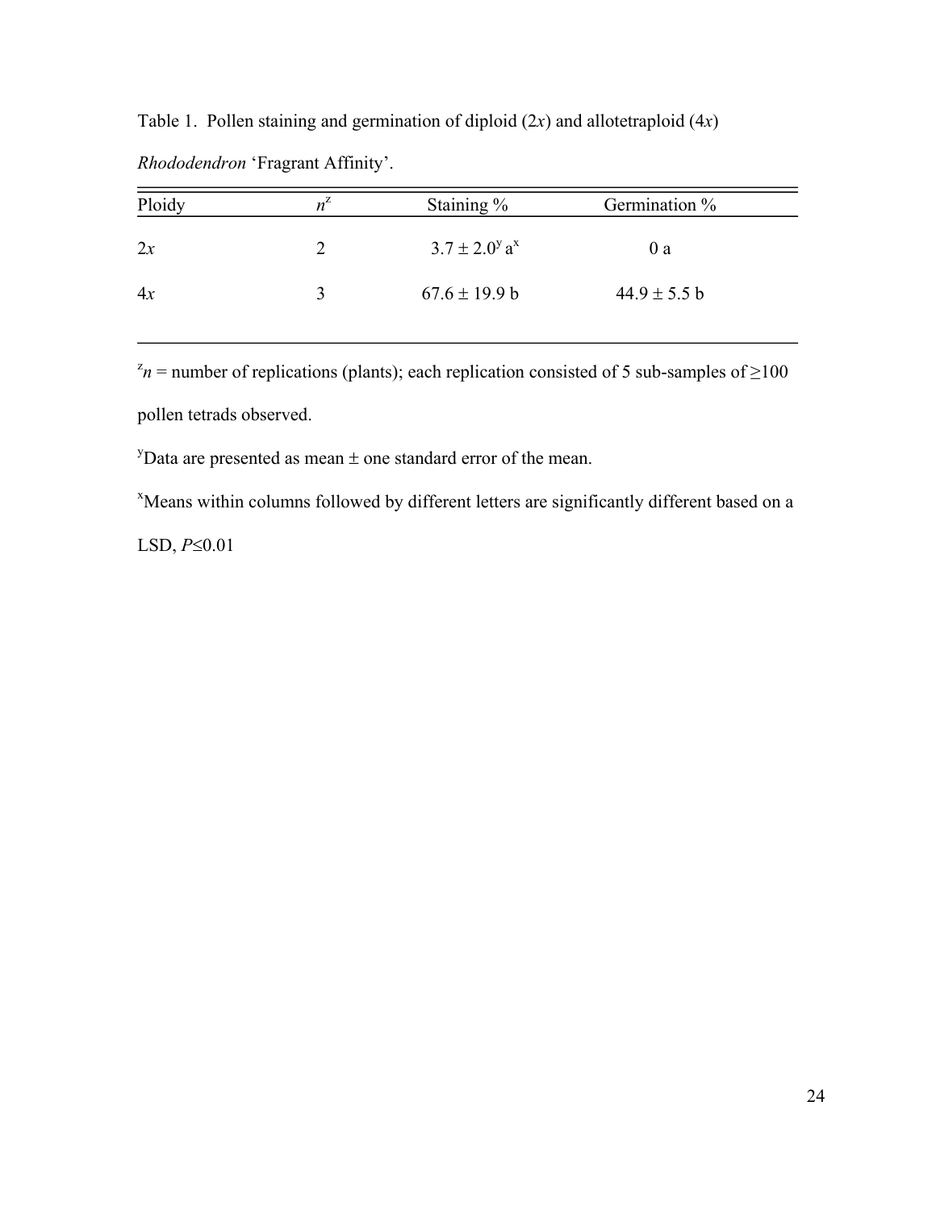Table 1. Pollen staining and germination of diploid (2*x*) and allotetraploid (4*x*) *Rhododendron* 'Fragrant Affinity'.

| Ploidy | $n^{z}$ | Staining % | Germination % |
|---|---|---|---|
| 2*x* | 2 | $3.7 \pm 2.0^{y}$ $a^{x}$ | 0 a |
| 4*x* | 3 | $67.6 \pm 19.9$ b | $44.9 \pm 5.5$ b |

[z]*n* = number of replications (plants); each replication consisted of 5 sub-samples of ≥100 pollen tetrads observed.

[y]Data are presented as mean ± one standard error of the mean.

[x]Means within columns followed by different letters are significantly different based on a LSD, $P \leq 0.01$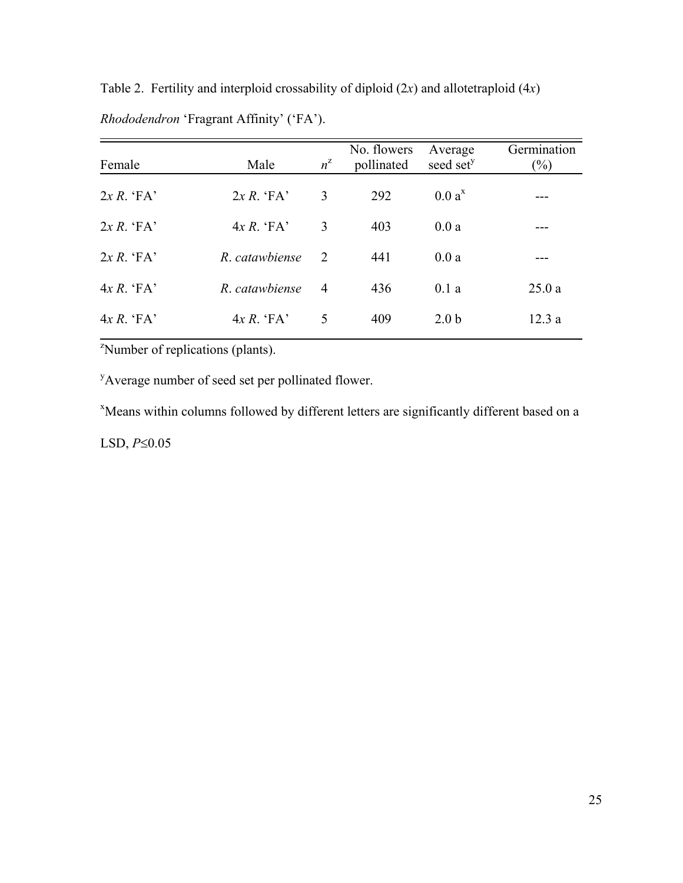Table 2. Fertility and interploid crossability of diploid (2*x*) and allotetraploid (4*x*) *Rhododendron* 'Fragrant Affinity' ('FA').

| Female | Male | $n^z$ | No. flowers pollinated | Average seed set[y] | Germination (%) |
|---|---|---|---|---|---|
| 2*x* *R*. 'FA' | 2*x* *R*. 'FA' | 3 | 292 | 0.0 a[x] | --- |
| 2*x* *R*. 'FA' | 4*x* *R*. 'FA' | 3 | 403 | 0.0 a | --- |
| 2*x* *R*. 'FA' | *R*. *catawbiense* | 2 | 441 | 0.0 a | --- |
| 4*x* *R*. 'FA' | *R*. *catawbiense* | 4 | 436 | 0.1 a | 25.0 a |
| 4*x* *R*. 'FA' | 4*x* *R*. 'FA' | 5 | 409 | 2.0 b | 12.3 a |

[z]Number of replications (plants).

[y]Average number of seed set per pollinated flower.

[x]Means within columns followed by different letters are significantly different based on a LSD, $P \leq 0.05$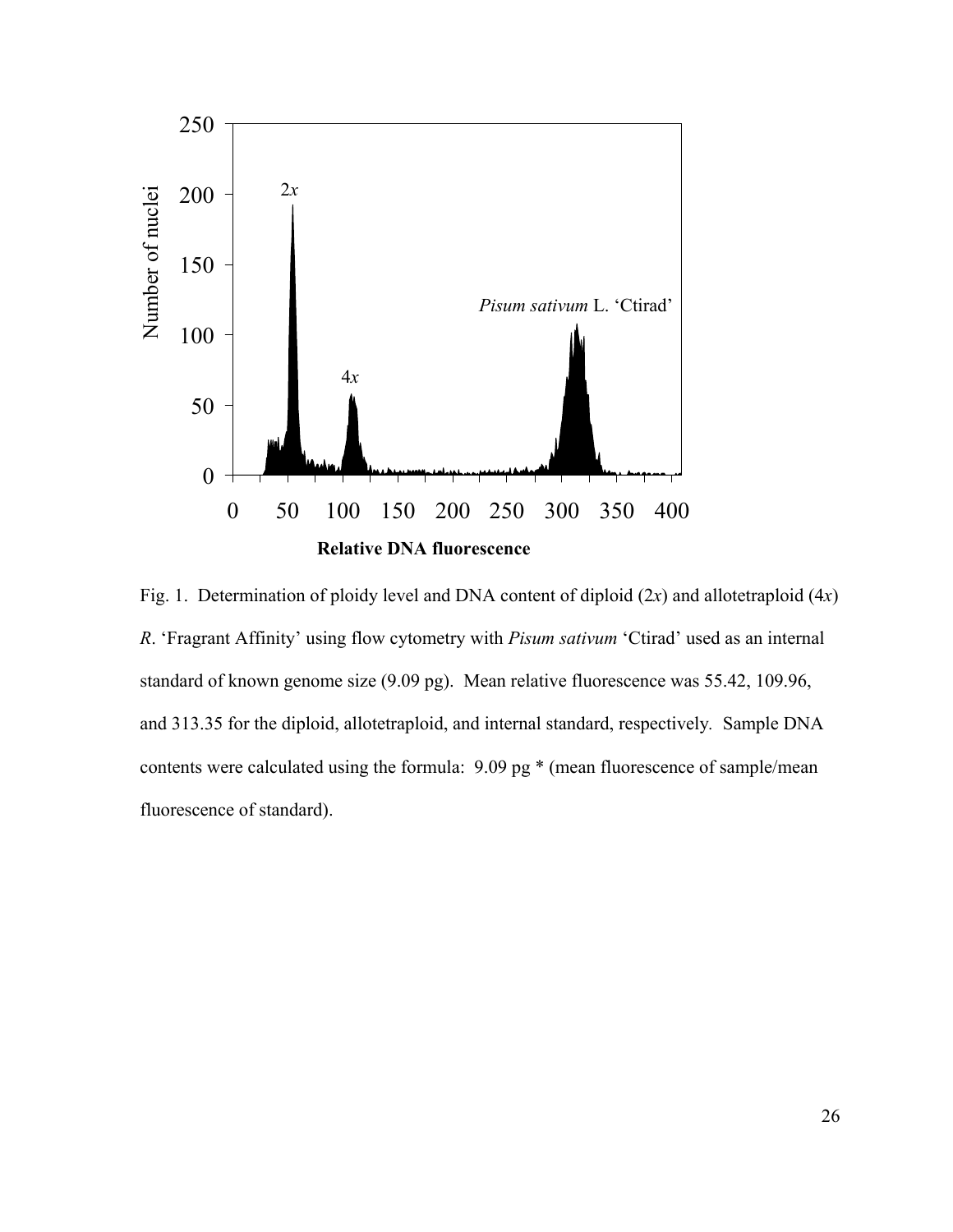Fig. 1. Determination of ploidy level and DNA content of diploid (2*x*) and allotetraploid (4*x*) *R*. 'Fragrant Affinity' using flow cytometry with *Pisum sativum* 'Ctirad' used as an internal standard of known genome size (9.09 pg). Mean relative fluorescence was 55.42, 109.96, and 313.35 for the diploid, allotetraploid, and internal standard, respectively. Sample DNA contents were calculated using the formula: 9.09 pg * (mean fluorescence of sample/mean fluorescence of standard).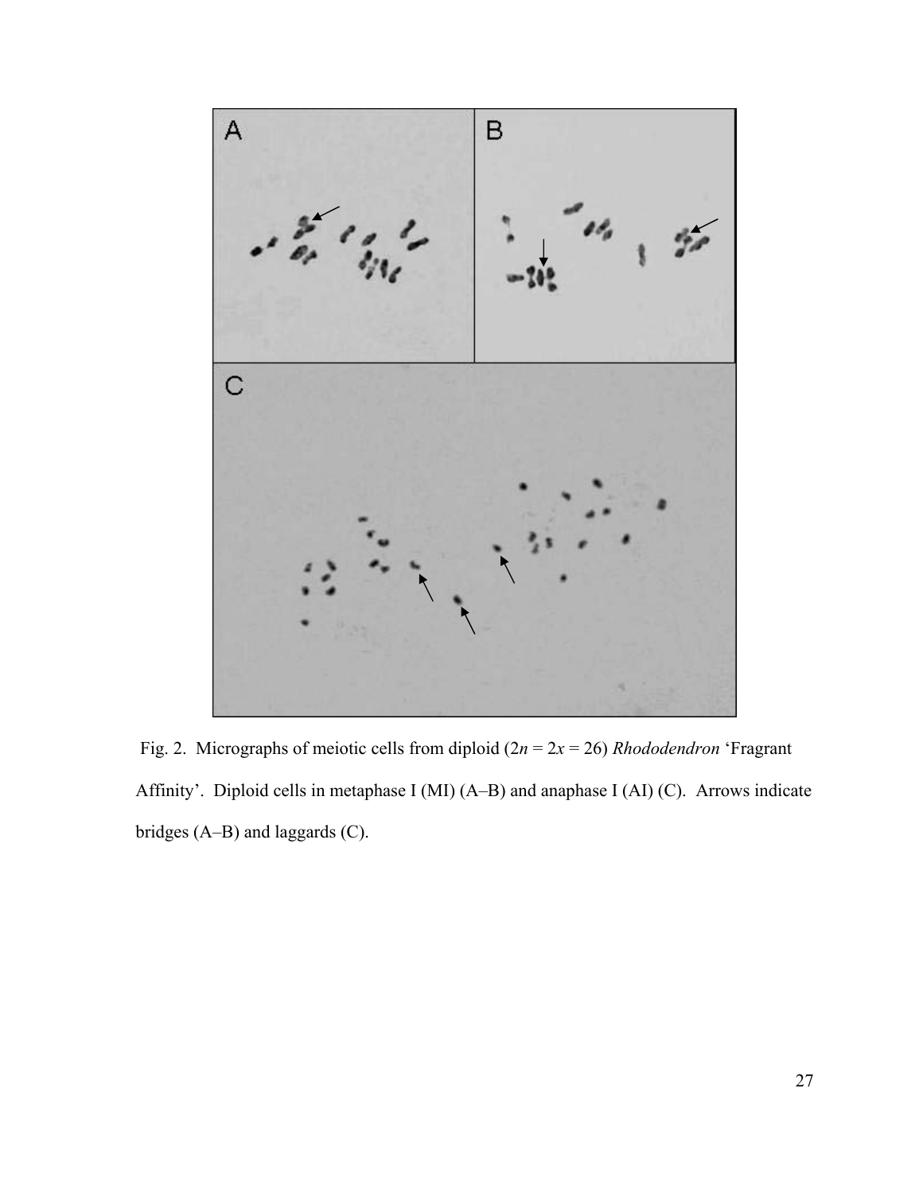Fig. 2. Micrographs of meiotic cells from diploid ($2n = 2x = 26$) *Rhododendron* 'Fragrant Affinity'. Diploid cells in metaphase I (MI) (A–B) and anaphase I (AI) (C). Arrows indicate bridges (A–B) and laggards (C).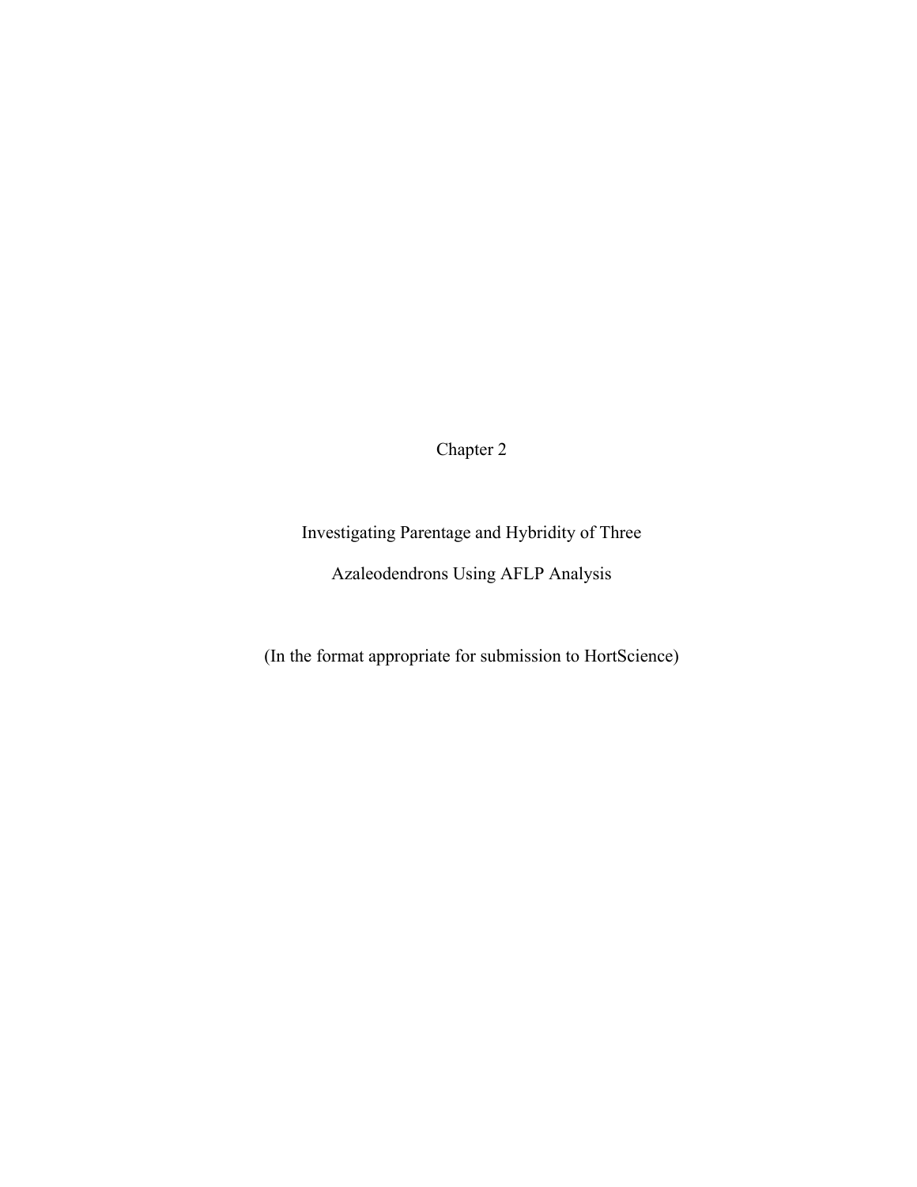# Chapter 2

## Investigating Parentage and Hybridity of Three Azaleodendrons Using AFLP Analysis

(In the format appropriate for submission to HortScience)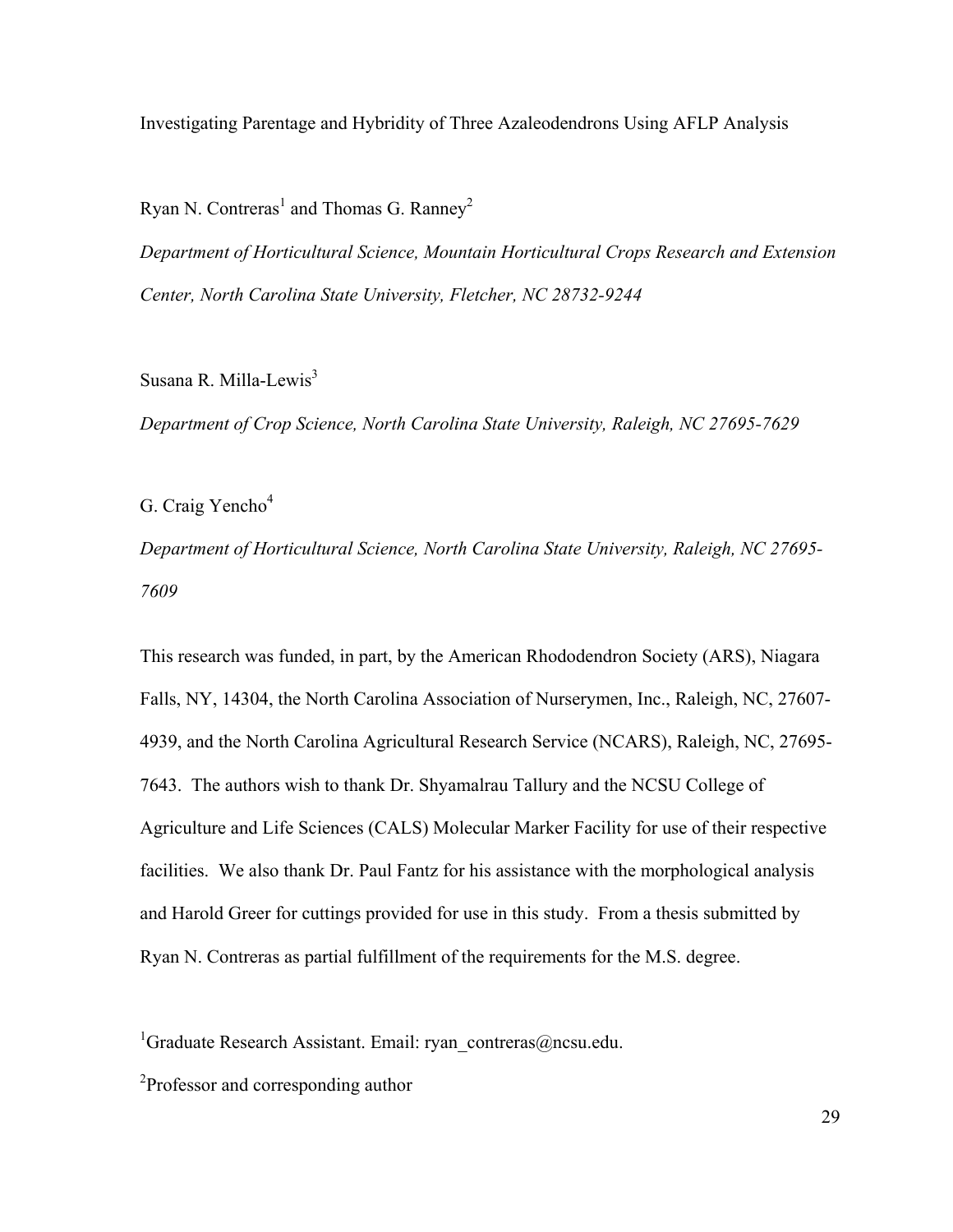Investigating Parentage and Hybridity of Three Azaleodendrons Using AFLP Analysis

Ryan N. Contreras[1] and Thomas G. Ranney[2]

*Department of Horticultural Science, Mountain Horticultural Crops Research and Extension Center, North Carolina State University, Fletcher, NC 28732-9244*

Susana R. Milla-Lewis[3]

*Department of Crop Science, North Carolina State University, Raleigh, NC 27695-7629*

G. Craig Yencho[4]

*Department of Horticultural Science, North Carolina State University, Raleigh, NC 27695-7609*

This research was funded, in part, by the American Rhododendron Society (ARS), Niagara Falls, NY, 14304, the North Carolina Association of Nurserymen, Inc., Raleigh, NC, 27607-4939, and the North Carolina Agricultural Research Service (NCARS), Raleigh, NC, 27695-7643. The authors wish to thank Dr. Shyamalrau Tallury and the NCSU College of Agriculture and Life Sciences (CALS) Molecular Marker Facility for use of their respective facilities. We also thank Dr. Paul Fantz for his assistance with the morphological analysis and Harold Greer for cuttings provided for use in this study. From a thesis submitted by Ryan N. Contreras as partial fulfillment of the requirements for the M.S. degree.

[1]Graduate Research Assistant. Email: ryan_contreras@ncsu.edu.

[2]Professor and corresponding author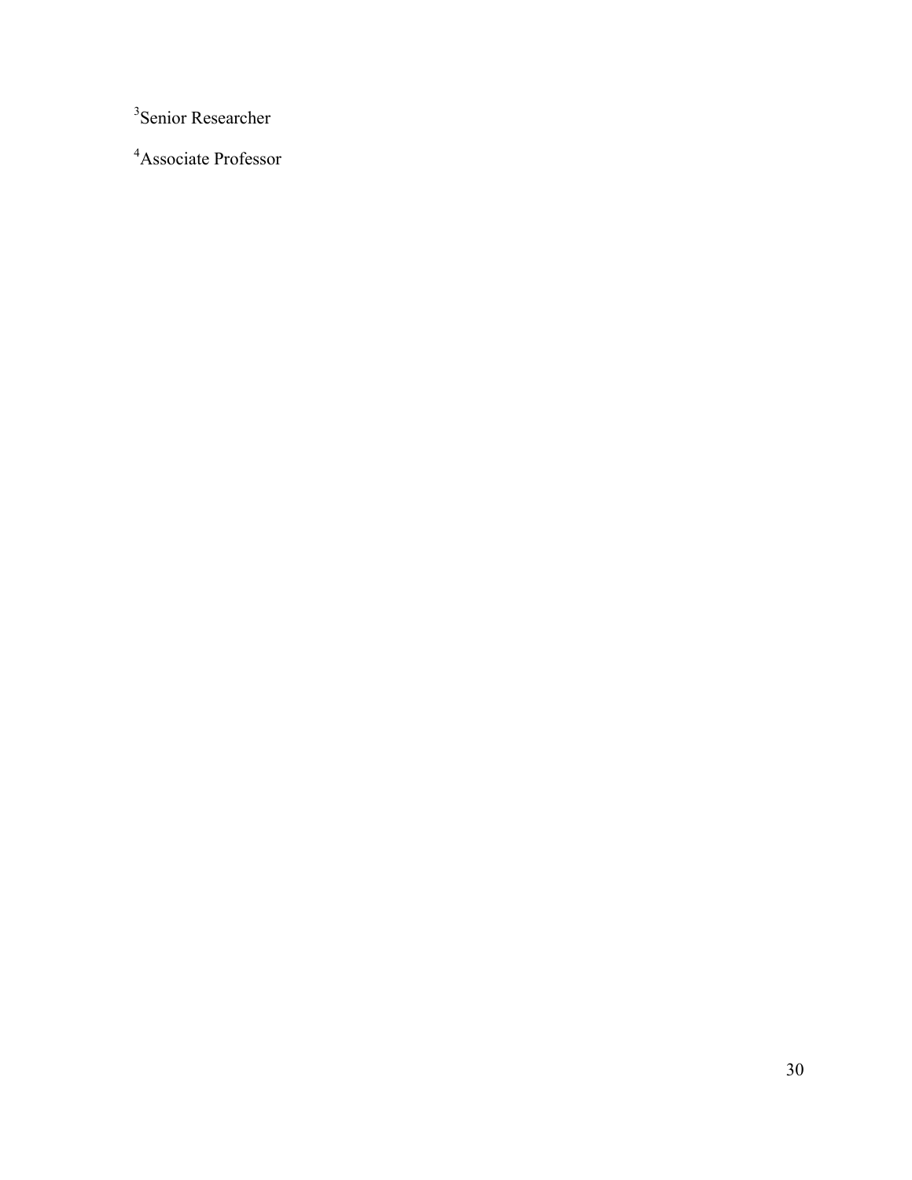[3]Senior Researcher

[4]Associate Professor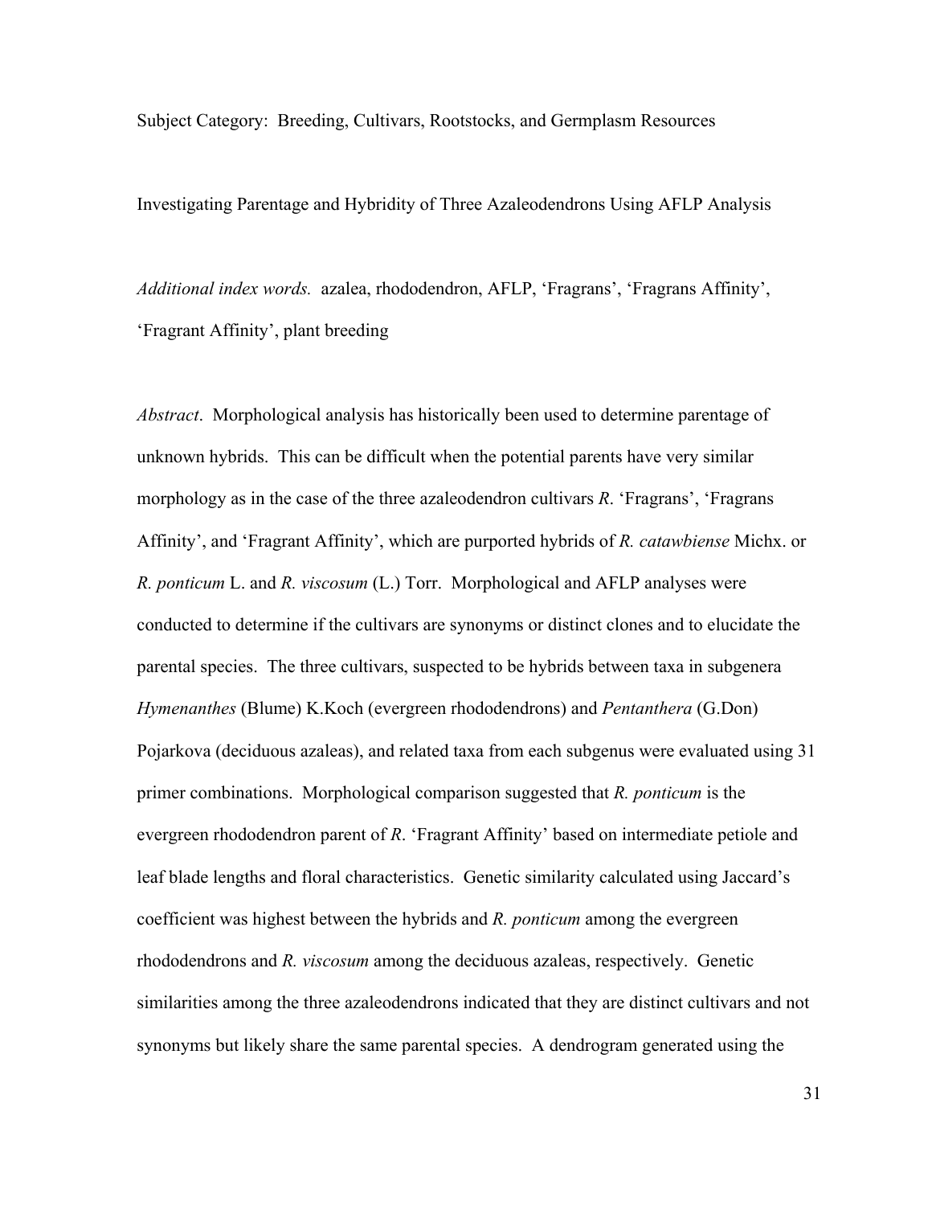Subject Category: Breeding, Cultivars, Rootstocks, and Germplasm Resources

Investigating Parentage and Hybridity of Three Azaleodendrons Using AFLP Analysis

*Additional index words.* azalea, rhododendron, AFLP, 'Fragrans', 'Fragrans Affinity', 'Fragrant Affinity', plant breeding

*Abstract*. Morphological analysis has historically been used to determine parentage of unknown hybrids. This can be difficult when the potential parents have very similar morphology as in the case of the three azaleodendron cultivars *R*. 'Fragrans', 'Fragrans Affinity', and 'Fragrant Affinity', which are purported hybrids of *R. catawbiense* Michx. or *R. ponticum* L. and *R. viscosum* (L.) Torr. Morphological and AFLP analyses were conducted to determine if the cultivars are synonyms or distinct clones and to elucidate the parental species. The three cultivars, suspected to be hybrids between taxa in subgenera *Hymenanthes* (Blume) K.Koch (evergreen rhododendrons) and *Pentanthera* (G.Don) Pojarkova (deciduous azaleas), and related taxa from each subgenus were evaluated using 31 primer combinations. Morphological comparison suggested that *R. ponticum* is the evergreen rhododendron parent of *R*. 'Fragrant Affinity' based on intermediate petiole and leaf blade lengths and floral characteristics. Genetic similarity calculated using Jaccard's coefficient was highest between the hybrids and *R. ponticum* among the evergreen rhododendrons and *R. viscosum* among the deciduous azaleas, respectively. Genetic similarities among the three azaleodendrons indicated that they are distinct cultivars and not synonyms but likely share the same parental species. A dendrogram generated using the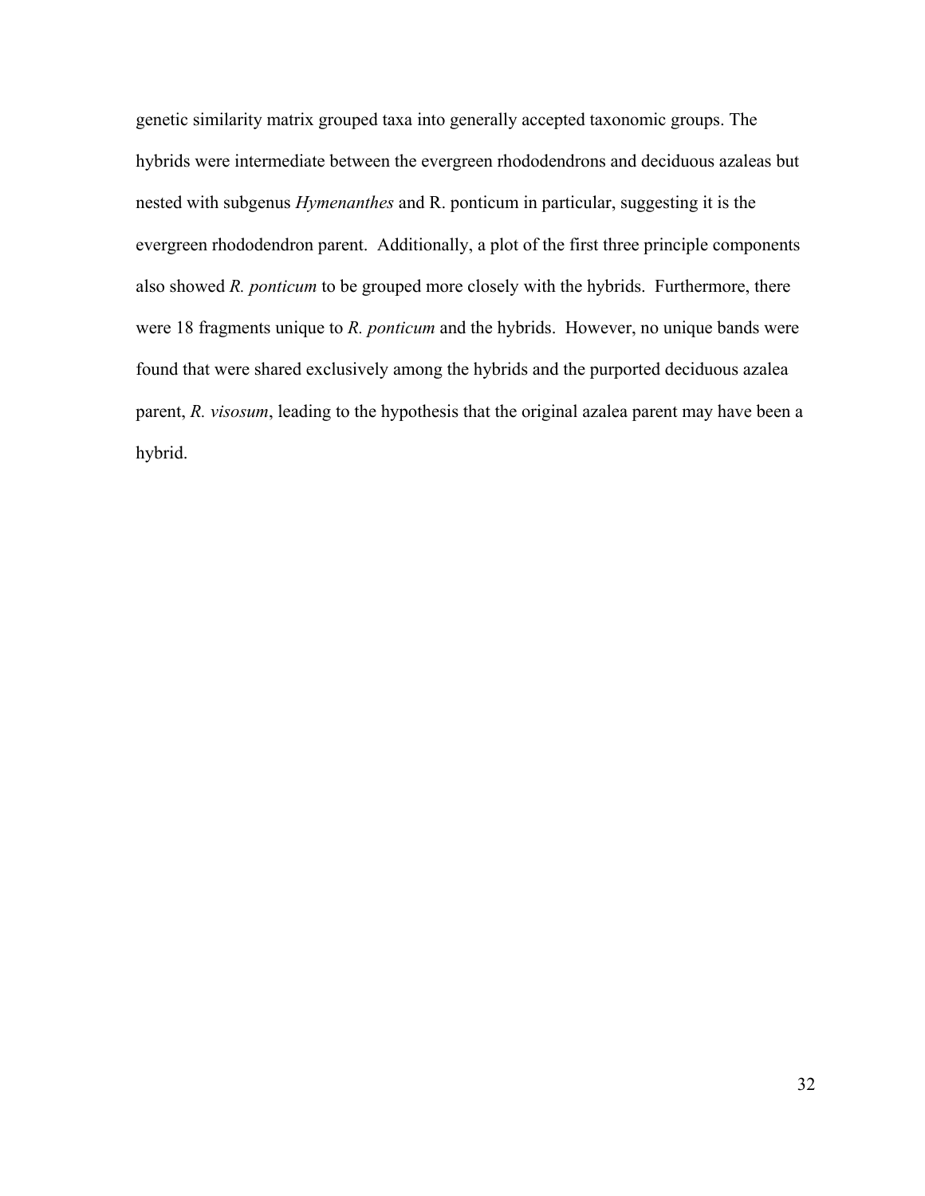genetic similarity matrix grouped taxa into generally accepted taxonomic groups. The hybrids were intermediate between the evergreen rhododendrons and deciduous azaleas but nested with subgenus *Hymenanthes* and R. ponticum in particular, suggesting it is the evergreen rhododendron parent. Additionally, a plot of the first three principle components also showed *R. ponticum* to be grouped more closely with the hybrids. Furthermore, there were 18 fragments unique to *R. ponticum* and the hybrids. However, no unique bands were found that were shared exclusively among the hybrids and the purported deciduous azalea parent, *R. visosum*, leading to the hypothesis that the original azalea parent may have been a hybrid.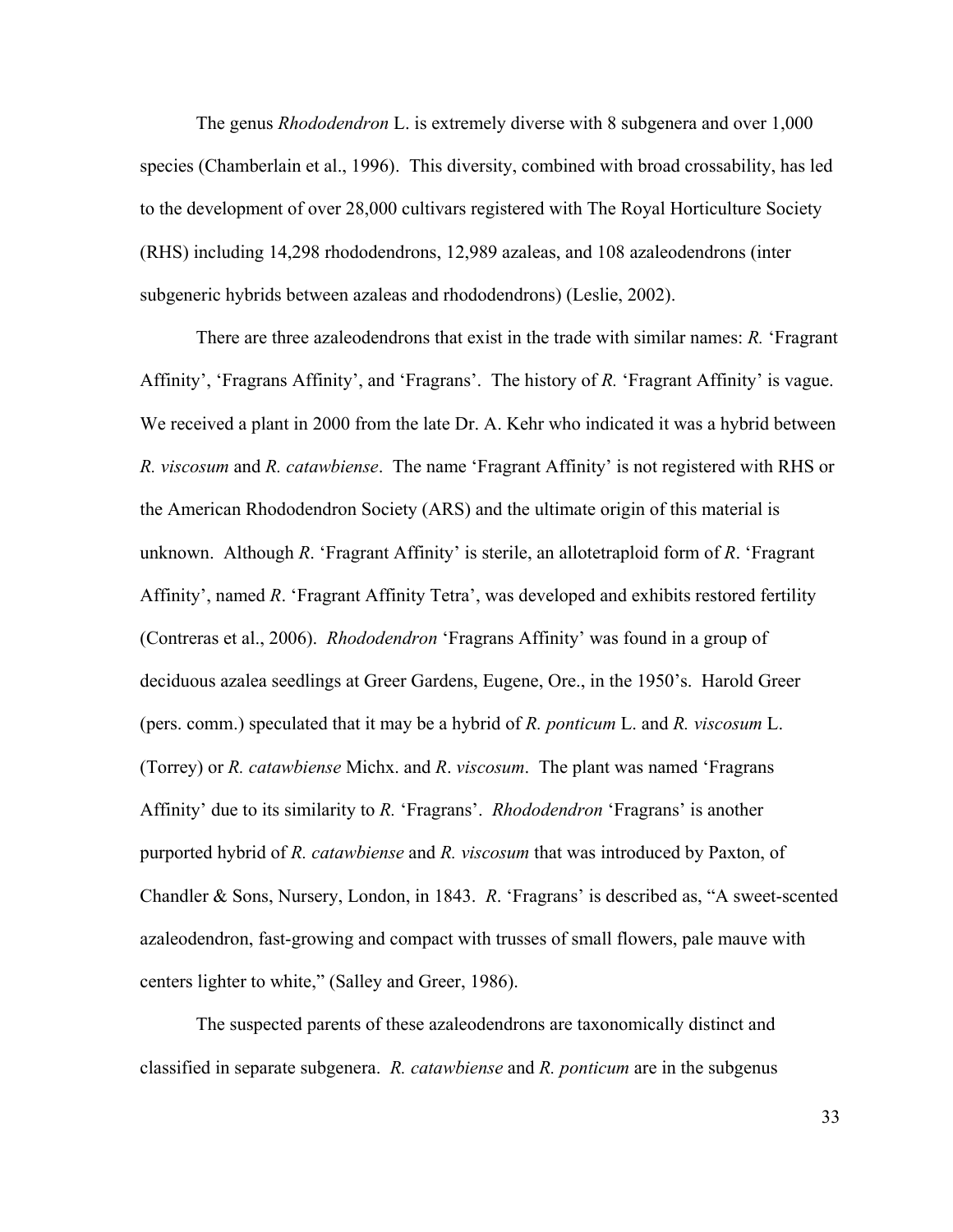The genus *Rhododendron* L. is extremely diverse with 8 subgenera and over 1,000 species (Chamberlain et al., 1996). This diversity, combined with broad crossability, has led to the development of over 28,000 cultivars registered with The Royal Horticulture Society (RHS) including 14,298 rhododendrons, 12,989 azaleas, and 108 azaleodendrons (inter subgeneric hybrids between azaleas and rhododendrons) (Leslie, 2002).

There are three azaleodendrons that exist in the trade with similar names: *R.* 'Fragrant Affinity', 'Fragrans Affinity', and 'Fragrans'. The history of *R.* 'Fragrant Affinity' is vague. We received a plant in 2000 from the late Dr. A. Kehr who indicated it was a hybrid between *R. viscosum* and *R. catawbiense*. The name 'Fragrant Affinity' is not registered with RHS or the American Rhododendron Society (ARS) and the ultimate origin of this material is unknown. Although *R*. 'Fragrant Affinity' is sterile, an allotetraploid form of *R*. 'Fragrant Affinity', named *R*. 'Fragrant Affinity Tetra', was developed and exhibits restored fertility (Contreras et al., 2006). *Rhododendron* 'Fragrans Affinity' was found in a group of deciduous azalea seedlings at Greer Gardens, Eugene, Ore., in the 1950's. Harold Greer (pers. comm.) speculated that it may be a hybrid of *R. ponticum* L. and *R. viscosum* L. (Torrey) or *R. catawbiense* Michx. and *R*. *viscosum*. The plant was named 'Fragrans Affinity' due to its similarity to *R.* 'Fragrans'. *Rhododendron* 'Fragrans' is another purported hybrid of *R. catawbiense* and *R. viscosum* that was introduced by Paxton, of Chandler & Sons, Nursery, London, in 1843. *R*. 'Fragrans' is described as, "A sweet-scented azaleodendron, fast-growing and compact with trusses of small flowers, pale mauve with centers lighter to white," (Salley and Greer, 1986).

The suspected parents of these azaleodendrons are taxonomically distinct and classified in separate subgenera. *R. catawbiense* and *R. ponticum* are in the subgenus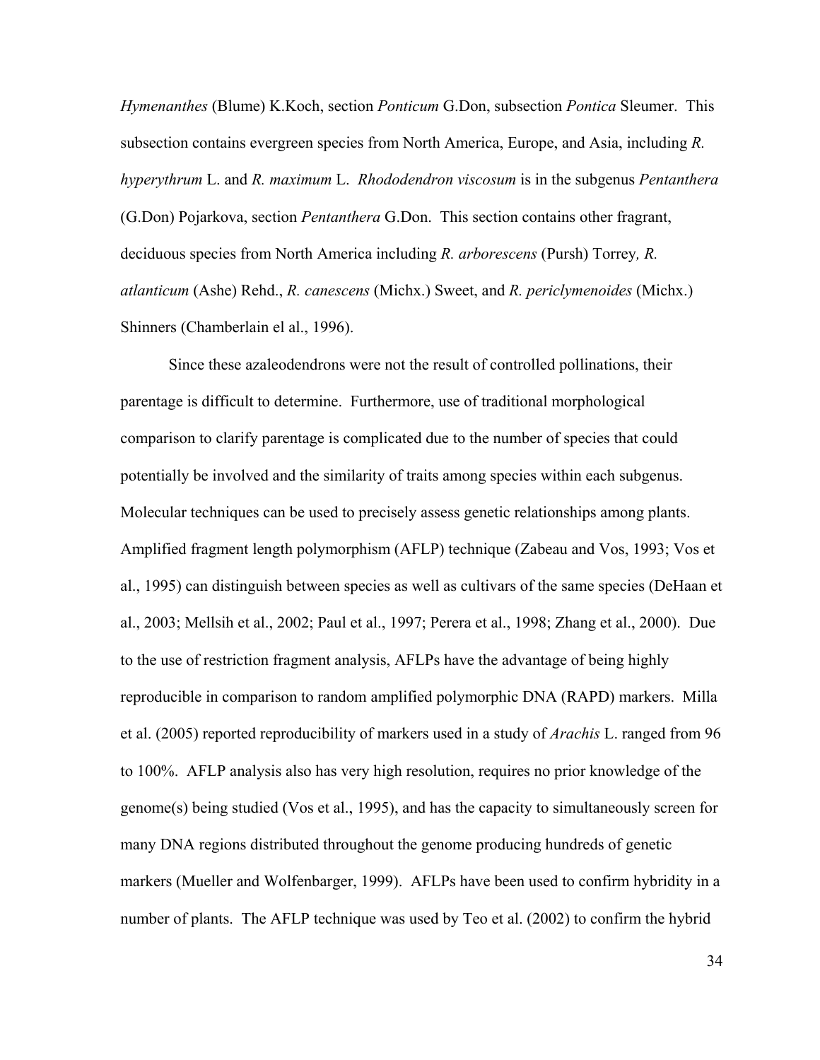*Hymenanthes* (Blume) K.Koch, section *Ponticum* G.Don, subsection *Pontica* Sleumer. This subsection contains evergreen species from North America, Europe, and Asia, including *R. hyperythrum* L. and *R. maximum* L. *Rhododendron viscosum* is in the subgenus *Pentanthera* (G.Don) Pojarkova, section *Pentanthera* G.Don. This section contains other fragrant, deciduous species from North America including *R. arborescens* (Pursh) Torrey*, R. atlanticum* (Ashe) Rehd., *R. canescens* (Michx.) Sweet, and *R. periclymenoides* (Michx.) Shinners (Chamberlain el al., 1996).

Since these azaleodendrons were not the result of controlled pollinations, their parentage is difficult to determine. Furthermore, use of traditional morphological comparison to clarify parentage is complicated due to the number of species that could potentially be involved and the similarity of traits among species within each subgenus. Molecular techniques can be used to precisely assess genetic relationships among plants. Amplified fragment length polymorphism (AFLP) technique (Zabeau and Vos, 1993; Vos et al., 1995) can distinguish between species as well as cultivars of the same species (DeHaan et al., 2003; Mellsih et al., 2002; Paul et al., 1997; Perera et al., 1998; Zhang et al., 2000). Due to the use of restriction fragment analysis, AFLPs have the advantage of being highly reproducible in comparison to random amplified polymorphic DNA (RAPD) markers. Milla et al. (2005) reported reproducibility of markers used in a study of *Arachis* L. ranged from 96 to 100%. AFLP analysis also has very high resolution, requires no prior knowledge of the genome(s) being studied (Vos et al., 1995), and has the capacity to simultaneously screen for many DNA regions distributed throughout the genome producing hundreds of genetic markers (Mueller and Wolfenbarger, 1999). AFLPs have been used to confirm hybridity in a number of plants. The AFLP technique was used by Teo et al. (2002) to confirm the hybrid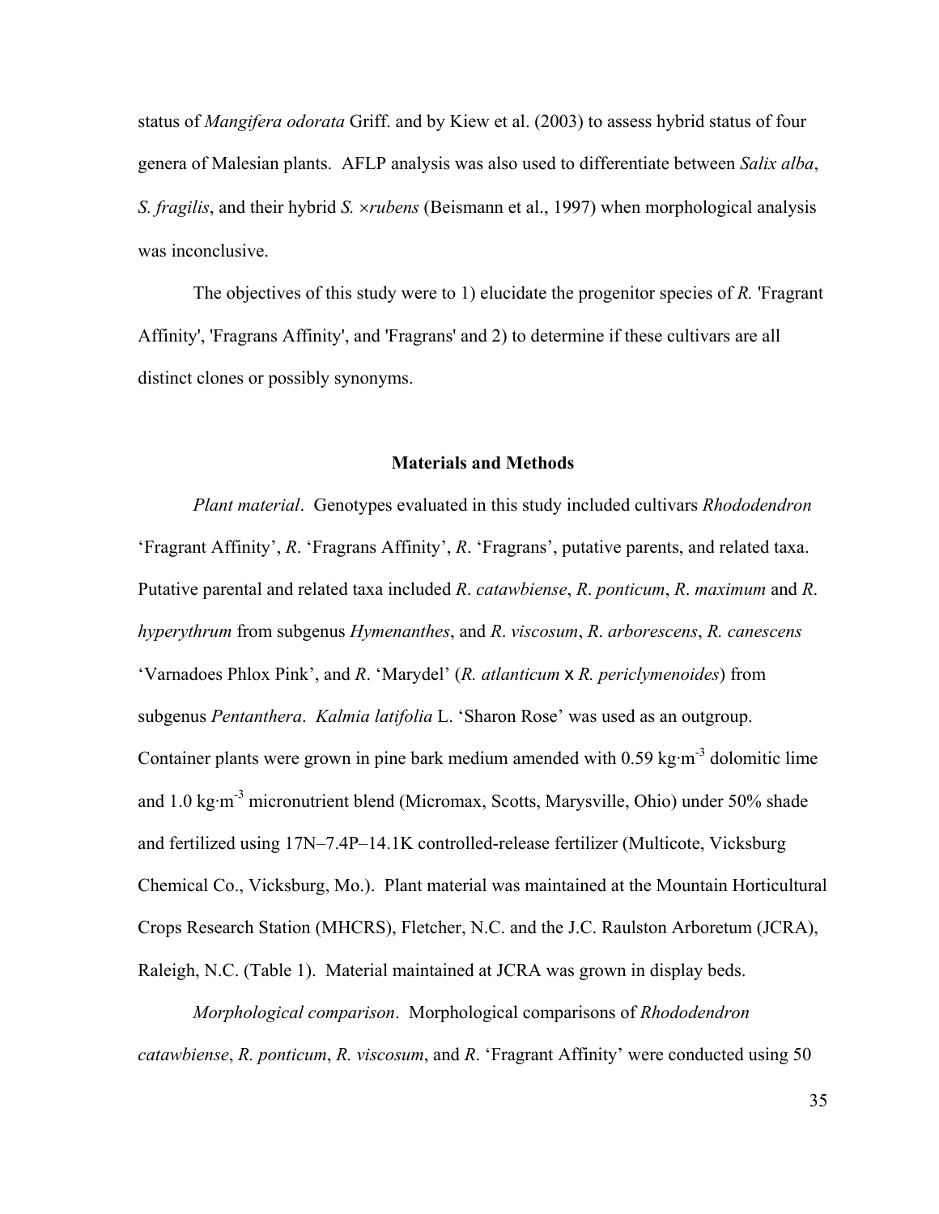status of *Mangifera odorata* Griff. and by Kiew et al. (2003) to assess hybrid status of four genera of Malesian plants. AFLP analysis was also used to differentiate between *Salix alba*, *S. fragilis*, and their hybrid *S.* ×*rubens* (Beismann et al., 1997) when morphological analysis was inconclusive.

The objectives of this study were to 1) elucidate the progenitor species of *R.* 'Fragrant Affinity', 'Fragrans Affinity', and 'Fragrans' and 2) to determine if these cultivars are all distinct clones or possibly synonyms.

## Materials and Methods

*Plant material*. Genotypes evaluated in this study included cultivars *Rhododendron* 'Fragrant Affinity', *R*. 'Fragrans Affinity', *R*. 'Fragrans', putative parents, and related taxa. Putative parental and related taxa included *R*. *catawbiense*, *R*. *ponticum*, *R*. *maximum* and *R*. *hyperythrum* from subgenus *Hymenanthes*, and *R*. *viscosum*, *R*. *arborescens*, *R. canescens* 'Varnadoes Phlox Pink', and *R*. 'Marydel' (*R. atlanticum* x *R. periclymenoides*) from subgenus *Pentanthera*. *Kalmia latifolia* L. 'Sharon Rose' was used as an outgroup. Container plants were grown in pine bark medium amended with 0.59 $kg \cdot m^{-3}$ dolomitic lime and 1.0 $kg \cdot m^{-3}$ micronutrient blend (Micromax, Scotts, Marysville, Ohio) under 50% shade and fertilized using 17N–7.4P–14.1K controlled-release fertilizer (Multicote, Vicksburg Chemical Co., Vicksburg, Mo.). Plant material was maintained at the Mountain Horticultural Crops Research Station (MHCRS), Fletcher, N.C. and the J.C. Raulston Arboretum (JCRA), Raleigh, N.C. (Table 1). Material maintained at JCRA was grown in display beds.

*Morphological comparison*. Morphological comparisons of *Rhododendron catawbiense*, *R. ponticum*, *R. viscosum*, and *R*. 'Fragrant Affinity' were conducted using 50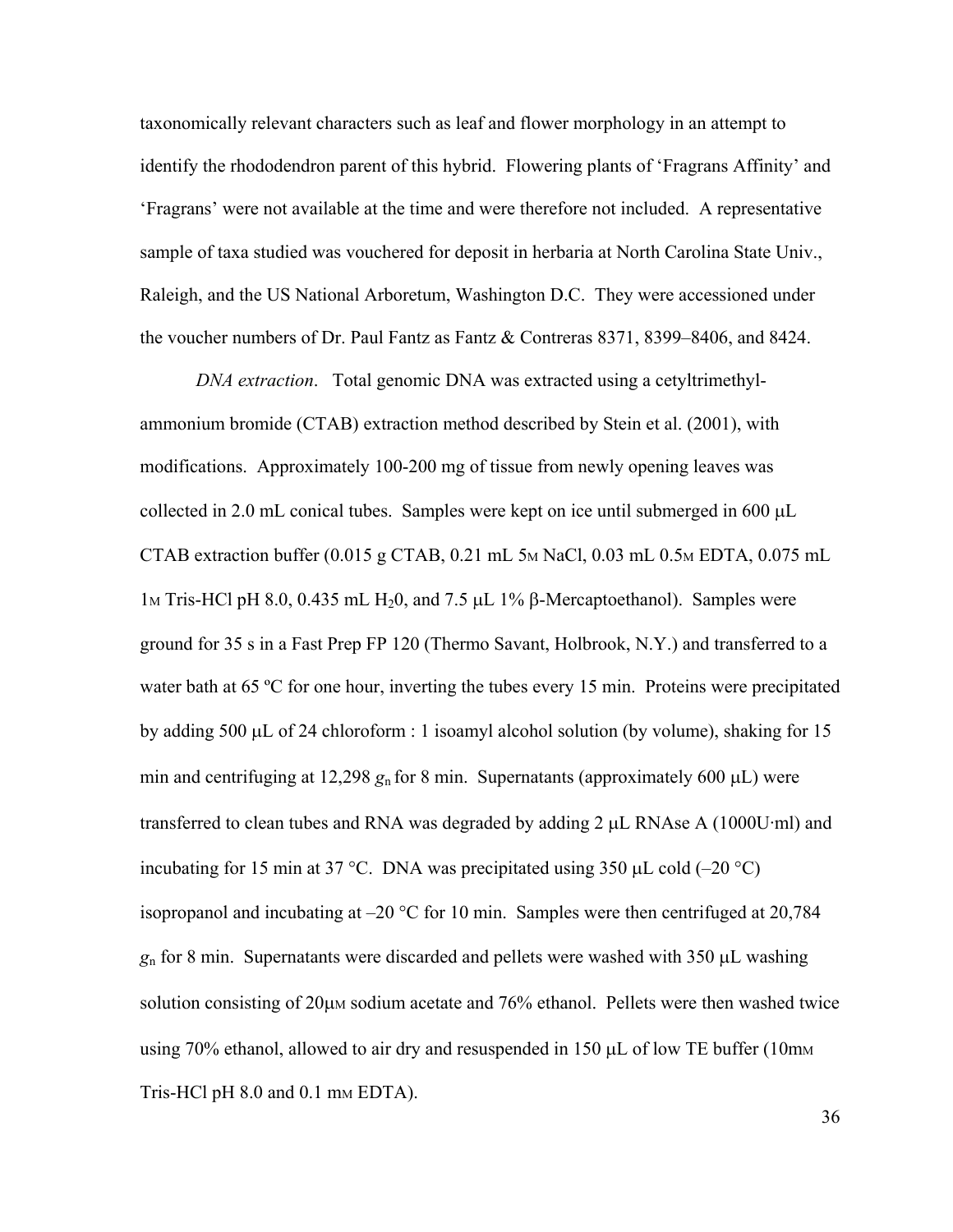taxonomically relevant characters such as leaf and flower morphology in an attempt to identify the rhododendron parent of this hybrid. Flowering plants of 'Fragrans Affinity' and 'Fragrans' were not available at the time and were therefore not included. A representative sample of taxa studied was vouchered for deposit in herbaria at North Carolina State Univ., Raleigh, and the US National Arboretum, Washington D.C. They were accessioned under the voucher numbers of Dr. Paul Fantz as Fantz & Contreras 8371, 8399–8406, and 8424.

*DNA extraction*. Total genomic DNA was extracted using a cetyltrimethyl-ammonium bromide (CTAB) extraction method described by Stein et al. (2001), with modifications. Approximately 100-200 mg of tissue from newly opening leaves was collected in 2.0 mL conical tubes. Samples were kept on ice until submerged in 600 μL CTAB extraction buffer (0.015 g CTAB, 0.21 mL 5M NaCl, 0.03 mL 0.5M EDTA, 0.075 mL 1M Tris-HCl pH 8.0, 0.435 mL $H_2O$, and 7.5 μL 1% β-Mercaptoethanol). Samples were ground for 35 s in a Fast Prep FP 120 (Thermo Savant, Holbrook, N.Y.) and transferred to a water bath at 65 ºC for one hour, inverting the tubes every 15 min. Proteins were precipitated by adding 500 μL of 24 chloroform : 1 isoamyl alcohol solution (by volume), shaking for 15 min and centrifuging at 12,298 $g_n$ for 8 min. Supernatants (approximately 600 μL) were transferred to clean tubes and RNA was degraded by adding 2 μL RNAse A (1000U·ml) and incubating for 15 min at 37 °C. DNA was precipitated using 350 μL cold (–20 °C) isopropanol and incubating at –20 °C for 10 min. Samples were then centrifuged at 20,784 $g_n$ for 8 min. Supernatants were discarded and pellets were washed with 350 μL washing solution consisting of 20μM sodium acetate and 76% ethanol. Pellets were then washed twice using 70% ethanol, allowed to air dry and resuspended in 150 μL of low TE buffer (10mM Tris-HCl pH 8.0 and 0.1 mM EDTA).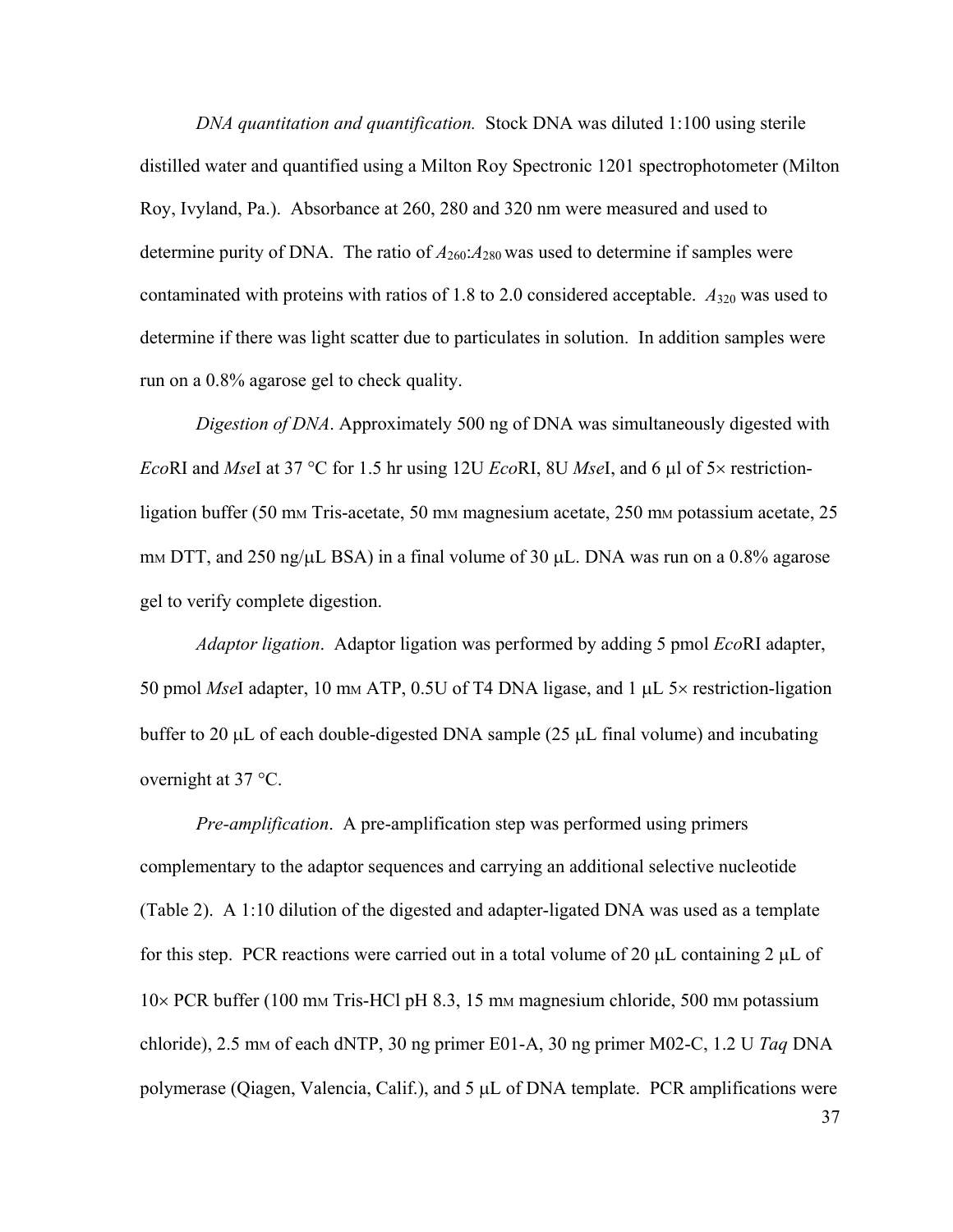*DNA quantitation and quantification.* Stock DNA was diluted 1:100 using sterile distilled water and quantified using a Milton Roy Spectronic 1201 spectrophotometer (Milton Roy, Ivyland, Pa.). Absorbance at 260, 280 and 320 nm were measured and used to determine purity of DNA. The ratio of $A_{260}$:$A_{280}$ was used to determine if samples were contaminated with proteins with ratios of 1.8 to 2.0 considered acceptable. $A_{320}$ was used to determine if there was light scatter due to particulates in solution. In addition samples were run on a 0.8% agarose gel to check quality.

*Digestion of DNA*. Approximately 500 ng of DNA was simultaneously digested with *Eco*RI and *Mse*I at 37 °C for 1.5 hr using 12U *Eco*RI, 8U *Mse*I, and 6 μl of 5× restriction-ligation buffer (50 mM Tris-acetate, 50 mM magnesium acetate, 250 mM potassium acetate, 25 mM DTT, and 250 ng/μL BSA) in a final volume of 30 μL. DNA was run on a 0.8% agarose gel to verify complete digestion.

*Adaptor ligation*. Adaptor ligation was performed by adding 5 pmol *Eco*RI adapter, 50 pmol *Mse*I adapter, 10 mM ATP, 0.5U of T4 DNA ligase, and 1 μL 5× restriction-ligation buffer to 20 μL of each double-digested DNA sample (25 μL final volume) and incubating overnight at 37 °C.

*Pre-amplification*. A pre-amplification step was performed using primers complementary to the adaptor sequences and carrying an additional selective nucleotide (Table 2). A 1:10 dilution of the digested and adapter-ligated DNA was used as a template for this step. PCR reactions were carried out in a total volume of 20 μL containing 2 μL of 10× PCR buffer (100 mM Tris-HCl pH 8.3, 15 mM magnesium chloride, 500 mM potassium chloride), 2.5 mM of each dNTP, 30 ng primer E01-A, 30 ng primer M02-C, 1.2 U *Taq* DNA polymerase (Qiagen, Valencia, Calif.), and 5 μL of DNA template. PCR amplifications were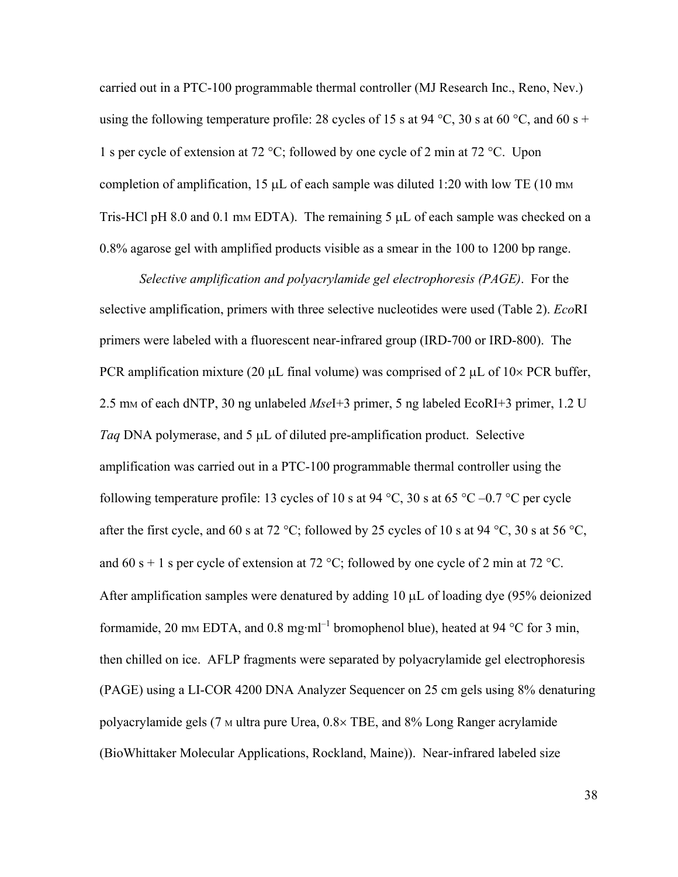carried out in a PTC-100 programmable thermal controller (MJ Research Inc., Reno, Nev.) using the following temperature profile: 28 cycles of 15 s at 94 °C, 30 s at 60 °C, and 60 s + 1 s per cycle of extension at 72 °C; followed by one cycle of 2 min at 72 °C. Upon completion of amplification, 15 μL of each sample was diluted 1:20 with low TE (10 mM Tris-HCl pH 8.0 and 0.1 mM EDTA). The remaining 5 μL of each sample was checked on a 0.8% agarose gel with amplified products visible as a smear in the 100 to 1200 bp range.

*Selective amplification and polyacrylamide gel electrophoresis (PAGE)*. For the selective amplification, primers with three selective nucleotides were used (Table 2). *Eco*RI primers were labeled with a fluorescent near-infrared group (IRD-700 or IRD-800). The PCR amplification mixture (20 μL final volume) was comprised of 2 μL of 10× PCR buffer, 2.5 mM of each dNTP, 30 ng unlabeled *Mse*I+3 primer, 5 ng labeled EcoRI+3 primer, 1.2 U *Taq* DNA polymerase, and 5 μL of diluted pre-amplification product. Selective amplification was carried out in a PTC-100 programmable thermal controller using the following temperature profile: 13 cycles of 10 s at 94 °C, 30 s at 65 °C –0.7 °C per cycle after the first cycle, and 60 s at 72 °C; followed by 25 cycles of 10 s at 94 °C, 30 s at 56 °C, and 60 s + 1 s per cycle of extension at 72 °C; followed by one cycle of 2 min at 72 °C. After amplification samples were denatured by adding 10 μL of loading dye (95% deionized formamide, 20 mM EDTA, and 0.8 mg·ml$^{-1}$ bromophenol blue), heated at 94 °C for 3 min, then chilled on ice. AFLP fragments were separated by polyacrylamide gel electrophoresis (PAGE) using a LI-COR 4200 DNA Analyzer Sequencer on 25 cm gels using 8% denaturing polyacrylamide gels (7 M ultra pure Urea, 0.8× TBE, and 8% Long Ranger acrylamide (BioWhittaker Molecular Applications, Rockland, Maine)). Near-infrared labeled size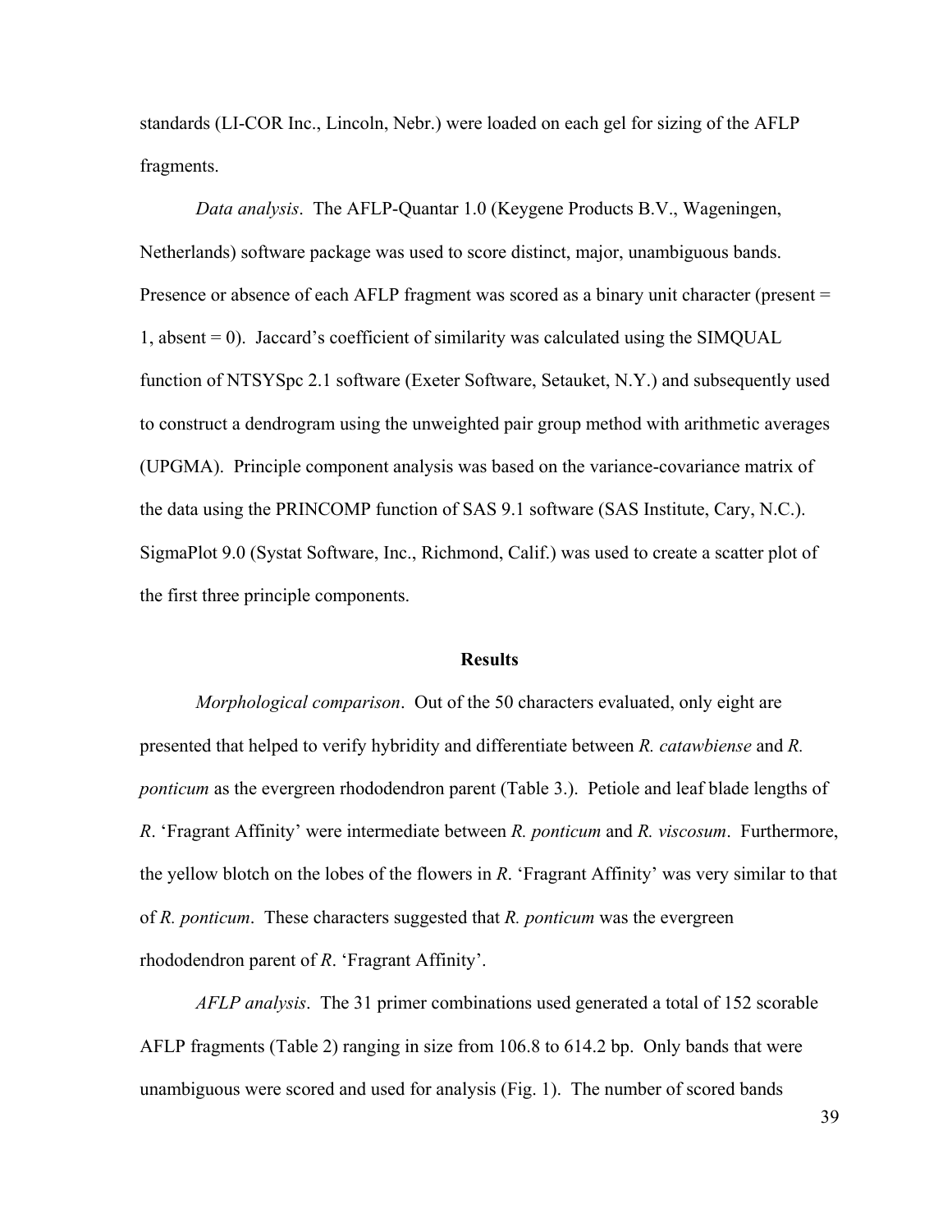standards (LI-COR Inc., Lincoln, Nebr.) were loaded on each gel for sizing of the AFLP fragments.

*Data analysis*. The AFLP-Quantar 1.0 (Keygene Products B.V., Wageningen, Netherlands) software package was used to score distinct, major, unambiguous bands. Presence or absence of each AFLP fragment was scored as a binary unit character (present = 1, absent = 0). Jaccard's coefficient of similarity was calculated using the SIMQUAL function of NTSYSpc 2.1 software (Exeter Software, Setauket, N.Y.) and subsequently used to construct a dendrogram using the unweighted pair group method with arithmetic averages (UPGMA). Principle component analysis was based on the variance-covariance matrix of the data using the PRINCOMP function of SAS 9.1 software (SAS Institute, Cary, N.C.). SigmaPlot 9.0 (Systat Software, Inc., Richmond, Calif.) was used to create a scatter plot of the first three principle components.

## Results

*Morphological comparison*. Out of the 50 characters evaluated, only eight are presented that helped to verify hybridity and differentiate between *R. catawbiense* and *R. ponticum* as the evergreen rhododendron parent (Table 3.). Petiole and leaf blade lengths of *R*. 'Fragrant Affinity' were intermediate between *R. ponticum* and *R. viscosum*. Furthermore, the yellow blotch on the lobes of the flowers in *R*. 'Fragrant Affinity' was very similar to that of *R. ponticum*. These characters suggested that *R. ponticum* was the evergreen rhododendron parent of *R*. 'Fragrant Affinity'.

*AFLP analysis*. The 31 primer combinations used generated a total of 152 scorable AFLP fragments (Table 2) ranging in size from 106.8 to 614.2 bp. Only bands that were unambiguous were scored and used for analysis (Fig. 1). The number of scored bands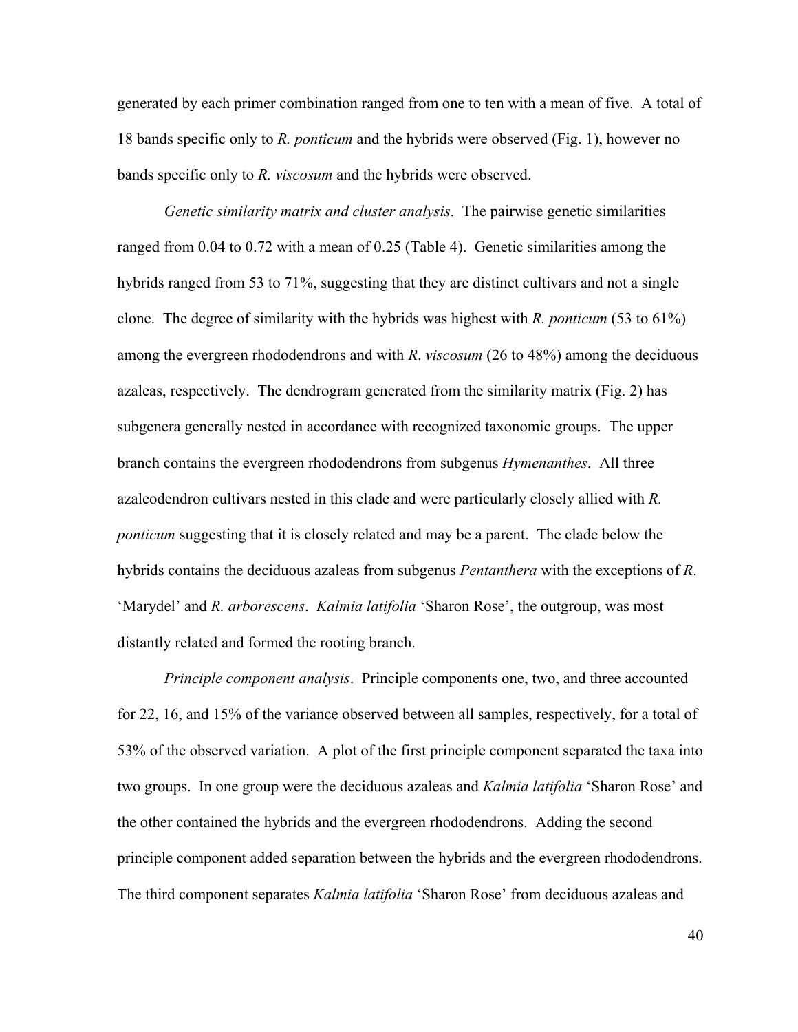generated by each primer combination ranged from one to ten with a mean of five. A total of 18 bands specific only to *R. ponticum* and the hybrids were observed (Fig. 1), however no bands specific only to *R. viscosum* and the hybrids were observed.

*Genetic similarity matrix and cluster analysis*. The pairwise genetic similarities ranged from 0.04 to 0.72 with a mean of 0.25 (Table 4). Genetic similarities among the hybrids ranged from 53 to 71%, suggesting that they are distinct cultivars and not a single clone. The degree of similarity with the hybrids was highest with *R. ponticum* (53 to 61%) among the evergreen rhododendrons and with *R. viscosum* (26 to 48%) among the deciduous azaleas, respectively. The dendrogram generated from the similarity matrix (Fig. 2) has subgenera generally nested in accordance with recognized taxonomic groups. The upper branch contains the evergreen rhododendrons from subgenus *Hymenanthes*. All three azaleodendron cultivars nested in this clade and were particularly closely allied with *R. ponticum* suggesting that it is closely related and may be a parent. The clade below the hybrids contains the deciduous azaleas from subgenus *Pentanthera* with the exceptions of *R*. 'Marydel' and *R. arborescens*. *Kalmia latifolia* 'Sharon Rose', the outgroup, was most distantly related and formed the rooting branch.

*Principle component analysis*. Principle components one, two, and three accounted for 22, 16, and 15% of the variance observed between all samples, respectively, for a total of 53% of the observed variation. A plot of the first principle component separated the taxa into two groups. In one group were the deciduous azaleas and *Kalmia latifolia* 'Sharon Rose' and the other contained the hybrids and the evergreen rhododendrons. Adding the second principle component added separation between the hybrids and the evergreen rhododendrons. The third component separates *Kalmia latifolia* 'Sharon Rose' from deciduous azaleas and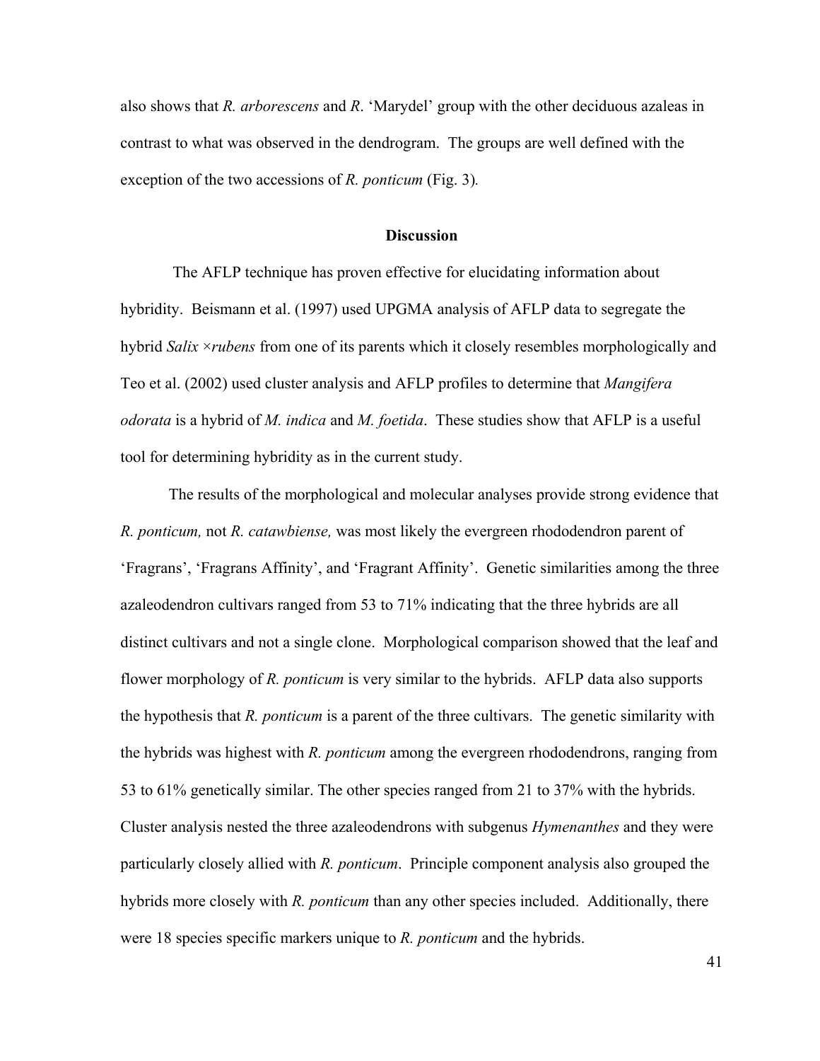also shows that *R. arborescens* and *R*. 'Marydel' group with the other deciduous azaleas in contrast to what was observed in the dendrogram. The groups are well defined with the exception of the two accessions of *R. ponticum* (Fig. 3).

## Discussion

The AFLP technique has proven effective for elucidating information about hybridity. Beismann et al. (1997) used UPGMA analysis of AFLP data to segregate the hybrid *Salix ×rubens* from one of its parents which it closely resembles morphologically and Teo et al. (2002) used cluster analysis and AFLP profiles to determine that *Mangifera odorata* is a hybrid of *M. indica* and *M. foetida*. These studies show that AFLP is a useful tool for determining hybridity as in the current study.

The results of the morphological and molecular analyses provide strong evidence that *R. ponticum,* not *R. catawbiense,* was most likely the evergreen rhododendron parent of 'Fragrans', 'Fragrans Affinity', and 'Fragrant Affinity'. Genetic similarities among the three azaleodendron cultivars ranged from 53 to 71% indicating that the three hybrids are all distinct cultivars and not a single clone. Morphological comparison showed that the leaf and flower morphology of *R. ponticum* is very similar to the hybrids. AFLP data also supports the hypothesis that *R. ponticum* is a parent of the three cultivars. The genetic similarity with the hybrids was highest with *R. ponticum* among the evergreen rhododendrons, ranging from 53 to 61% genetically similar. The other species ranged from 21 to 37% with the hybrids. Cluster analysis nested the three azaleodendrons with subgenus *Hymenanthes* and they were particularly closely allied with *R. ponticum*. Principle component analysis also grouped the hybrids more closely with *R. ponticum* than any other species included. Additionally, there were 18 species specific markers unique to *R. ponticum* and the hybrids.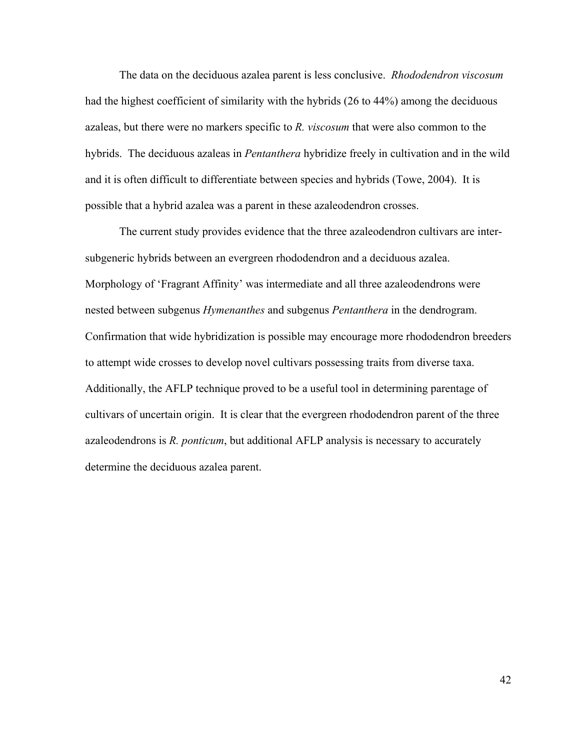The data on the deciduous azalea parent is less conclusive. *Rhododendron viscosum* had the highest coefficient of similarity with the hybrids (26 to 44%) among the deciduous azaleas, but there were no markers specific to *R. viscosum* that were also common to the hybrids. The deciduous azaleas in *Pentanthera* hybridize freely in cultivation and in the wild and it is often difficult to differentiate between species and hybrids (Towe, 2004). It is possible that a hybrid azalea was a parent in these azaleodendron crosses.

The current study provides evidence that the three azaleodendron cultivars are inter-subgeneric hybrids between an evergreen rhododendron and a deciduous azalea. Morphology of 'Fragrant Affinity' was intermediate and all three azaleodendrons were nested between subgenus *Hymenanthes* and subgenus *Pentanthera* in the dendrogram. Confirmation that wide hybridization is possible may encourage more rhododendron breeders to attempt wide crosses to develop novel cultivars possessing traits from diverse taxa. Additionally, the AFLP technique proved to be a useful tool in determining parentage of cultivars of uncertain origin. It is clear that the evergreen rhododendron parent of the three azaleodendrons is *R. ponticum*, but additional AFLP analysis is necessary to accurately determine the deciduous azalea parent.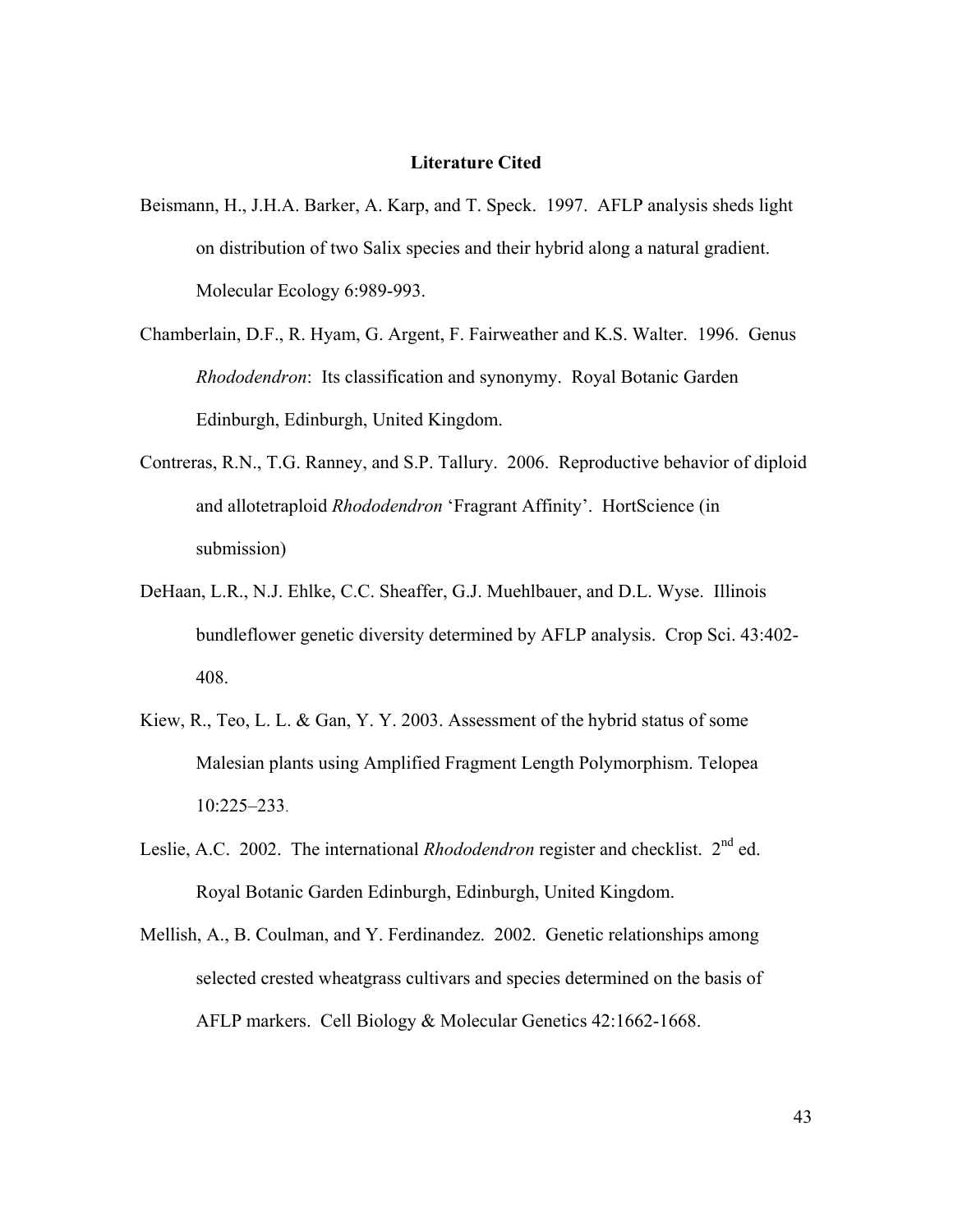## Literature Cited

Beismann, H., J.H.A. Barker, A. Karp, and T. Speck. 1997. AFLP analysis sheds light on distribution of two Salix species and their hybrid along a natural gradient. Molecular Ecology 6:989-993.

Chamberlain, D.F., R. Hyam, G. Argent, F. Fairweather and K.S. Walter. 1996. Genus *Rhododendron*: Its classification and synonymy. Royal Botanic Garden Edinburgh, Edinburgh, United Kingdom.

Contreras, R.N., T.G. Ranney, and S.P. Tallury. 2006. Reproductive behavior of diploid and allotetraploid *Rhododendron* 'Fragrant Affinity'. HortScience (in submission)

DeHaan, L.R., N.J. Ehlke, C.C. Sheaffer, G.J. Muehlbauer, and D.L. Wyse. Illinois bundleflower genetic diversity determined by AFLP analysis. Crop Sci. 43:402-408.

Kiew, R., Teo, L. L. & Gan, Y. Y. 2003. Assessment of the hybrid status of some Malesian plants using Amplified Fragment Length Polymorphism. Telopea 10:225–233.

Leslie, A.C. 2002. The international *Rhododendron* register and checklist. 2[nd] ed. Royal Botanic Garden Edinburgh, Edinburgh, United Kingdom.

Mellish, A., B. Coulman, and Y. Ferdinandez. 2002. Genetic relationships among selected crested wheatgrass cultivars and species determined on the basis of AFLP markers. Cell Biology & Molecular Genetics 42:1662-1668.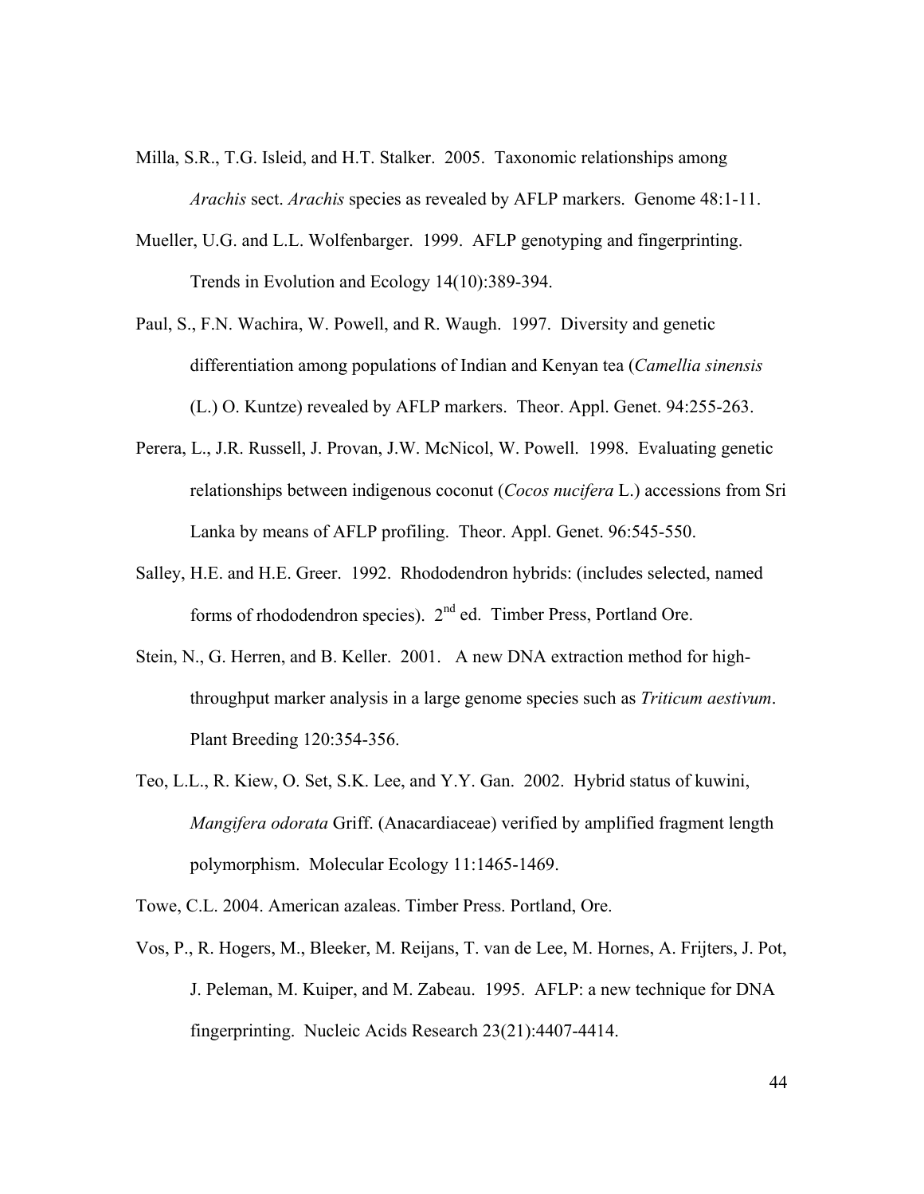Milla, S.R., T.G. Isleid, and H.T. Stalker. 2005. Taxonomic relationships among *Arachis* sect. *Arachis* species as revealed by AFLP markers. Genome 48:1-11.

Mueller, U.G. and L.L. Wolfenbarger. 1999. AFLP genotyping and fingerprinting. Trends in Evolution and Ecology 14(10):389-394.

Paul, S., F.N. Wachira, W. Powell, and R. Waugh. 1997. Diversity and genetic differentiation among populations of Indian and Kenyan tea (*Camellia sinensis* (L.) O. Kuntze) revealed by AFLP markers. Theor. Appl. Genet. 94:255-263.

Perera, L., J.R. Russell, J. Provan, J.W. McNicol, W. Powell. 1998. Evaluating genetic relationships between indigenous coconut (*Cocos nucifera* L.) accessions from Sri Lanka by means of AFLP profiling. Theor. Appl. Genet. 96:545-550.

Salley, H.E. and H.E. Greer. 1992. Rhododendron hybrids: (includes selected, named forms of rhododendron species). 2nd ed. Timber Press, Portland Ore.

Stein, N., G. Herren, and B. Keller. 2001. A new DNA extraction method for high-throughput marker analysis in a large genome species such as *Triticum aestivum*. Plant Breeding 120:354-356.

Teo, L.L., R. Kiew, O. Set, S.K. Lee, and Y.Y. Gan. 2002. Hybrid status of kuwini, *Mangifera odorata* Griff. (Anacardiaceae) verified by amplified fragment length polymorphism. Molecular Ecology 11:1465-1469.

Towe, C.L. 2004. American azaleas. Timber Press. Portland, Ore.

Vos, P., R. Hogers, M., Bleeker, M. Reijans, T. van de Lee, M. Hornes, A. Frijters, J. Pot, J. Peleman, M. Kuiper, and M. Zabeau. 1995. AFLP: a new technique for DNA fingerprinting. Nucleic Acids Research 23(21):4407-4414.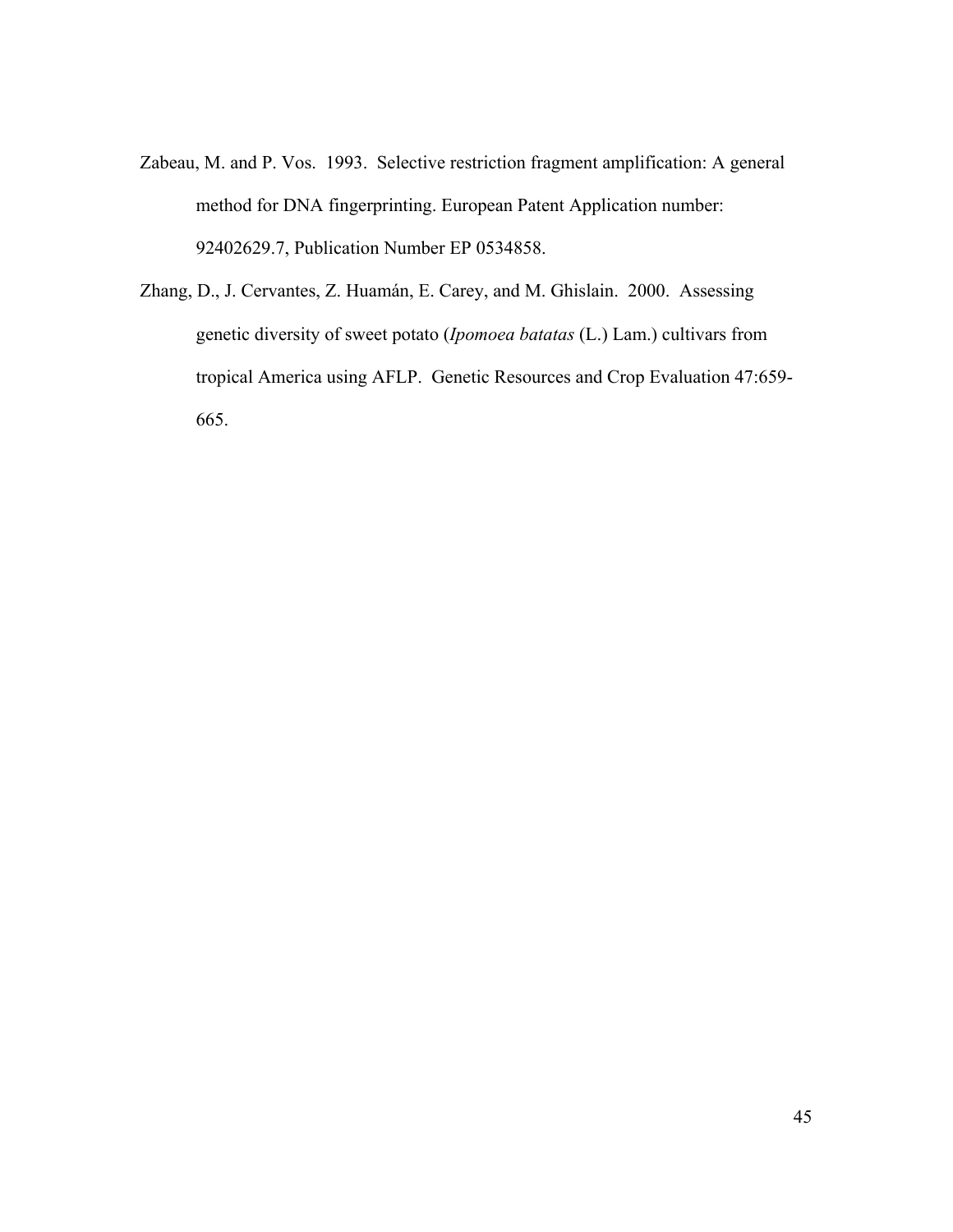Zabeau, M. and P. Vos. 1993. Selective restriction fragment amplification: A general method for DNA fingerprinting. European Patent Application number: 92402629.7, Publication Number EP 0534858.

Zhang, D., J. Cervantes, Z. Huamán, E. Carey, and M. Ghislain. 2000. Assessing genetic diversity of sweet potato (*Ipomoea batatas* (L.) Lam.) cultivars from tropical America using AFLP. Genetic Resources and Crop Evaluation 47:659-665.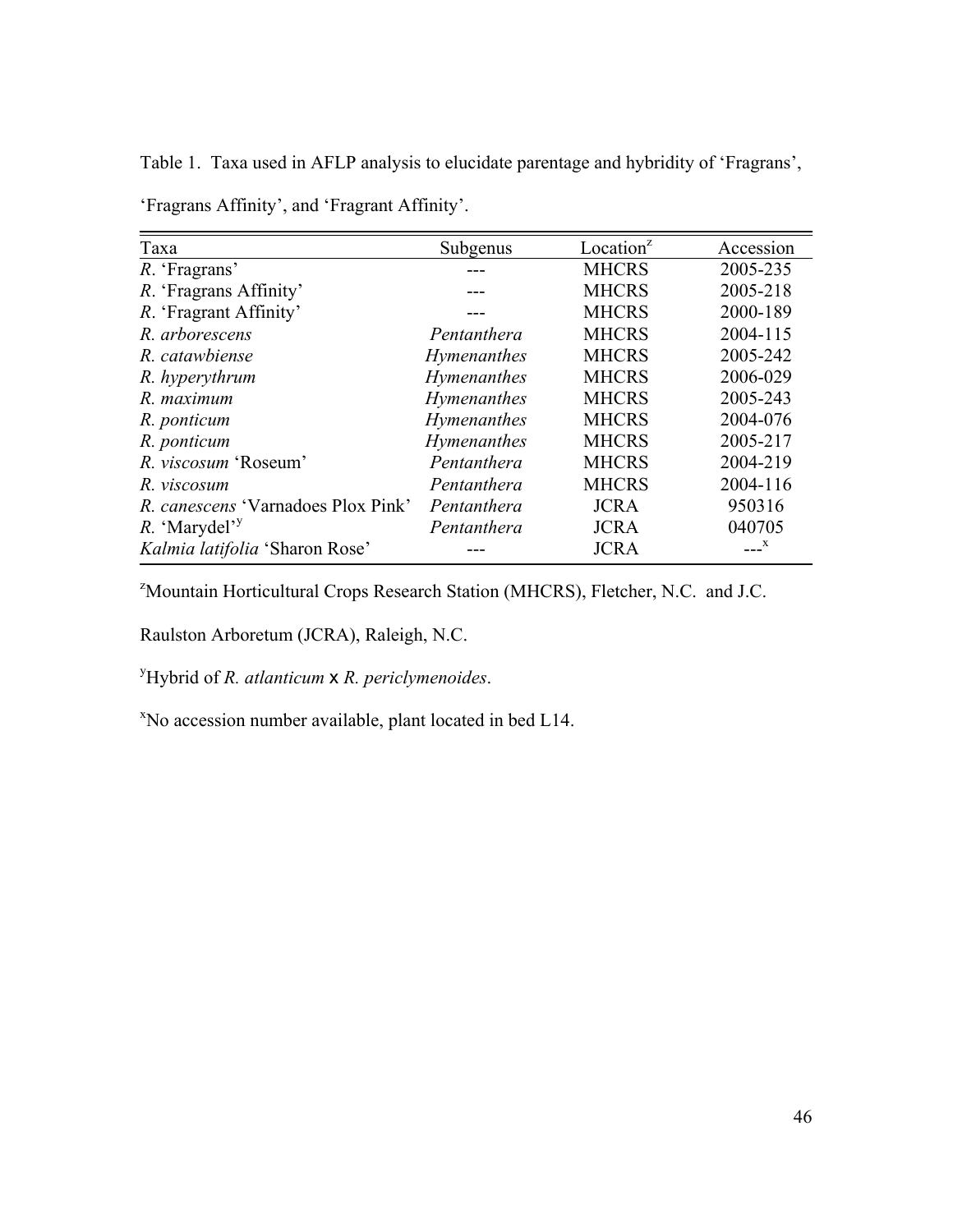Table 1. Taxa used in AFLP analysis to elucidate parentage and hybridity of 'Fragrans', 'Fragrans Affinity', and 'Fragrant Affinity'.

| Taxa | Subgenus | Location[z] | Accession |
|---|---|---|---|
| *R*. 'Fragrans' | --- | MHCRS | 2005-235 |
| *R*. 'Fragrans Affinity' | --- | MHCRS | 2005-218 |
| *R*. 'Fragrant Affinity' | --- | MHCRS | 2000-189 |
| *R. arborescens* | *Pentanthera* | MHCRS | 2004-115 |
| *R. catawbiense* | *Hymenanthes* | MHCRS | 2005-242 |
| *R. hyperythrum* | *Hymenanthes* | MHCRS | 2006-029 |
| *R. maximum* | *Hymenanthes* | MHCRS | 2005-243 |
| *R. ponticum* | *Hymenanthes* | MHCRS | 2004-076 |
| *R. ponticum* | *Hymenanthes* | MHCRS | 2005-217 |
| *R. viscosum* 'Roseum' | *Pentanthera* | MHCRS | 2004-219 |
| *R. viscosum* | *Pentanthera* | MHCRS | 2004-116 |
| *R. canescens* 'Varnadoes Plox Pink' | *Pentanthera* | JCRA | 950316 |
| *R*. 'Marydel'[y] | *Pentanthera* | JCRA | 040705 |
| *Kalmia latifolia* 'Sharon Rose' | --- | JCRA | ---[x] |

[z]Mountain Horticultural Crops Research Station (MHCRS), Fletcher, N.C. and J.C. Raulston Arboretum (JCRA), Raleigh, N.C.

[y]Hybrid of *R. atlanticum* x *R. periclymenoides*.

[x]No accession number available, plant located in bed L14.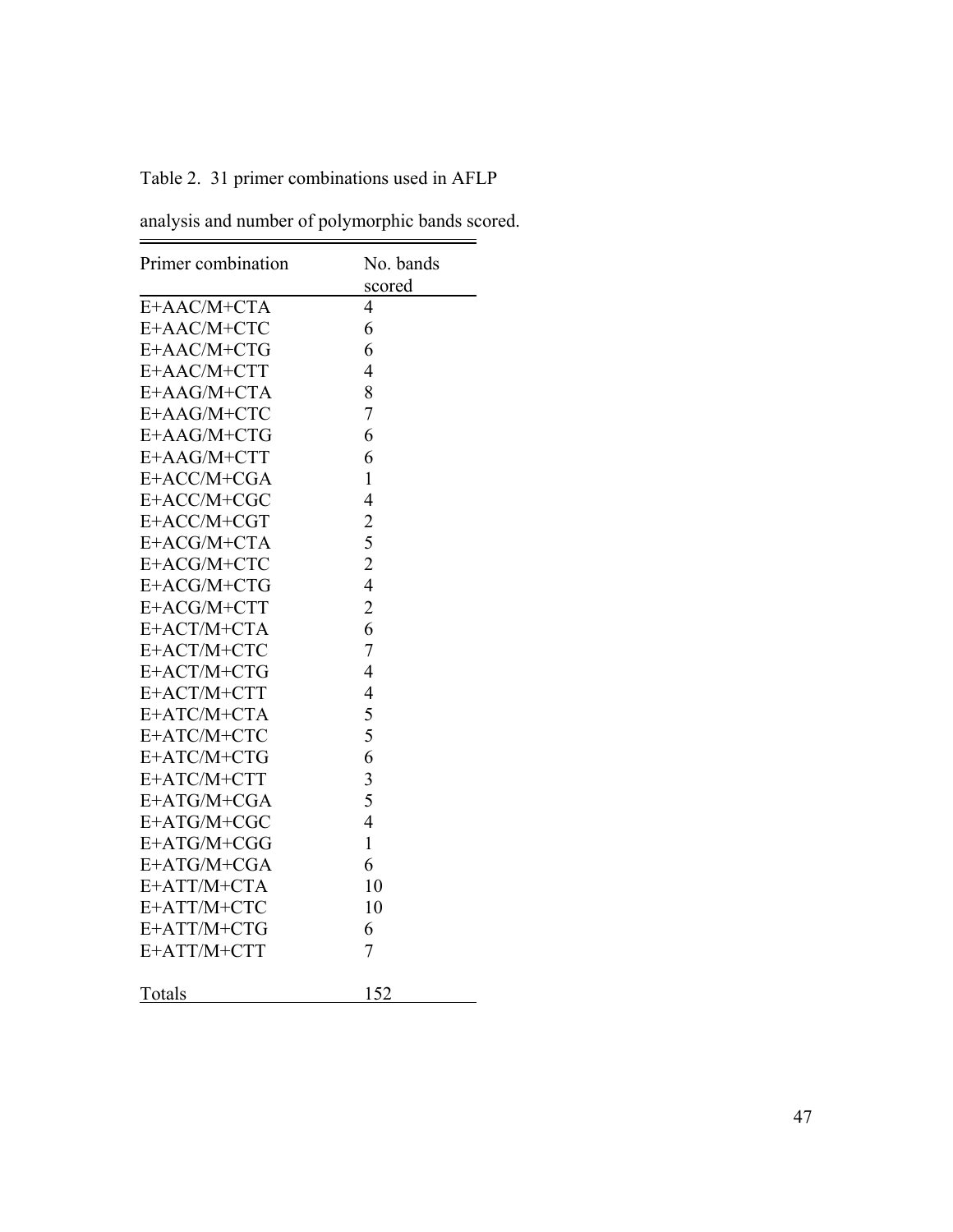Table 2. 31 primer combinations used in AFLP analysis and number of polymorphic bands scored.

| Primer combination | No. bands scored |
|---|---|
| E+AAC/M+CTA | 4 |
| E+AAC/M+CTC | 6 |
| E+AAC/M+CTG | 6 |
| E+AAC/M+CTT | 4 |
| E+AAG/M+CTA | 8 |
| E+AAG/M+CTC | 7 |
| E+AAG/M+CTG | 6 |
| E+AAG/M+CTT | 6 |
| E+ACC/M+CGA | 1 |
| E+ACC/M+CGC | 4 |
| E+ACC/M+CGT | 2 |
| E+ACG/M+CTA | 5 |
| E+ACG/M+CTC | 2 |
| E+ACG/M+CTG | 4 |
| E+ACG/M+CTT | 2 |
| E+ACT/M+CTA | 6 |
| E+ACT/M+CTC | 7 |
| E+ACT/M+CTG | 4 |
| E+ACT/M+CTT | 4 |
| E+ATC/M+CTA | 5 |
| E+ATC/M+CTC | 5 |
| E+ATC/M+CTG | 6 |
| E+ATC/M+CTT | 3 |
| E+ATG/M+CGA | 5 |
| E+ATG/M+CGC | 4 |
| E+ATG/M+CGG | 1 |
| E+ATG/M+CGA | 6 |
| E+ATT/M+CTA | 10 |
| E+ATT/M+CTC | 10 |
| E+ATT/M+CTG | 6 |
| E+ATT/M+CTT | 7 |
| Totals | 152 |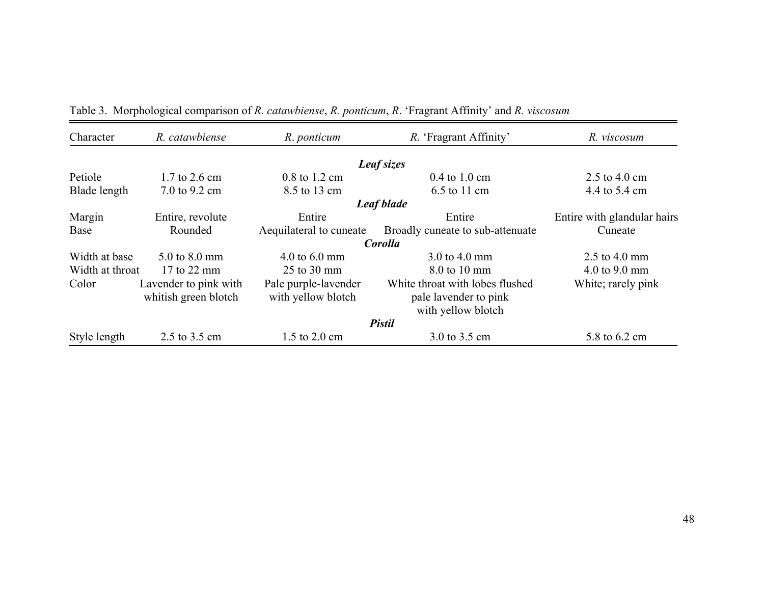Table 3. Morphological comparison of *R. catawbiense*, *R. ponticum*, *R*. 'Fragrant Affinity' and *R. viscosum*

| Character | *R. catawbiense* | *R. ponticum* | *R*. 'Fragrant Affinity' | *R. viscosum* |
|---|---|---|---|---|
| | | ***Leaf sizes*** | | |
| Petiole | 1.7 to 2.6 cm | 0.8 to 1.2 cm | 0.4 to 1.0 cm | 2.5 to 4.0 cm |
| Blade length | 7.0 to 9.2 cm | 8.5 to 13 cm | 6.5 to 11 cm | 4.4 to 5.4 cm |
| | | ***Leaf blade*** | | |
| Margin | Entire, revolute | Entire | Entire | Entire with glandular hairs |
| Base | Rounded | Aequilateral to cuneate | Broadly cuneate to sub-attenuate | Cuneate |
| | | ***Corolla*** | | |
| Width at base | 5.0 to 8.0 mm | 4.0 to 6.0 mm | 3.0 to 4.0 mm | 2.5 to 4.0 mm |
| Width at throat | 17 to 22 mm | 25 to 30 mm | 8.0 to 10 mm | 4.0 to 9.0 mm |
| Color | Lavender to pink with whitish green blotch | Pale purple-lavender with yellow blotch | White throat with lobes flushed pale lavender to pink with yellow blotch | White; rarely pink |
| | | ***Pistil*** | | |
| Style length | 2.5 to 3.5 cm | 1.5 to 2.0 cm | 3.0 to 3.5 cm | 5.8 to 6.2 cm |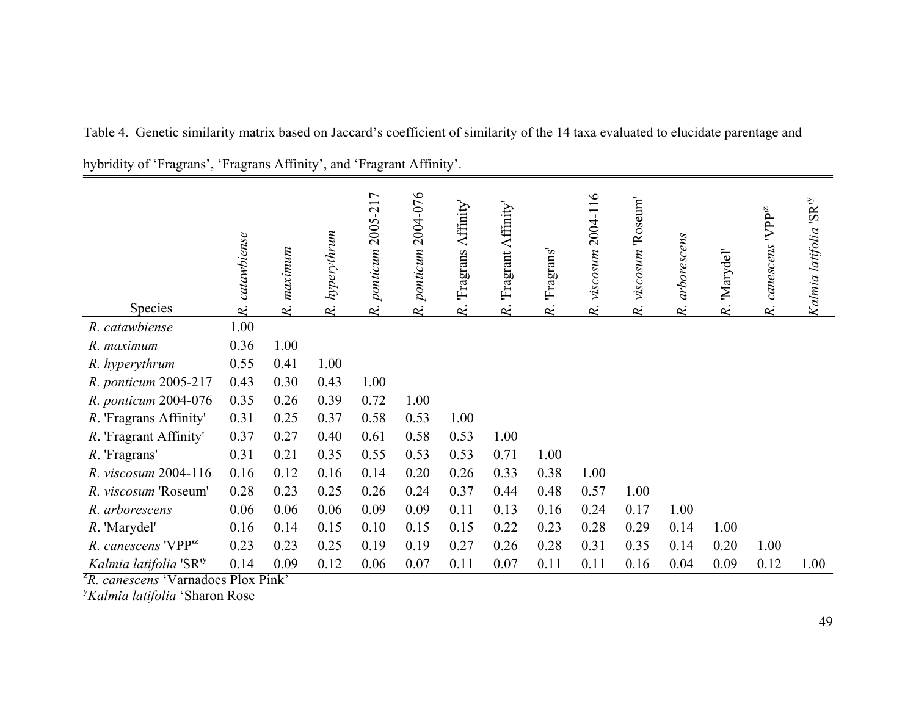Table 4. Genetic similarity matrix based on Jaccard's coefficient of similarity of the 14 taxa evaluated to elucidate parentage and hybridity of 'Fragrans', 'Fragrans Affinity', and 'Fragrant Affinity'.

| Species | *R. catawbiense* | *R. maximum* | *R. hyperythrum* | *R. ponticum* 2005-217 | *R. ponticum* 2004-076 | *R.* 'Fragrans Affinity' | *R.* 'Fragrant Affinity' | *R.* 'Fragrans' | *R. viscosum* 2004-116 | *R. viscosum* 'Roseum' | *R. arborescens* | *R.* 'Marydel' | *R. canescens* 'VPP'[z] | *Kalmia latifolia* 'SR'[y] |
|---|---|---|---|---|---|---|---|---|---|---|---|---|---|---|
| *R. catawbiense* | 1.00 | | | | | | | | | | | | | |
| *R. maximum* | 0.36 | 1.00 | | | | | | | | | | | | |
| *R. hyperythrum* | 0.55 | 0.41 | 1.00 | | | | | | | | | | | |
| *R. ponticum* 2005-217 | 0.43 | 0.30 | 0.43 | 1.00 | | | | | | | | | | |
| *R. ponticum* 2004-076 | 0.35 | 0.26 | 0.39 | 0.72 | 1.00 | | | | | | | | | |
| *R.* 'Fragrans Affinity' | 0.31 | 0.25 | 0.37 | 0.58 | 0.53 | 1.00 | | | | | | | | |
| *R.* 'Fragrant Affinity' | 0.37 | 0.27 | 0.40 | 0.61 | 0.58 | 0.53 | 1.00 | | | | | | | |
| *R.* 'Fragrans' | 0.31 | 0.21 | 0.35 | 0.55 | 0.53 | 0.53 | 0.71 | 1.00 | | | | | | |
| *R. viscosum* 2004-116 | 0.16 | 0.12 | 0.16 | 0.14 | 0.20 | 0.26 | 0.33 | 0.38 | 1.00 | | | | | |
| *R. viscosum* 'Roseum' | 0.28 | 0.23 | 0.25 | 0.26 | 0.24 | 0.37 | 0.44 | 0.48 | 0.57 | 1.00 | | | | |
| *R. arborescens* | 0.06 | 0.06 | 0.06 | 0.09 | 0.09 | 0.11 | 0.13 | 0.16 | 0.24 | 0.17 | 1.00 | | | |
| *R.* 'Marydel' | 0.16 | 0.14 | 0.15 | 0.10 | 0.15 | 0.15 | 0.22 | 0.23 | 0.28 | 0.29 | 0.14 | 1.00 | | |
| *R. canescens* 'VPP'[z] | 0.23 | 0.23 | 0.25 | 0.19 | 0.19 | 0.27 | 0.26 | 0.28 | 0.31 | 0.35 | 0.14 | 0.20 | 1.00 | |
| *Kalmia latifolia* 'SR'[y] | 0.14 | 0.09 | 0.12 | 0.06 | 0.07 | 0.11 | 0.07 | 0.11 | 0.11 | 0.16 | 0.04 | 0.09 | 0.12 | 1.00 |

[z]*R. canescens* 'Varnadoes Plox Pink'

[y]*Kalmia latifolia* 'Sharon Rose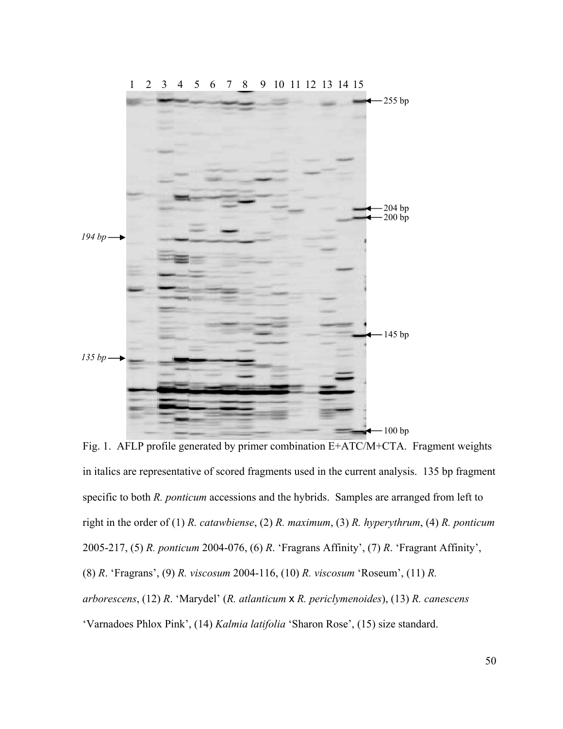Fig. 1. AFLP profile generated by primer combination E+ATC/M+CTA. Fragment weights in italics are representative of scored fragments used in the current analysis. 135 bp fragment specific to both *R. ponticum* accessions and the hybrids. Samples are arranged from left to right in the order of (1) *R. catawbiense*, (2) *R. maximum*, (3) *R. hyperythrum*, (4) *R. ponticum* 2005-217, (5) *R. ponticum* 2004-076, (6) *R*. 'Fragrans Affinity', (7) *R*. 'Fragrant Affinity', (8) *R*. 'Fragrans', (9) *R. viscosum* 2004-116, (10) *R. viscosum* 'Roseum', (11) *R. arborescens*, (12) *R*. 'Marydel' (*R. atlanticum* x *R. periclymenoides*), (13) *R. canescens* 'Varnadoes Phlox Pink', (14) *Kalmia latifolia* 'Sharon Rose', (15) size standard.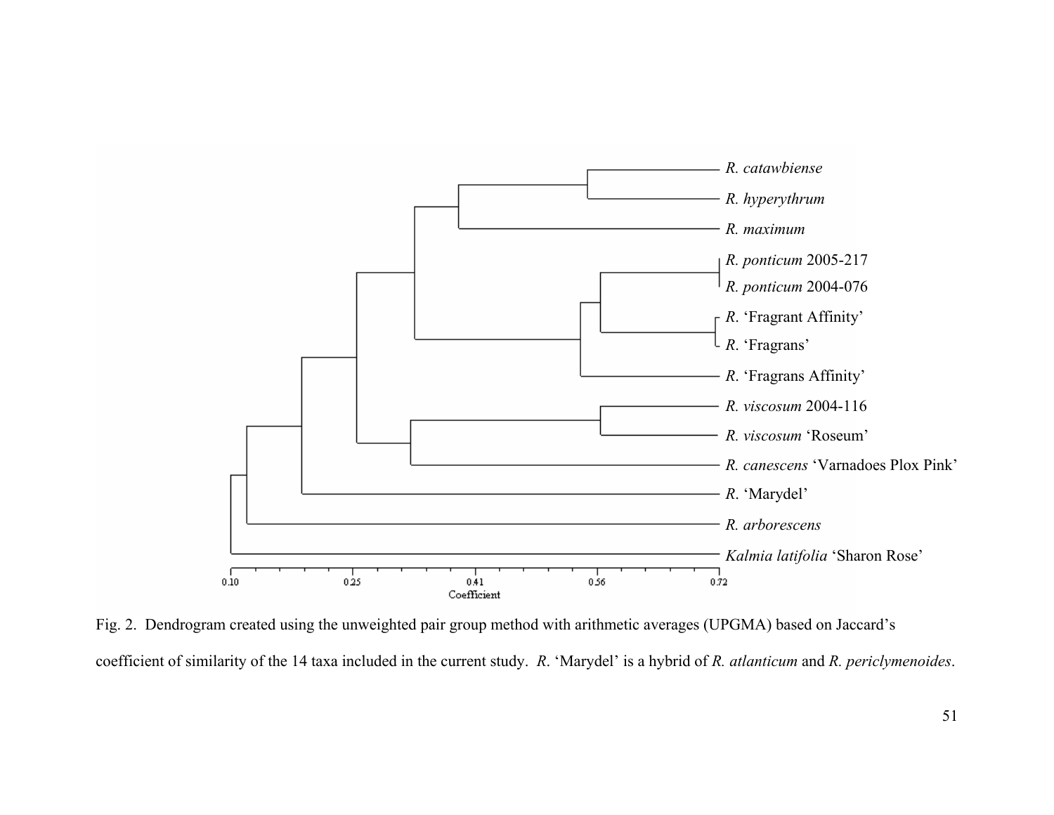Fig. 2. Dendrogram created using the unweighted pair group method with arithmetic averages (UPGMA) based on Jaccard's coefficient of similarity of the 14 taxa included in the current study. *R*. 'Marydel' is a hybrid of *R. atlanticum* and *R. periclymenoides*.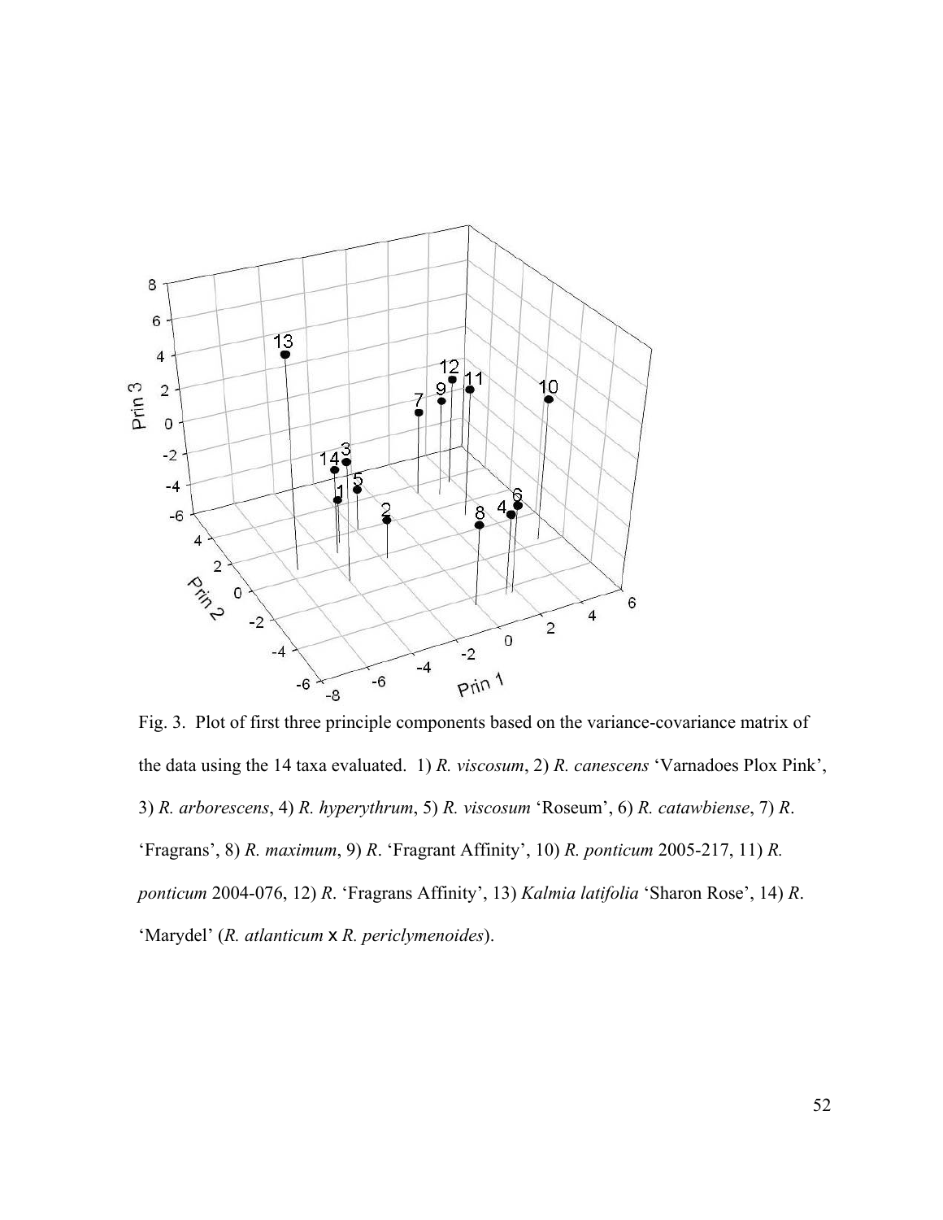Prin 3

8

6

4

2

0

-2

-4

-6

Prin 2

4

2

0

-2

-4

-6

Prin 1

-8

-6

-4

-2

0

2

4

6

13

12

9

11

10

7

14

3

5

1

2

8

4

6

Fig. 3. Plot of first three principle components based on the variance-covariance matrix of the data using the 14 taxa evaluated. 1) *R. viscosum*, 2) *R. canescens* 'Varnadoes Plox Pink', 3) *R. arborescens*, 4) *R. hyperythrum*, 5) *R. viscosum* 'Roseum', 6) *R. catawbiense*, 7) *R*. 'Fragrans', 8) *R. maximum*, 9) *R*. 'Fragrant Affinity', 10) *R. ponticum* 2005-217, 11) *R. ponticum* 2004-076, 12) *R*. 'Fragrans Affinity', 13) *Kalmia latifolia* 'Sharon Rose', 14) *R*. 'Marydel' (*R. atlanticum* x *R. periclymenoides*).